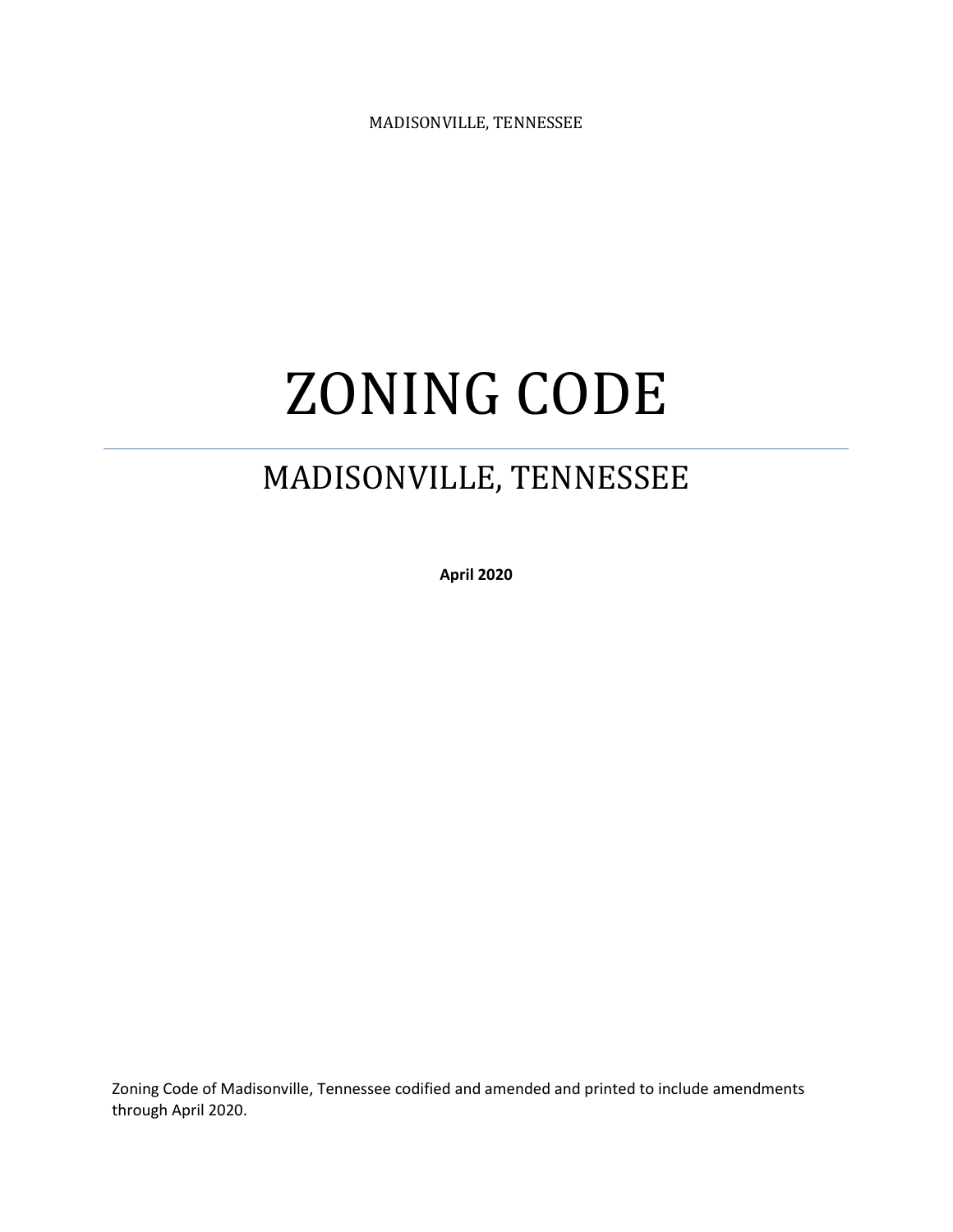MADISONVILLE, TENNESSEE

# ZONING CODE

## MADISONVILLE, TENNESSEE

**April 2020**

Zoning Code of Madisonville, Tennessee codified and amended and printed to include amendments through April 2020.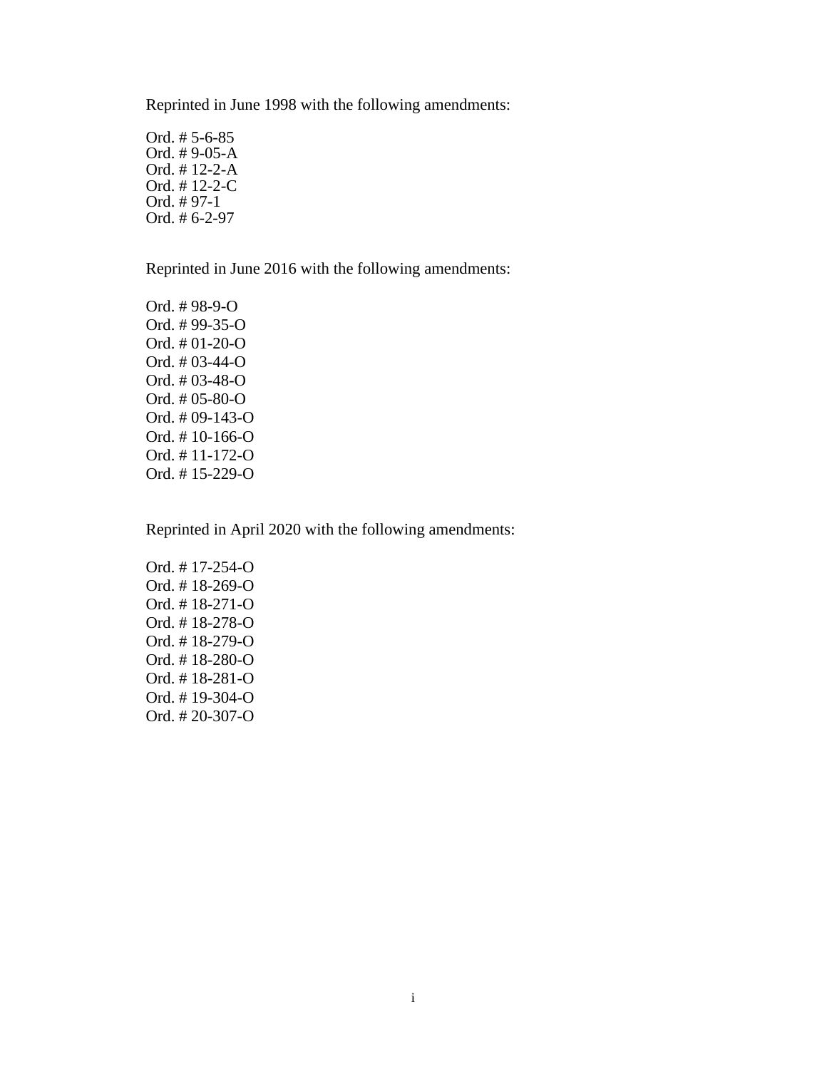Reprinted in June 1998 with the following amendments:

Ord. # 5-6-85
Ord. # 9-05-A
Ord. # 12-2-A
Ord. # 12-2-C
Ord. # 97-1
Ord. # 6-2-97

Reprinted in June 2016 with the following amendments:

Ord. # 98-9-O
Ord. # 99-35-O
Ord. # 01-20-O
Ord. # 03-44-O
Ord. # 03-48-O
Ord. # 05-80-O
Ord. # 09-143-O
Ord. # 10-166-O
Ord. # 11-172-O
Ord. # 15-229-O

Reprinted in April 2020 with the following amendments:

Ord. # 17-254-O
Ord. # 18-269-O
Ord. # 18-271-O
Ord. # 18-278-O
Ord. # 18-279-O
Ord. # 18-280-O
Ord. # 18-281-O
Ord. # 19-304-O
Ord. # 20-307-O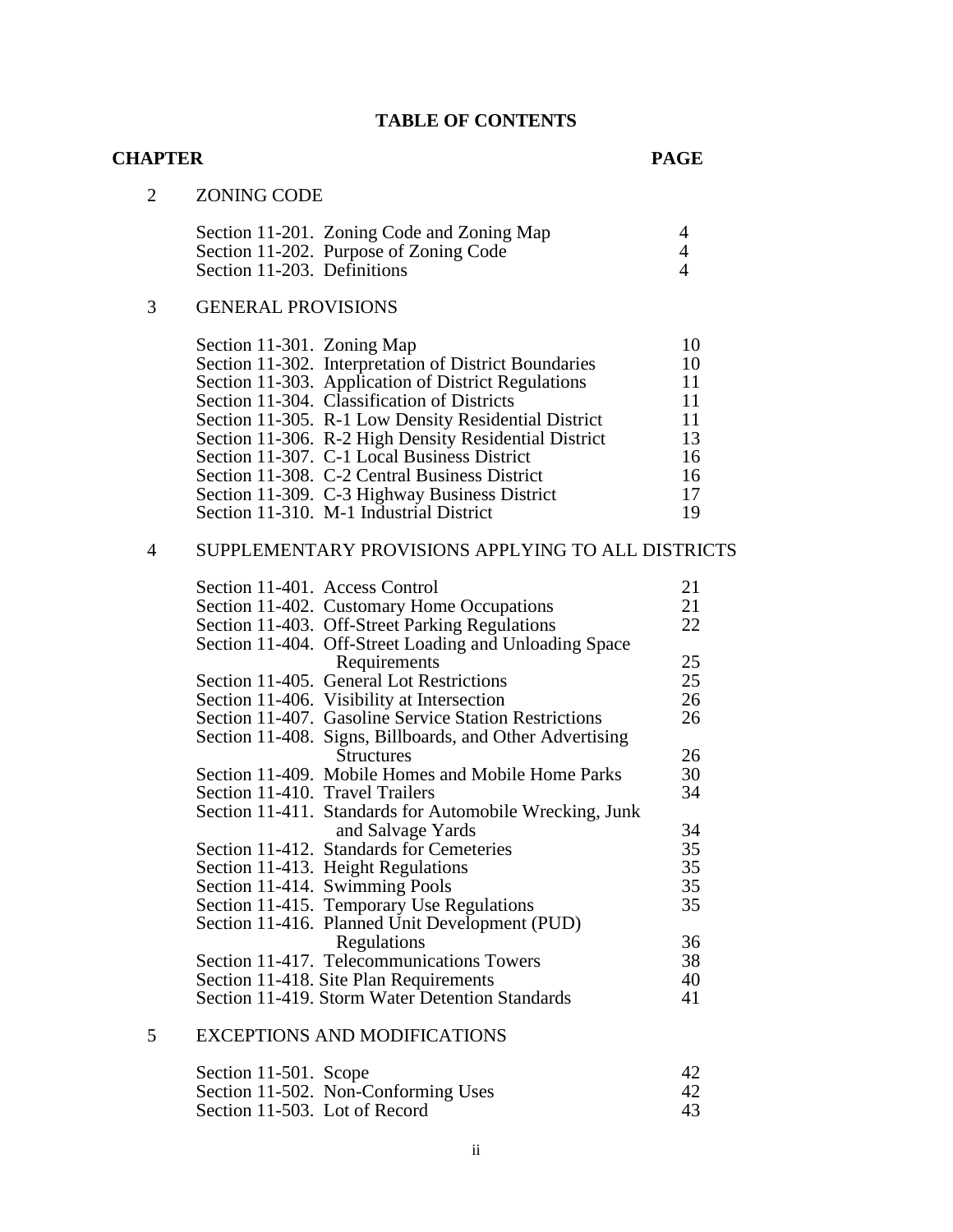# TABLE OF CONTENTS

| CHAPTER | | PAGE |
|---|---|---|
| 2 | ZONING CODE | |
| | Section 11-201. Zoning Code and Zoning Map | 4 |
| | Section 11-202. Purpose of Zoning Code | 4 |
| | Section 11-203. Definitions | 4 |
| 3 | GENERAL PROVISIONS | |
| | Section 11-301. Zoning Map | 10 |
| | Section 11-302. Interpretation of District Boundaries | 10 |
| | Section 11-303. Application of District Regulations | 11 |
| | Section 11-304. Classification of Districts | 11 |
| | Section 11-305. R-1 Low Density Residential District | 11 |
| | Section 11-306. R-2 High Density Residential District | 13 |
| | Section 11-307. C-1 Local Business District | 16 |
| | Section 11-308. C-2 Central Business District | 16 |
| | Section 11-309. C-3 Highway Business District | 17 |
| | Section 11-310. M-1 Industrial District | 19 |
| 4 | SUPPLEMENTARY PROVISIONS APPLYING TO ALL DISTRICTS | |
| | Section 11-401. Access Control | 21 |
| | Section 11-402. Customary Home Occupations | 21 |
| | Section 11-403. Off-Street Parking Regulations | 22 |
| | Section 11-404. Off-Street Loading and Unloading Space Requirements | 25 |
| | Section 11-405. General Lot Restrictions | 25 |
| | Section 11-406. Visibility at Intersection | 26 |
| | Section 11-407. Gasoline Service Station Restrictions | 26 |
| | Section 11-408. Signs, Billboards, and Other Advertising Structures | 26 |
| | Section 11-409. Mobile Homes and Mobile Home Parks | 30 |
| | Section 11-410. Travel Trailers | 34 |
| | Section 11-411. Standards for Automobile Wrecking, Junk and Salvage Yards | 34 |
| | Section 11-412. Standards for Cemeteries | 35 |
| | Section 11-413. Height Regulations | 35 |
| | Section 11-414. Swimming Pools | 35 |
| | Section 11-415. Temporary Use Regulations | 35 |
| | Section 11-416. Planned Unit Development (PUD) Regulations | 36 |
| | Section 11-417. Telecommunications Towers | 38 |
| | Section 11-418. Site Plan Requirements | 40 |
| | Section 11-419. Storm Water Detention Standards | 41 |
| 5 | EXCEPTIONS AND MODIFICATIONS | |
| | Section 11-501. Scope | 42 |
| | Section 11-502. Non-Conforming Uses | 42 |
| | Section 11-503. Lot of Record | 43 |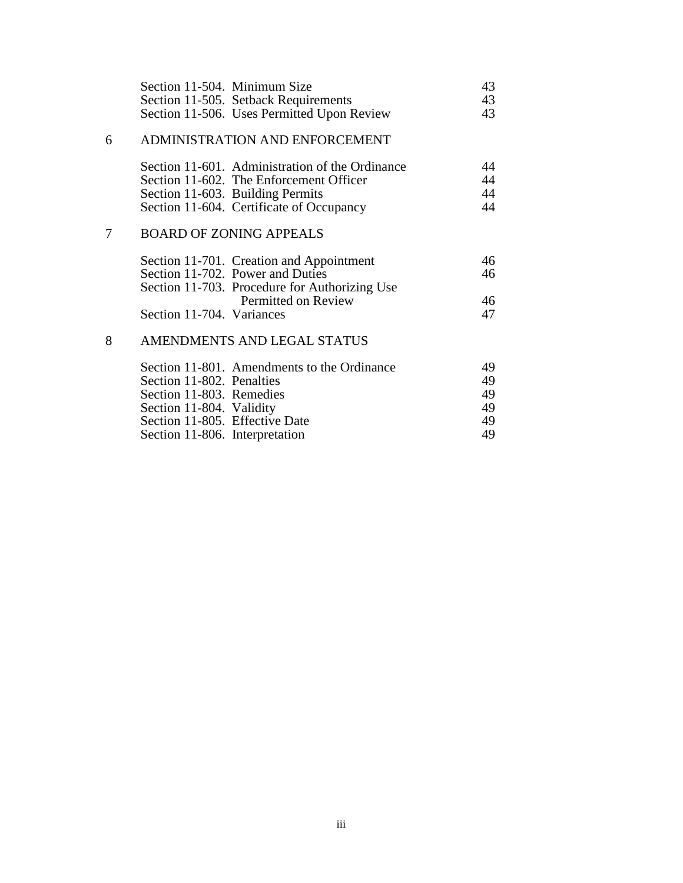| | | |
|---|---|---|
| | Section 11-504. Minimum Size | 43 |
| | Section 11-505. Setback Requirements | 43 |
| | Section 11-506. Uses Permitted Upon Review | 43 |
| 6 | ADMINISTRATION AND ENFORCEMENT | |
| | Section 11-601. Administration of the Ordinance | 44 |
| | Section 11-602. The Enforcement Officer | 44 |
| | Section 11-603. Building Permits | 44 |
| | Section 11-604. Certificate of Occupancy | 44 |
| 7 | BOARD OF ZONING APPEALS | |
| | Section 11-701. Creation and Appointment | 46 |
| | Section 11-702. Power and Duties | 46 |
| | Section 11-703. Procedure for Authorizing Use Permitted on Review | 46 |
| | Section 11-704. Variances | 47 |
| 8 | AMENDMENTS AND LEGAL STATUS | |
| | Section 11-801. Amendments to the Ordinance | 49 |
| | Section 11-802. Penalties | 49 |
| | Section 11-803. Remedies | 49 |
| | Section 11-804. Validity | 49 |
| | Section 11-805. Effective Date | 49 |
| | Section 11-806. Interpretation | 49 |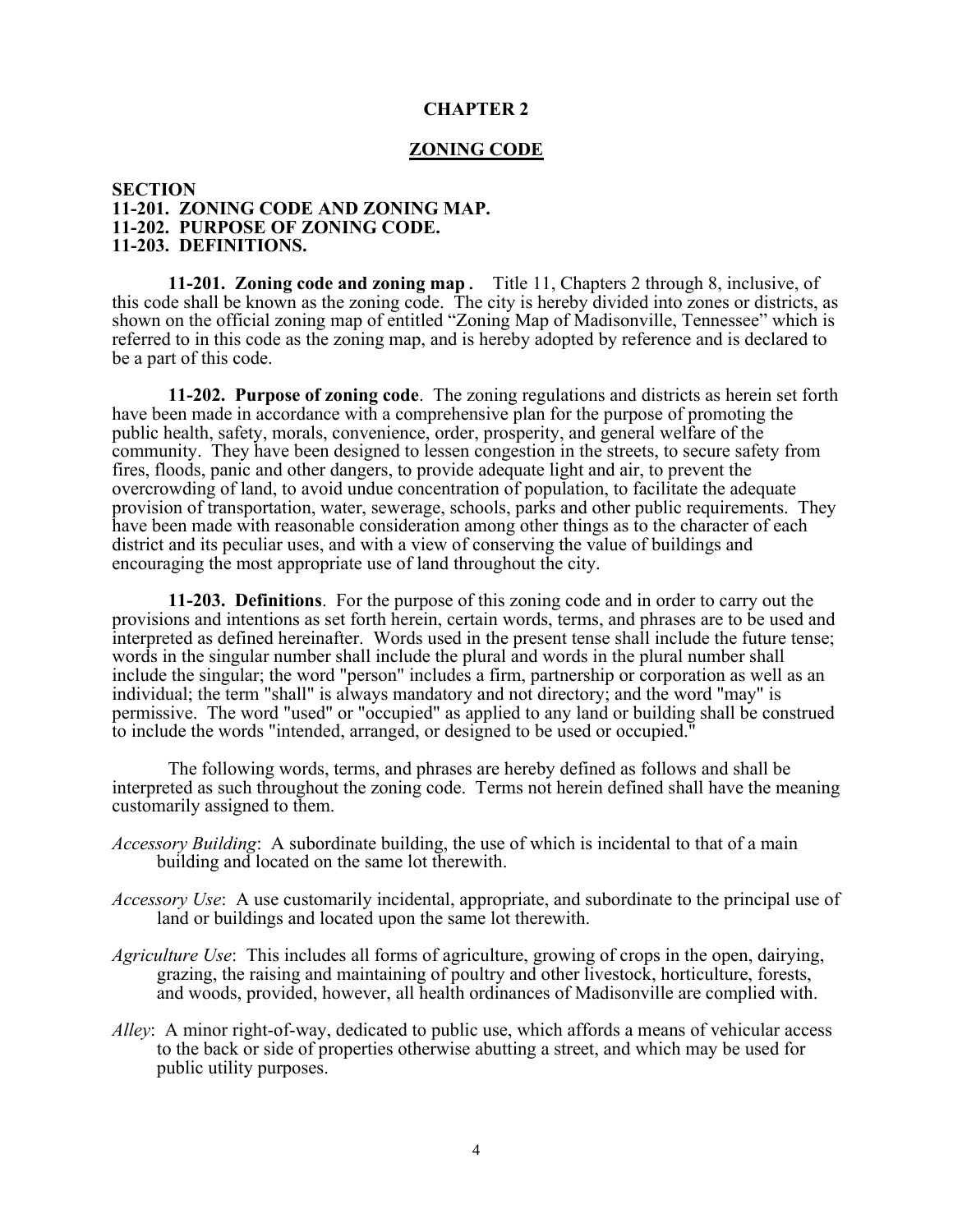# CHAPTER 2

## ZONING CODE

**SECTION**
**11-201. ZONING CODE AND ZONING MAP.**
**11-202. PURPOSE OF ZONING CODE.**
**11-203. DEFINITIONS.**

**11-201. Zoning code and zoning map .** Title 11, Chapters 2 through 8, inclusive, of this code shall be known as the zoning code. The city is hereby divided into zones or districts, as shown on the official zoning map of entitled "Zoning Map of Madisonville, Tennessee" which is referred to in this code as the zoning map, and is hereby adopted by reference and is declared to be a part of this code.

**11-202. Purpose of zoning code**. The zoning regulations and districts as herein set forth have been made in accordance with a comprehensive plan for the purpose of promoting the public health, safety, morals, convenience, order, prosperity, and general welfare of the community. They have been designed to lessen congestion in the streets, to secure safety from fires, floods, panic and other dangers, to provide adequate light and air, to prevent the overcrowding of land, to avoid undue concentration of population, to facilitate the adequate provision of transportation, water, sewerage, schools, parks and other public requirements. They have been made with reasonable consideration among other things as to the character of each district and its peculiar uses, and with a view of conserving the value of buildings and encouraging the most appropriate use of land throughout the city.

**11-203. Definitions**. For the purpose of this zoning code and in order to carry out the provisions and intentions as set forth herein, certain words, terms, and phrases are to be used and interpreted as defined hereinafter. Words used in the present tense shall include the future tense; words in the singular number shall include the plural and words in the plural number shall include the singular; the word "person" includes a firm, partnership or corporation as well as an individual; the term "shall" is always mandatory and not directory; and the word "may" is permissive. The word "used" or "occupied" as applied to any land or building shall be construed to include the words "intended, arranged, or designed to be used or occupied."

The following words, terms, and phrases are hereby defined as follows and shall be interpreted as such throughout the zoning code. Terms not herein defined shall have the meaning customarily assigned to them.

*Accessory Building*: A subordinate building, the use of which is incidental to that of a main building and located on the same lot therewith.

*Accessory Use*: A use customarily incidental, appropriate, and subordinate to the principal use of land or buildings and located upon the same lot therewith.

*Agriculture Use*: This includes all forms of agriculture, growing of crops in the open, dairying, grazing, the raising and maintaining of poultry and other livestock, horticulture, forests, and woods, provided, however, all health ordinances of Madisonville are complied with.

*Alley*: A minor right-of-way, dedicated to public use, which affords a means of vehicular access to the back or side of properties otherwise abutting a street, and which may be used for public utility purposes.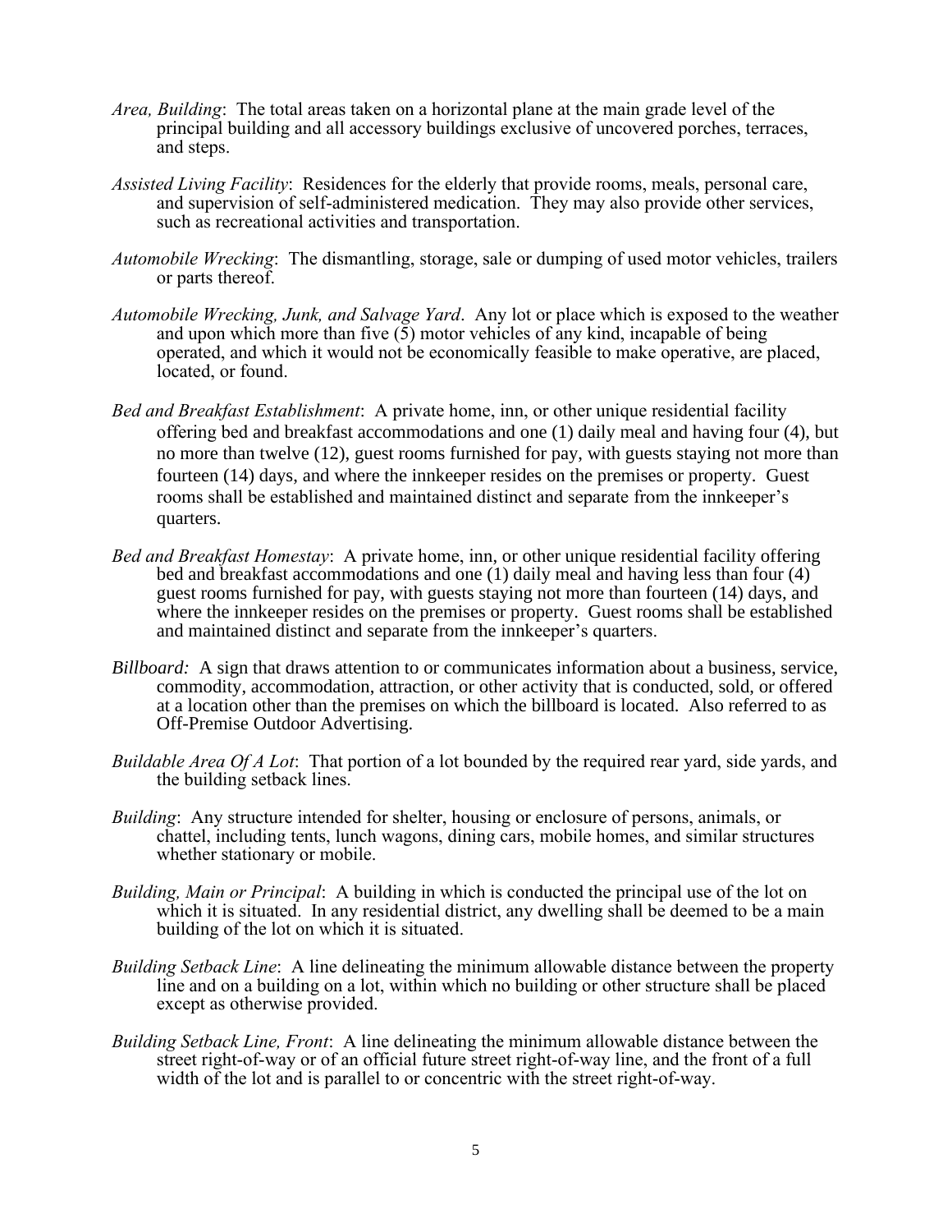*Area, Building*: The total areas taken on a horizontal plane at the main grade level of the principal building and all accessory buildings exclusive of uncovered porches, terraces, and steps.

*Assisted Living Facility*: Residences for the elderly that provide rooms, meals, personal care, and supervision of self-administered medication. They may also provide other services, such as recreational activities and transportation.

*Automobile Wrecking*: The dismantling, storage, sale or dumping of used motor vehicles, trailers or parts thereof.

*Automobile Wrecking, Junk, and Salvage Yard*. Any lot or place which is exposed to the weather and upon which more than five (5) motor vehicles of any kind, incapable of being operated, and which it would not be economically feasible to make operative, are placed, located, or found.

*Bed and Breakfast Establishment*: A private home, inn, or other unique residential facility offering bed and breakfast accommodations and one (1) daily meal and having four (4), but no more than twelve (12), guest rooms furnished for pay, with guests staying not more than fourteen (14) days, and where the innkeeper resides on the premises or property. Guest rooms shall be established and maintained distinct and separate from the innkeeper's quarters.

*Bed and Breakfast Homestay*: A private home, inn, or other unique residential facility offering bed and breakfast accommodations and one (1) daily meal and having less than four (4) guest rooms furnished for pay, with guests staying not more than fourteen (14) days, and where the innkeeper resides on the premises or property. Guest rooms shall be established and maintained distinct and separate from the innkeeper's quarters.

*Billboard:* A sign that draws attention to or communicates information about a business, service, commodity, accommodation, attraction, or other activity that is conducted, sold, or offered at a location other than the premises on which the billboard is located. Also referred to as Off-Premise Outdoor Advertising.

*Buildable Area Of A Lot*: That portion of a lot bounded by the required rear yard, side yards, and the building setback lines.

*Building*: Any structure intended for shelter, housing or enclosure of persons, animals, or chattel, including tents, lunch wagons, dining cars, mobile homes, and similar structures whether stationary or mobile.

*Building, Main or Principal*: A building in which is conducted the principal use of the lot on which it is situated. In any residential district, any dwelling shall be deemed to be a main building of the lot on which it is situated.

*Building Setback Line*: A line delineating the minimum allowable distance between the property line and on a building on a lot, within which no building or other structure shall be placed except as otherwise provided.

*Building Setback Line, Front*: A line delineating the minimum allowable distance between the street right-of-way or of an official future street right-of-way line, and the front of a full width of the lot and is parallel to or concentric with the street right-of-way.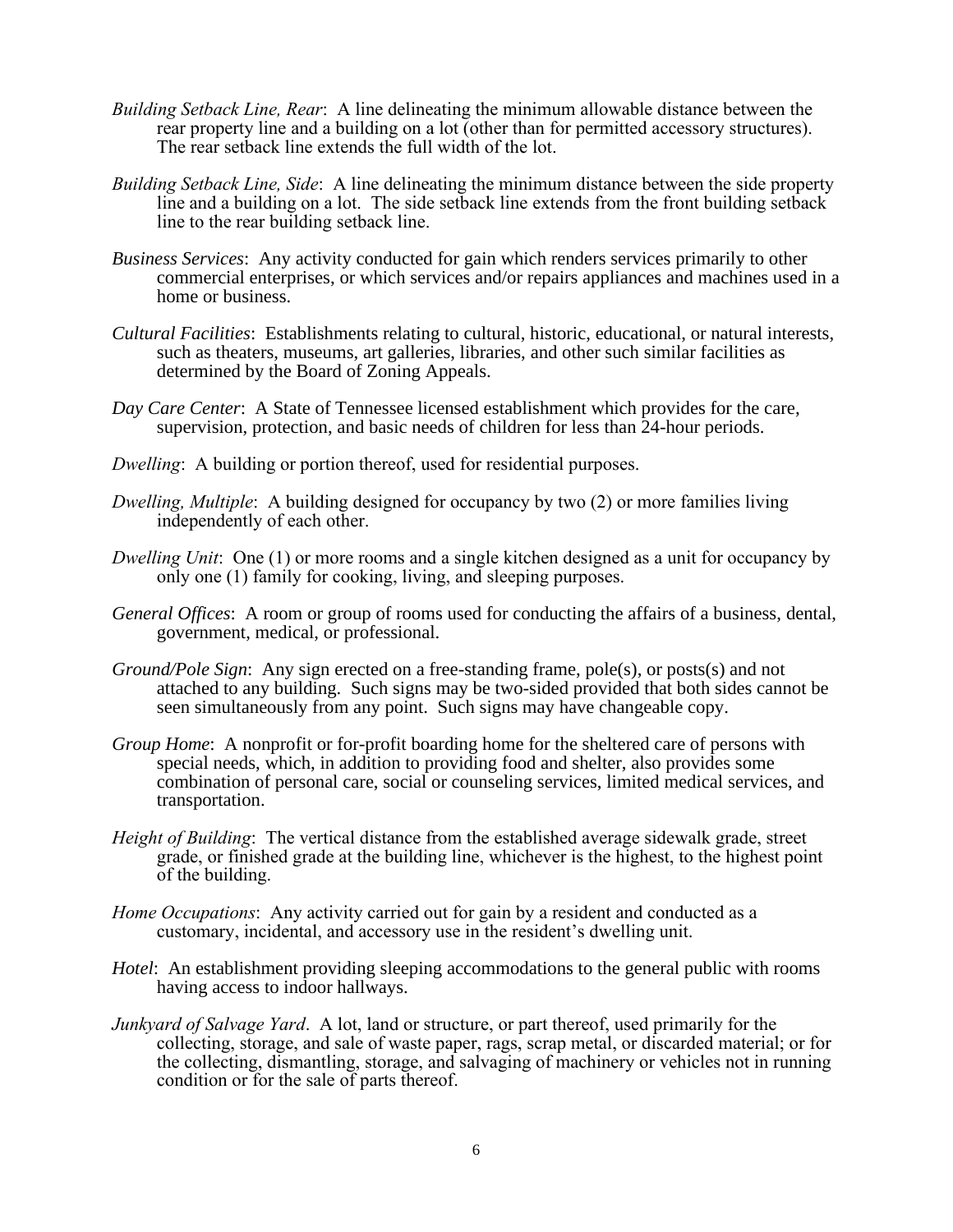*Building Setback Line, Rear*: A line delineating the minimum allowable distance between the rear property line and a building on a lot (other than for permitted accessory structures). The rear setback line extends the full width of the lot.

*Building Setback Line, Side*: A line delineating the minimum distance between the side property line and a building on a lot. The side setback line extends from the front building setback line to the rear building setback line.

*Business Services*: Any activity conducted for gain which renders services primarily to other commercial enterprises, or which services and/or repairs appliances and machines used in a home or business.

*Cultural Facilities*: Establishments relating to cultural, historic, educational, or natural interests, such as theaters, museums, art galleries, libraries, and other such similar facilities as determined by the Board of Zoning Appeals.

*Day Care Center*: A State of Tennessee licensed establishment which provides for the care, supervision, protection, and basic needs of children for less than 24-hour periods.

*Dwelling*: A building or portion thereof, used for residential purposes.

*Dwelling, Multiple*: A building designed for occupancy by two (2) or more families living independently of each other.

*Dwelling Unit*: One (1) or more rooms and a single kitchen designed as a unit for occupancy by only one (1) family for cooking, living, and sleeping purposes.

*General Offices*: A room or group of rooms used for conducting the affairs of a business, dental, government, medical, or professional.

*Ground/Pole Sign*: Any sign erected on a free-standing frame, pole(s), or posts(s) and not attached to any building. Such signs may be two-sided provided that both sides cannot be seen simultaneously from any point. Such signs may have changeable copy.

*Group Home*: A nonprofit or for-profit boarding home for the sheltered care of persons with special needs, which, in addition to providing food and shelter, also provides some combination of personal care, social or counseling services, limited medical services, and transportation.

*Height of Building*: The vertical distance from the established average sidewalk grade, street grade, or finished grade at the building line, whichever is the highest, to the highest point of the building.

*Home Occupations*: Any activity carried out for gain by a resident and conducted as a customary, incidental, and accessory use in the resident's dwelling unit.

*Hotel*: An establishment providing sleeping accommodations to the general public with rooms having access to indoor hallways.

*Junkyard of Salvage Yard*. A lot, land or structure, or part thereof, used primarily for the collecting, storage, and sale of waste paper, rags, scrap metal, or discarded material; or for the collecting, dismantling, storage, and salvaging of machinery or vehicles not in running condition or for the sale of parts thereof.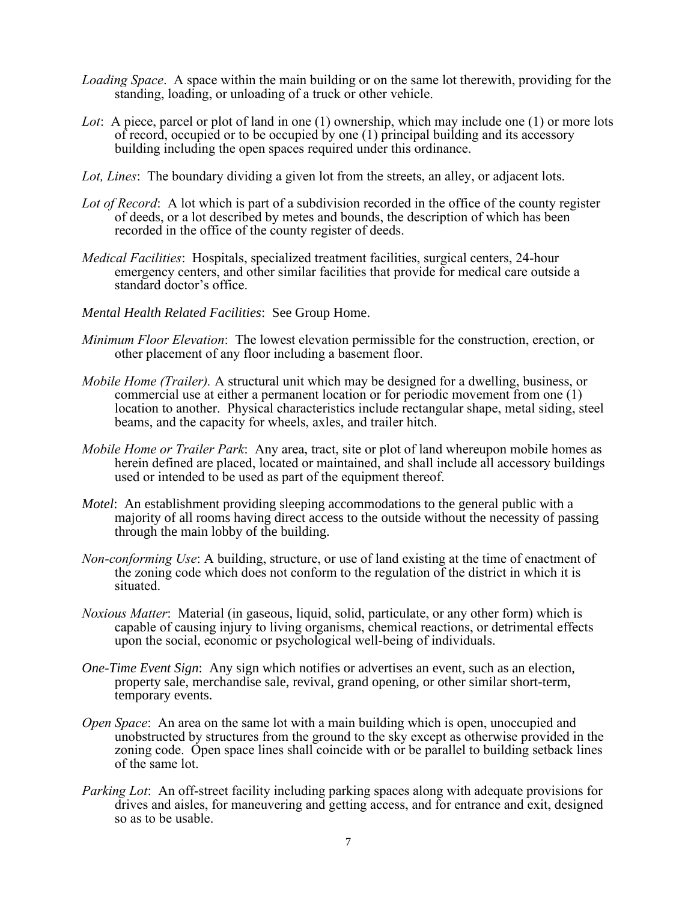*Loading Space*. A space within the main building or on the same lot therewith, providing for the standing, loading, or unloading of a truck or other vehicle.

*Lot*: A piece, parcel or plot of land in one (1) ownership, which may include one (1) or more lots of record, occupied or to be occupied by one (1) principal building and its accessory building including the open spaces required under this ordinance.

*Lot, Lines*: The boundary dividing a given lot from the streets, an alley, or adjacent lots.

*Lot of Record*: A lot which is part of a subdivision recorded in the office of the county register of deeds, or a lot described by metes and bounds, the description of which has been recorded in the office of the county register of deeds.

*Medical Facilities*: Hospitals, specialized treatment facilities, surgical centers, 24-hour emergency centers, and other similar facilities that provide for medical care outside a standard doctor's office.

*Mental Health Related Facilities*: See Group Home.

*Minimum Floor Elevation*: The lowest elevation permissible for the construction, erection, or other placement of any floor including a basement floor.

*Mobile Home (Trailer).* A structural unit which may be designed for a dwelling, business, or commercial use at either a permanent location or for periodic movement from one (1) location to another. Physical characteristics include rectangular shape, metal siding, steel beams, and the capacity for wheels, axles, and trailer hitch.

*Mobile Home or Trailer Park*: Any area, tract, site or plot of land whereupon mobile homes as herein defined are placed, located or maintained, and shall include all accessory buildings used or intended to be used as part of the equipment thereof.

*Motel*: An establishment providing sleeping accommodations to the general public with a majority of all rooms having direct access to the outside without the necessity of passing through the main lobby of the building.

*Non-conforming Use*: A building, structure, or use of land existing at the time of enactment of the zoning code which does not conform to the regulation of the district in which it is situated.

*Noxious Matter*: Material (in gaseous, liquid, solid, particulate, or any other form) which is capable of causing injury to living organisms, chemical reactions, or detrimental effects upon the social, economic or psychological well-being of individuals.

*One-Time Event Sign*: Any sign which notifies or advertises an event, such as an election, property sale, merchandise sale, revival, grand opening, or other similar short-term, temporary events.

*Open Space*: An area on the same lot with a main building which is open, unoccupied and unobstructed by structures from the ground to the sky except as otherwise provided in the zoning code. Open space lines shall coincide with or be parallel to building setback lines of the same lot.

*Parking Lot*: An off-street facility including parking spaces along with adequate provisions for drives and aisles, for maneuvering and getting access, and for entrance and exit, designed so as to be usable.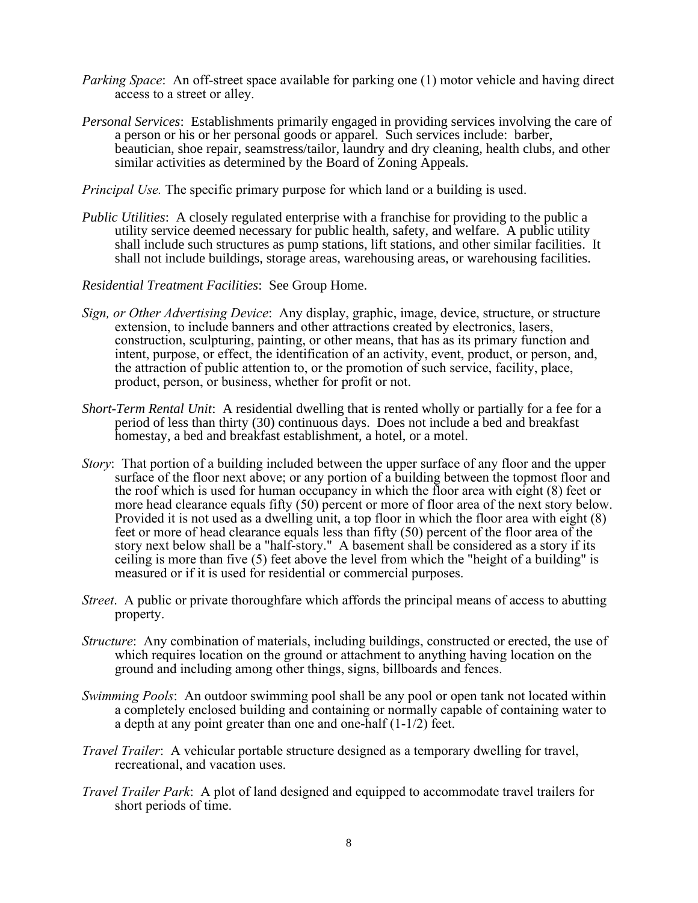*Parking Space*: An off-street space available for parking one (1) motor vehicle and having direct access to a street or alley.

*Personal Services*: Establishments primarily engaged in providing services involving the care of a person or his or her personal goods or apparel. Such services include: barber, beautician, shoe repair, seamstress/tailor, laundry and dry cleaning, health clubs, and other similar activities as determined by the Board of Zoning Appeals.

*Principal Use.* The specific primary purpose for which land or a building is used.

*Public Utilities*: A closely regulated enterprise with a franchise for providing to the public a utility service deemed necessary for public health, safety, and welfare. A public utility shall include such structures as pump stations, lift stations, and other similar facilities. It shall not include buildings, storage areas, warehousing areas, or warehousing facilities.

*Residential Treatment Facilities*: See Group Home.

*Sign, or Other Advertising Device*: Any display, graphic, image, device, structure, or structure extension, to include banners and other attractions created by electronics, lasers, construction, sculpturing, painting, or other means, that has as its primary function and intent, purpose, or effect, the identification of an activity, event, product, or person, and, the attraction of public attention to, or the promotion of such service, facility, place, product, person, or business, whether for profit or not.

*Short-Term Rental Unit*: A residential dwelling that is rented wholly or partially for a fee for a period of less than thirty (30) continuous days. Does not include a bed and breakfast homestay, a bed and breakfast establishment, a hotel, or a motel.

*Story*: That portion of a building included between the upper surface of any floor and the upper surface of the floor next above; or any portion of a building between the topmost floor and the roof which is used for human occupancy in which the floor area with eight (8) feet or more head clearance equals fifty (50) percent or more of floor area of the next story below. Provided it is not used as a dwelling unit, a top floor in which the floor area with eight (8) feet or more of head clearance equals less than fifty (50) percent of the floor area of the story next below shall be a "half-story." A basement shall be considered as a story if its ceiling is more than five (5) feet above the level from which the "height of a building" is measured or if it is used for residential or commercial purposes.

*Street*. A public or private thoroughfare which affords the principal means of access to abutting property.

*Structure*: Any combination of materials, including buildings, constructed or erected, the use of which requires location on the ground or attachment to anything having location on the ground and including among other things, signs, billboards and fences.

*Swimming Pools*: An outdoor swimming pool shall be any pool or open tank not located within a completely enclosed building and containing or normally capable of containing water to a depth at any point greater than one and one-half (1-1/2) feet.

*Travel Trailer*: A vehicular portable structure designed as a temporary dwelling for travel, recreational, and vacation uses.

*Travel Trailer Park*: A plot of land designed and equipped to accommodate travel trailers for short periods of time.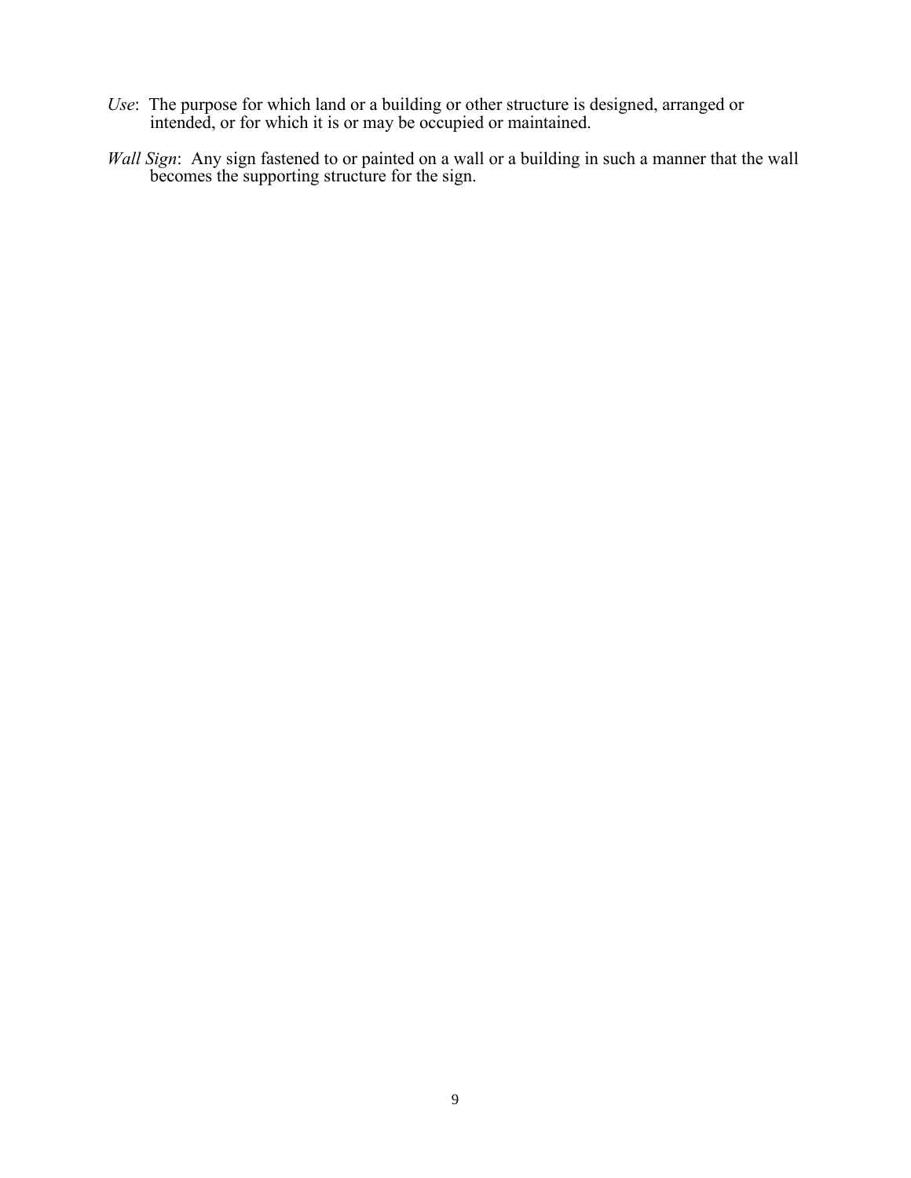*Use*: The purpose for which land or a building or other structure is designed, arranged or intended, or for which it is or may be occupied or maintained.

*Wall Sign*: Any sign fastened to or painted on a wall or a building in such a manner that the wall becomes the supporting structure for the sign.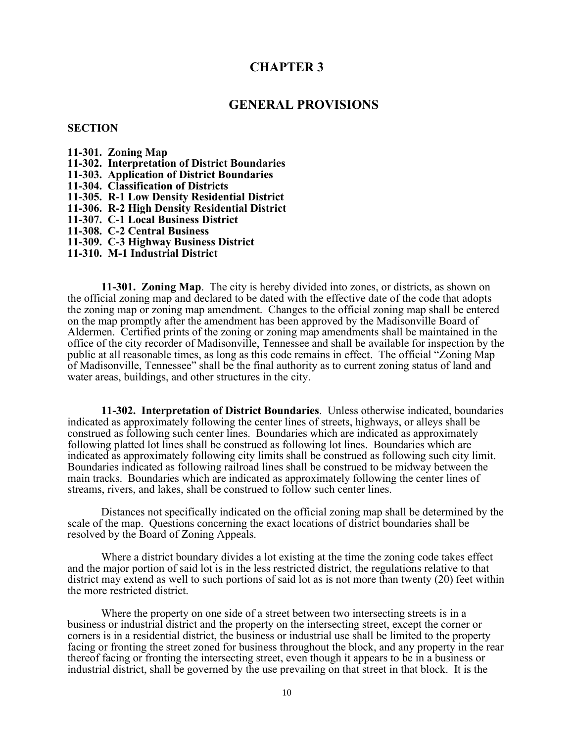# CHAPTER 3

## GENERAL PROVISIONS

**SECTION**

**11-301. Zoning Map**
**11-302. Interpretation of District Boundaries**
**11-303. Application of District Boundaries**
**11-304. Classification of Districts**
**11-305. R-1 Low Density Residential District**
**11-306. R-2 High Density Residential District**
**11-307. C-1 Local Business District**
**11-308. C-2 Central Business**
**11-309. C-3 Highway Business District**
**11-310. M-1 Industrial District**

**11-301. Zoning Map**. The city is hereby divided into zones, or districts, as shown on the official zoning map and declared to be dated with the effective date of the code that adopts the zoning map or zoning map amendment. Changes to the official zoning map shall be entered on the map promptly after the amendment has been approved by the Madisonville Board of Aldermen. Certified prints of the zoning or zoning map amendments shall be maintained in the office of the city recorder of Madisonville, Tennessee and shall be available for inspection by the public at all reasonable times, as long as this code remains in effect. The official "Zoning Map of Madisonville, Tennessee" shall be the final authority as to current zoning status of land and water areas, buildings, and other structures in the city.

**11-302. Interpretation of District Boundaries**. Unless otherwise indicated, boundaries indicated as approximately following the center lines of streets, highways, or alleys shall be construed as following such center lines. Boundaries which are indicated as approximately following platted lot lines shall be construed as following lot lines. Boundaries which are indicated as approximately following city limits shall be construed as following such city limit. Boundaries indicated as following railroad lines shall be construed to be midway between the main tracks. Boundaries which are indicated as approximately following the center lines of streams, rivers, and lakes, shall be construed to follow such center lines.

Distances not specifically indicated on the official zoning map shall be determined by the scale of the map. Questions concerning the exact locations of district boundaries shall be resolved by the Board of Zoning Appeals.

Where a district boundary divides a lot existing at the time the zoning code takes effect and the major portion of said lot is in the less restricted district, the regulations relative to that district may extend as well to such portions of said lot as is not more than twenty (20) feet within the more restricted district.

Where the property on one side of a street between two intersecting streets is in a business or industrial district and the property on the intersecting street, except the corner or corners is in a residential district, the business or industrial use shall be limited to the property facing or fronting the street zoned for business throughout the block, and any property in the rear thereof facing or fronting the intersecting street, even though it appears to be in a business or industrial district, shall be governed by the use prevailing on that street in that block. It is the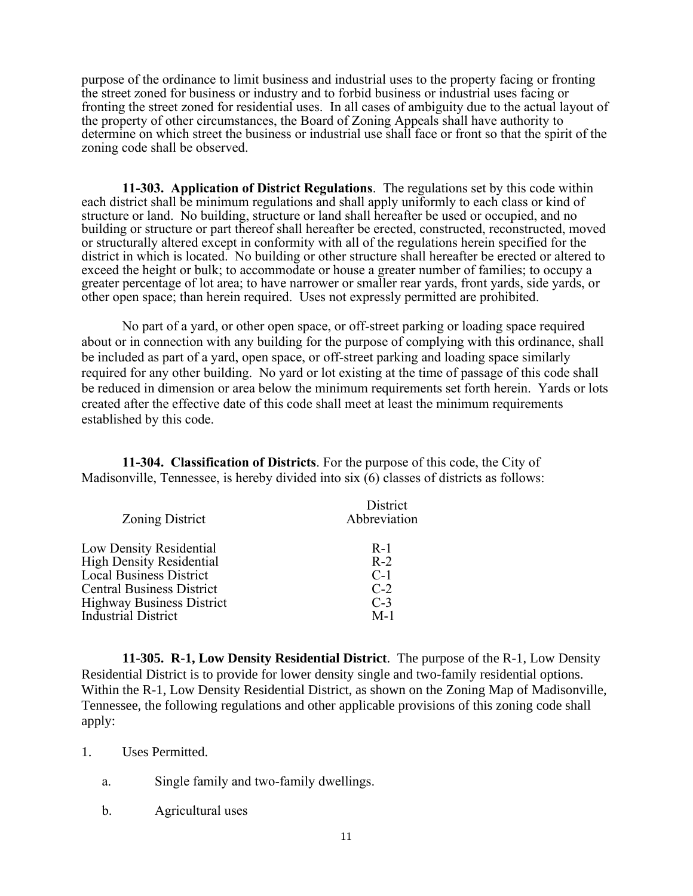purpose of the ordinance to limit business and industrial uses to the property facing or fronting the street zoned for business or industry and to forbid business or industrial uses facing or fronting the street zoned for residential uses. In all cases of ambiguity due to the actual layout of the property of other circumstances, the Board of Zoning Appeals shall have authority to determine on which street the business or industrial use shall face or front so that the spirit of the zoning code shall be observed.

**11-303. Application of District Regulations**. The regulations set by this code within each district shall be minimum regulations and shall apply uniformly to each class or kind of structure or land. No building, structure or land shall hereafter be used or occupied, and no building or structure or part thereof shall hereafter be erected, constructed, reconstructed, moved or structurally altered except in conformity with all of the regulations herein specified for the district in which is located. No building or other structure shall hereafter be erected or altered to exceed the height or bulk; to accommodate or house a greater number of families; to occupy a greater percentage of lot area; to have narrower or smaller rear yards, front yards, side yards, or other open space; than herein required. Uses not expressly permitted are prohibited.

No part of a yard, or other open space, or off-street parking or loading space required about or in connection with any building for the purpose of complying with this ordinance, shall be included as part of a yard, open space, or off-street parking and loading space similarly required for any other building. No yard or lot existing at the time of passage of this code shall be reduced in dimension or area below the minimum requirements set forth herein. Yards or lots created after the effective date of this code shall meet at least the minimum requirements established by this code.

**11-304. Classification of Districts**. For the purpose of this code, the City of Madisonville, Tennessee, is hereby divided into six (6) classes of districts as follows:

| Zoning District | District Abbreviation |
|---|---|
| Low Density Residential | R-1 |
| High Density Residential | R-2 |
| Local Business District | C-1 |
| Central Business District | C-2 |
| Highway Business District | C-3 |
| Industrial District | M-1 |

**11-305. R-1, Low Density Residential District**. The purpose of the R-1, Low Density Residential District is to provide for lower density single and two-family residential options. Within the R-1, Low Density Residential District, as shown on the Zoning Map of Madisonville, Tennessee, the following regulations and other applicable provisions of this zoning code shall apply:

1. Uses Permitted.

   a. Single family and two-family dwellings.

   b. Agricultural uses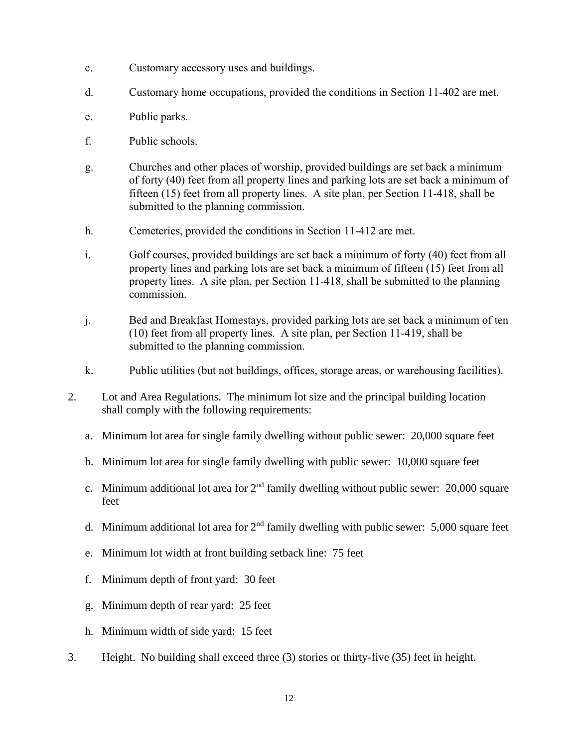c. Customary accessory uses and buildings.

d. Customary home occupations, provided the conditions in Section 11-402 are met.

e. Public parks.

f. Public schools.

g. Churches and other places of worship, provided buildings are set back a minimum of forty (40) feet from all property lines and parking lots are set back a minimum of fifteen (15) feet from all property lines. A site plan, per Section 11-418, shall be submitted to the planning commission.

h. Cemeteries, provided the conditions in Section 11-412 are met.

i. Golf courses, provided buildings are set back a minimum of forty (40) feet from all property lines and parking lots are set back a minimum of fifteen (15) feet from all property lines. A site plan, per Section 11-418, shall be submitted to the planning commission.

j. Bed and Breakfast Homestays, provided parking lots are set back a minimum of ten (10) feet from all property lines. A site plan, per Section 11-419, shall be submitted to the planning commission.

k. Public utilities (but not buildings, offices, storage areas, or warehousing facilities).

2. Lot and Area Regulations. The minimum lot size and the principal building location shall comply with the following requirements:

   a. Minimum lot area for single family dwelling without public sewer: 20,000 square feet

   b. Minimum lot area for single family dwelling with public sewer: 10,000 square feet

   c. Minimum additional lot area for 2nd family dwelling without public sewer: 20,000 square feet

   d. Minimum additional lot area for 2nd family dwelling with public sewer: 5,000 square feet

   e. Minimum lot width at front building setback line: 75 feet

   f. Minimum depth of front yard: 30 feet

   g. Minimum depth of rear yard: 25 feet

   h. Minimum width of side yard: 15 feet

3. Height. No building shall exceed three (3) stories or thirty-five (35) feet in height.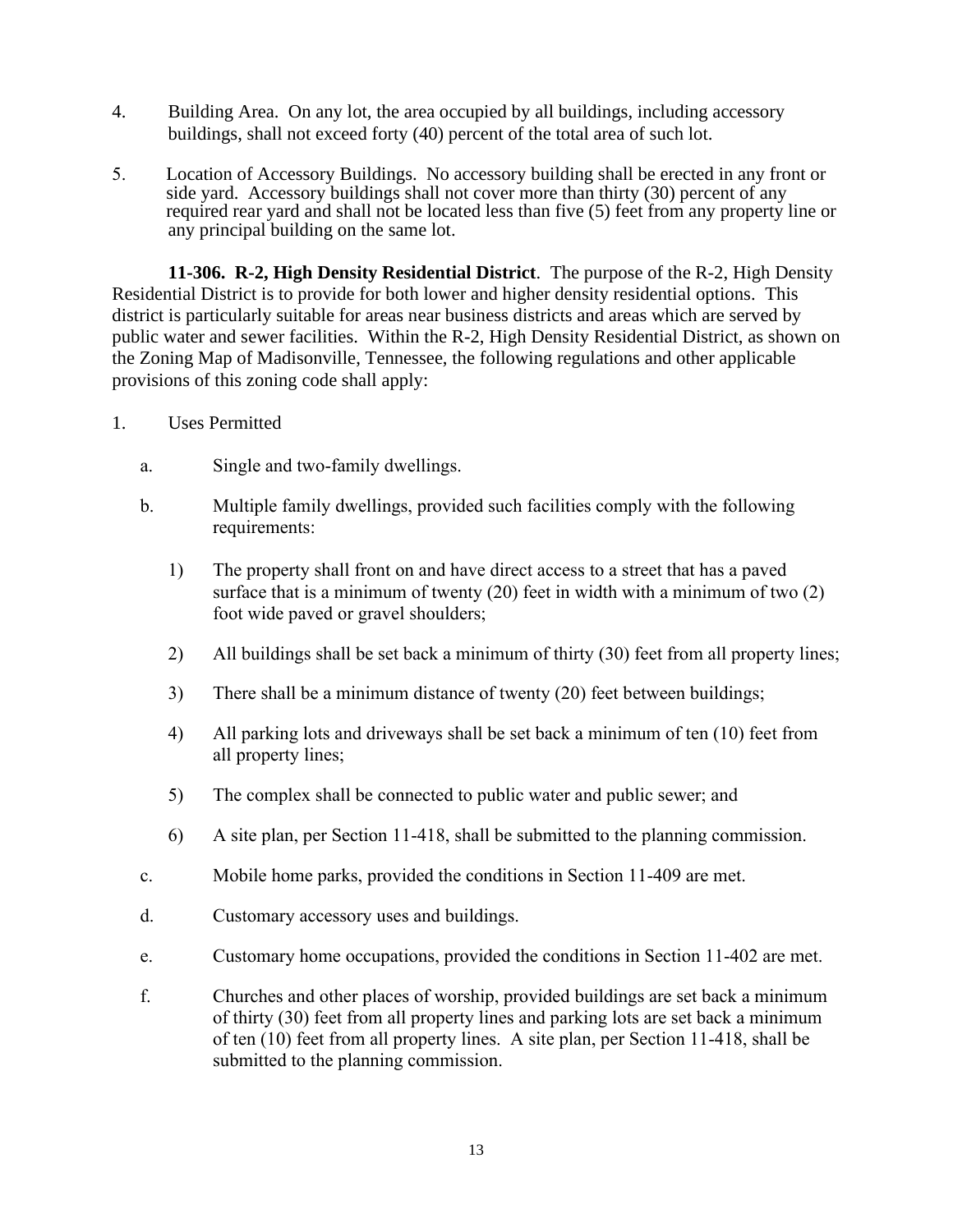4. Building Area. On any lot, the area occupied by all buildings, including accessory buildings, shall not exceed forty (40) percent of the total area of such lot.

5. Location of Accessory Buildings. No accessory building shall be erected in any front or side yard. Accessory buildings shall not cover more than thirty (30) percent of any required rear yard and shall not be located less than five (5) feet from any property line or any principal building on the same lot.

**11-306. R-2, High Density Residential District**. The purpose of the R-2, High Density Residential District is to provide for both lower and higher density residential options. This district is particularly suitable for areas near business districts and areas which are served by public water and sewer facilities. Within the R-2, High Density Residential District, as shown on the Zoning Map of Madisonville, Tennessee, the following regulations and other applicable provisions of this zoning code shall apply:

1. Uses Permitted

   a. Single and two-family dwellings.

   b. Multiple family dwellings, provided such facilities comply with the following requirements:

      1) The property shall front on and have direct access to a street that has a paved surface that is a minimum of twenty (20) feet in width with a minimum of two (2) foot wide paved or gravel shoulders;

      2) All buildings shall be set back a minimum of thirty (30) feet from all property lines;

      3) There shall be a minimum distance of twenty (20) feet between buildings;

      4) All parking lots and driveways shall be set back a minimum of ten (10) feet from all property lines;

      5) The complex shall be connected to public water and public sewer; and

      6) A site plan, per Section 11-418, shall be submitted to the planning commission.

   c. Mobile home parks, provided the conditions in Section 11-409 are met.

   d. Customary accessory uses and buildings.

   e. Customary home occupations, provided the conditions in Section 11-402 are met.

   f. Churches and other places of worship, provided buildings are set back a minimum of thirty (30) feet from all property lines and parking lots are set back a minimum of ten (10) feet from all property lines. A site plan, per Section 11-418, shall be submitted to the planning commission.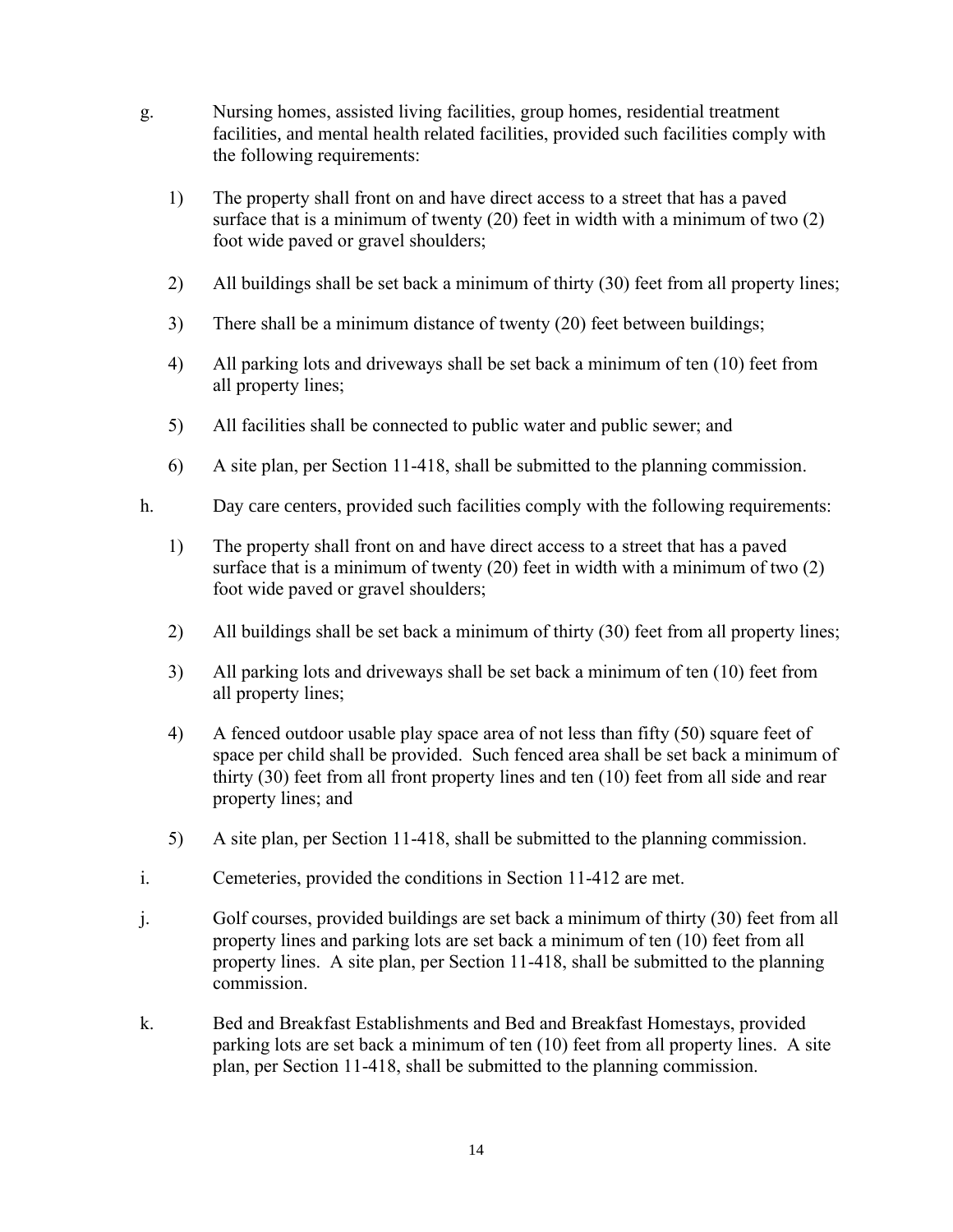g. Nursing homes, assisted living facilities, group homes, residential treatment facilities, and mental health related facilities, provided such facilities comply with the following requirements:

   1) The property shall front on and have direct access to a street that has a paved surface that is a minimum of twenty (20) feet in width with a minimum of two (2) foot wide paved or gravel shoulders;

   2) All buildings shall be set back a minimum of thirty (30) feet from all property lines;

   3) There shall be a minimum distance of twenty (20) feet between buildings;

   4) All parking lots and driveways shall be set back a minimum of ten (10) feet from all property lines;

   5) All facilities shall be connected to public water and public sewer; and

   6) A site plan, per Section 11-418, shall be submitted to the planning commission.

h. Day care centers, provided such facilities comply with the following requirements:

   1) The property shall front on and have direct access to a street that has a paved surface that is a minimum of twenty (20) feet in width with a minimum of two (2) foot wide paved or gravel shoulders;

   2) All buildings shall be set back a minimum of thirty (30) feet from all property lines;

   3) All parking lots and driveways shall be set back a minimum of ten (10) feet from all property lines;

   4) A fenced outdoor usable play space area of not less than fifty (50) square feet of space per child shall be provided. Such fenced area shall be set back a minimum of thirty (30) feet from all front property lines and ten (10) feet from all side and rear property lines; and

   5) A site plan, per Section 11-418, shall be submitted to the planning commission.

i. Cemeteries, provided the conditions in Section 11-412 are met.

j. Golf courses, provided buildings are set back a minimum of thirty (30) feet from all property lines and parking lots are set back a minimum of ten (10) feet from all property lines. A site plan, per Section 11-418, shall be submitted to the planning commission.

k. Bed and Breakfast Establishments and Bed and Breakfast Homestays, provided parking lots are set back a minimum of ten (10) feet from all property lines. A site plan, per Section 11-418, shall be submitted to the planning commission.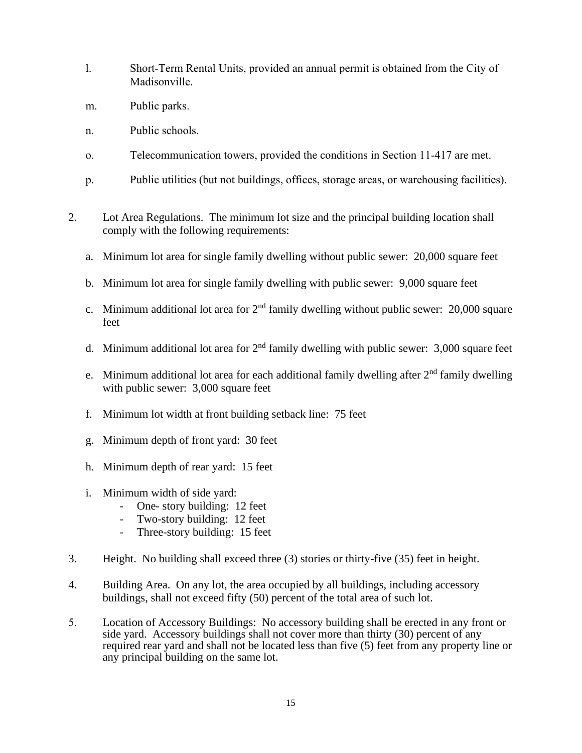l. Short-Term Rental Units, provided an annual permit is obtained from the City of Madisonville.

m. Public parks.

n. Public schools.

o. Telecommunication towers, provided the conditions in Section 11-417 are met.

p. Public utilities (but not buildings, offices, storage areas, or warehousing facilities).

2. Lot Area Regulations. The minimum lot size and the principal building location shall comply with the following requirements:

   a. Minimum lot area for single family dwelling without public sewer: 20,000 square feet

   b. Minimum lot area for single family dwelling with public sewer: 9,000 square feet

   c. Minimum additional lot area for 2nd family dwelling without public sewer: 20,000 square feet

   d. Minimum additional lot area for 2nd family dwelling with public sewer: 3,000 square feet

   e. Minimum additional lot area for each additional family dwelling after 2nd family dwelling with public sewer: 3,000 square feet

   f. Minimum lot width at front building setback line: 75 feet

   g. Minimum depth of front yard: 30 feet

   h. Minimum depth of rear yard: 15 feet

   i. Minimum width of side yard:
      - One- story building: 12 feet
      - Two-story building: 12 feet
      - Three-story building: 15 feet

3. Height. No building shall exceed three (3) stories or thirty-five (35) feet in height.

4. Building Area. On any lot, the area occupied by all buildings, including accessory buildings, shall not exceed fifty (50) percent of the total area of such lot.

5. Location of Accessory Buildings: No accessory building shall be erected in any front or side yard. Accessory buildings shall not cover more than thirty (30) percent of any required rear yard and shall not be located less than five (5) feet from any property line or any principal building on the same lot.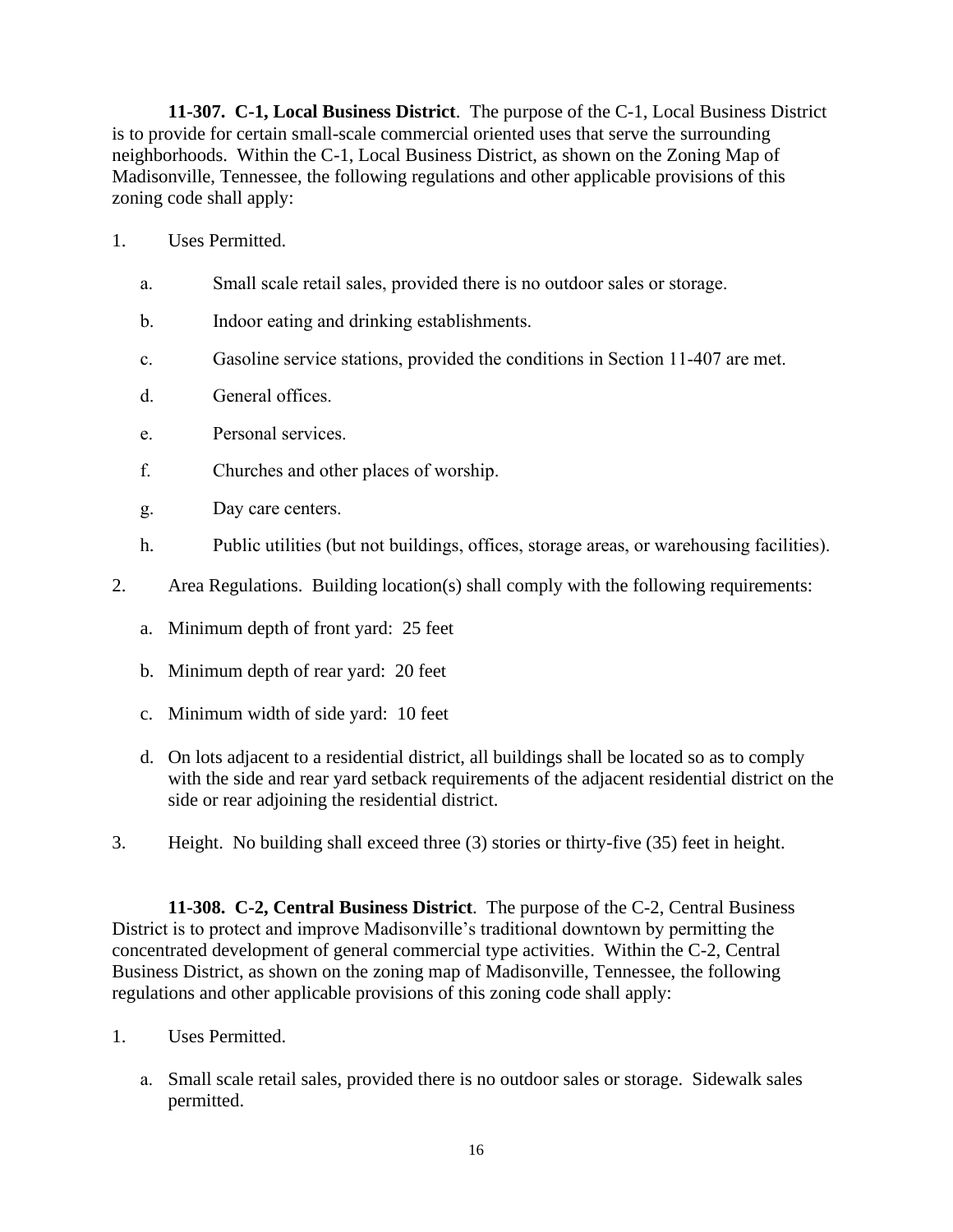**11-307. C-1, Local Business District**. The purpose of the C-1, Local Business District is to provide for certain small-scale commercial oriented uses that serve the surrounding neighborhoods. Within the C-1, Local Business District, as shown on the Zoning Map of Madisonville, Tennessee, the following regulations and other applicable provisions of this zoning code shall apply:

1. Uses Permitted.

   a. Small scale retail sales, provided there is no outdoor sales or storage.

   b. Indoor eating and drinking establishments.

   c. Gasoline service stations, provided the conditions in Section 11-407 are met.

   d. General offices.

   e. Personal services.

   f. Churches and other places of worship.

   g. Day care centers.

   h. Public utilities (but not buildings, offices, storage areas, or warehousing facilities).

2. Area Regulations. Building location(s) shall comply with the following requirements:

   a. Minimum depth of front yard: 25 feet

   b. Minimum depth of rear yard: 20 feet

   c. Minimum width of side yard: 10 feet

   d. On lots adjacent to a residential district, all buildings shall be located so as to comply with the side and rear yard setback requirements of the adjacent residential district on the side or rear adjoining the residential district.

3. Height. No building shall exceed three (3) stories or thirty-five (35) feet in height.

**11-308. C-2, Central Business District**. The purpose of the C-2, Central Business District is to protect and improve Madisonville's traditional downtown by permitting the concentrated development of general commercial type activities. Within the C-2, Central Business District, as shown on the zoning map of Madisonville, Tennessee, the following regulations and other applicable provisions of this zoning code shall apply:

1. Uses Permitted.

   a. Small scale retail sales, provided there is no outdoor sales or storage. Sidewalk sales permitted.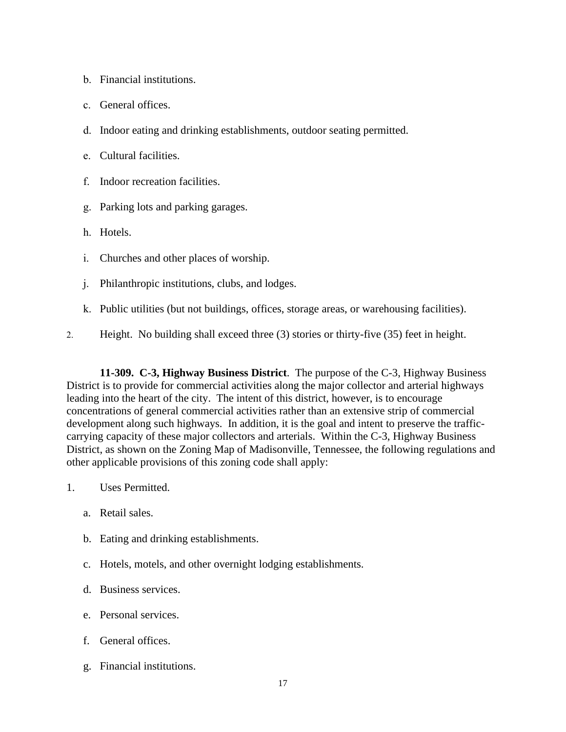b. Financial institutions.

c. General offices.

d. Indoor eating and drinking establishments, outdoor seating permitted.

e. Cultural facilities.

f. Indoor recreation facilities.

g. Parking lots and parking garages.

h. Hotels.

i. Churches and other places of worship.

j. Philanthropic institutions, clubs, and lodges.

k. Public utilities (but not buildings, offices, storage areas, or warehousing facilities).

2. Height. No building shall exceed three (3) stories or thirty-five (35) feet in height.

**11-309. C-3, Highway Business District**. The purpose of the C-3, Highway Business District is to provide for commercial activities along the major collector and arterial highways leading into the heart of the city. The intent of this district, however, is to encourage concentrations of general commercial activities rather than an extensive strip of commercial development along such highways. In addition, it is the goal and intent to preserve the traffic-carrying capacity of these major collectors and arterials. Within the C-3, Highway Business District, as shown on the Zoning Map of Madisonville, Tennessee, the following regulations and other applicable provisions of this zoning code shall apply:

1. Uses Permitted.

a. Retail sales.

b. Eating and drinking establishments.

c. Hotels, motels, and other overnight lodging establishments.

d. Business services.

e. Personal services.

f. General offices.

g. Financial institutions.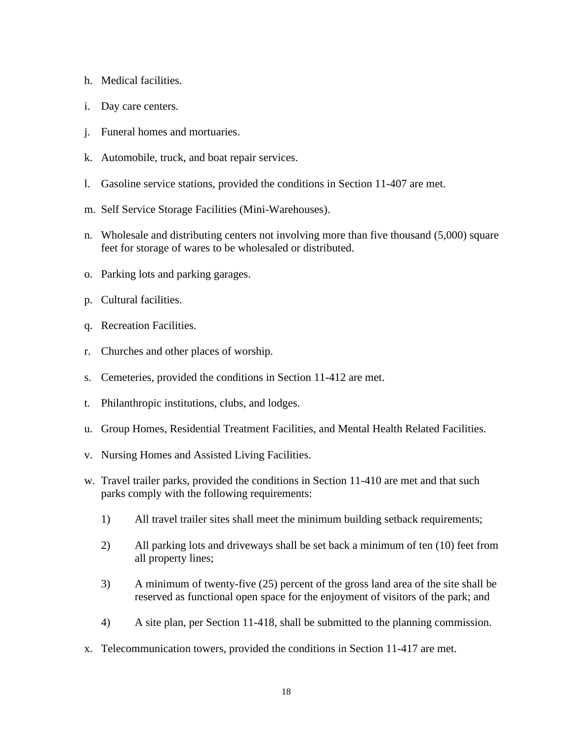h. Medical facilities.

i. Day care centers.

j. Funeral homes and mortuaries.

k. Automobile, truck, and boat repair services.

l. Gasoline service stations, provided the conditions in Section 11-407 are met.

m. Self Service Storage Facilities (Mini-Warehouses).

n. Wholesale and distributing centers not involving more than five thousand (5,000) square feet for storage of wares to be wholesaled or distributed.

o. Parking lots and parking garages.

p. Cultural facilities.

q. Recreation Facilities.

r. Churches and other places of worship.

s. Cemeteries, provided the conditions in Section 11-412 are met.

t. Philanthropic institutions, clubs, and lodges.

u. Group Homes, Residential Treatment Facilities, and Mental Health Related Facilities.

v. Nursing Homes and Assisted Living Facilities.

w. Travel trailer parks, provided the conditions in Section 11-410 are met and that such parks comply with the following requirements:

   1) All travel trailer sites shall meet the minimum building setback requirements;

   2) All parking lots and driveways shall be set back a minimum of ten (10) feet from all property lines;

   3) A minimum of twenty-five (25) percent of the gross land area of the site shall be reserved as functional open space for the enjoyment of visitors of the park; and

   4) A site plan, per Section 11-418, shall be submitted to the planning commission.

x. Telecommunication towers, provided the conditions in Section 11-417 are met.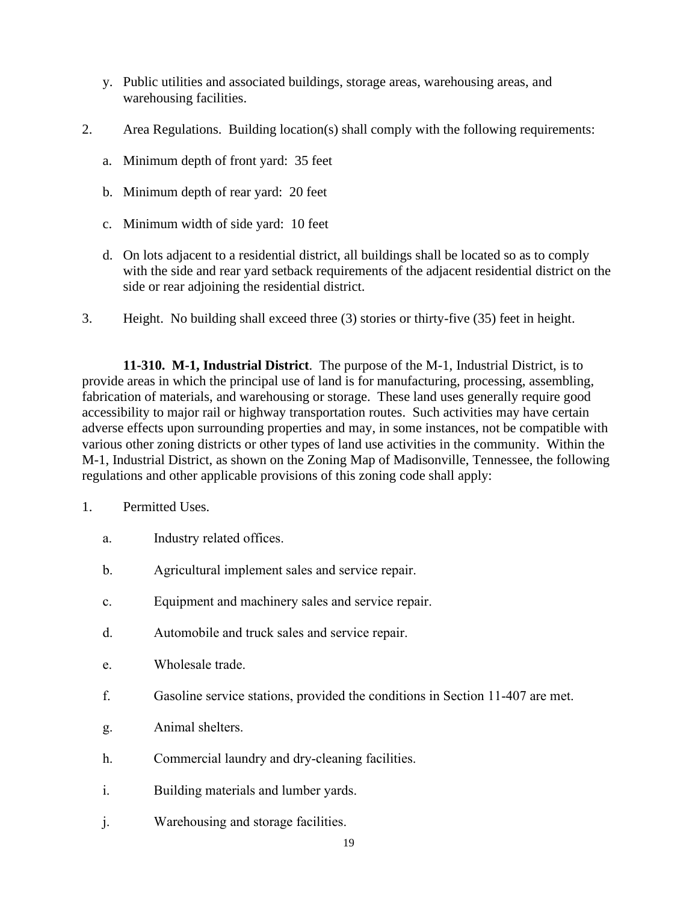y. Public utilities and associated buildings, storage areas, warehousing areas, and warehousing facilities.

2. Area Regulations. Building location(s) shall comply with the following requirements:

   a. Minimum depth of front yard: 35 feet

   b. Minimum depth of rear yard: 20 feet

   c. Minimum width of side yard: 10 feet

   d. On lots adjacent to a residential district, all buildings shall be located so as to comply with the side and rear yard setback requirements of the adjacent residential district on the side or rear adjoining the residential district.

3. Height. No building shall exceed three (3) stories or thirty-five (35) feet in height.

**11-310. M-1, Industrial District**. The purpose of the M-1, Industrial District, is to provide areas in which the principal use of land is for manufacturing, processing, assembling, fabrication of materials, and warehousing or storage. These land uses generally require good accessibility to major rail or highway transportation routes. Such activities may have certain adverse effects upon surrounding properties and may, in some instances, not be compatible with various other zoning districts or other types of land use activities in the community. Within the M-1, Industrial District, as shown on the Zoning Map of Madisonville, Tennessee, the following regulations and other applicable provisions of this zoning code shall apply:

1. Permitted Uses.

   a. Industry related offices.

   b. Agricultural implement sales and service repair.

   c. Equipment and machinery sales and service repair.

   d. Automobile and truck sales and service repair.

   e. Wholesale trade.

   f. Gasoline service stations, provided the conditions in Section 11-407 are met.

   g. Animal shelters.

   h. Commercial laundry and dry-cleaning facilities.

   i. Building materials and lumber yards.

   j. Warehousing and storage facilities.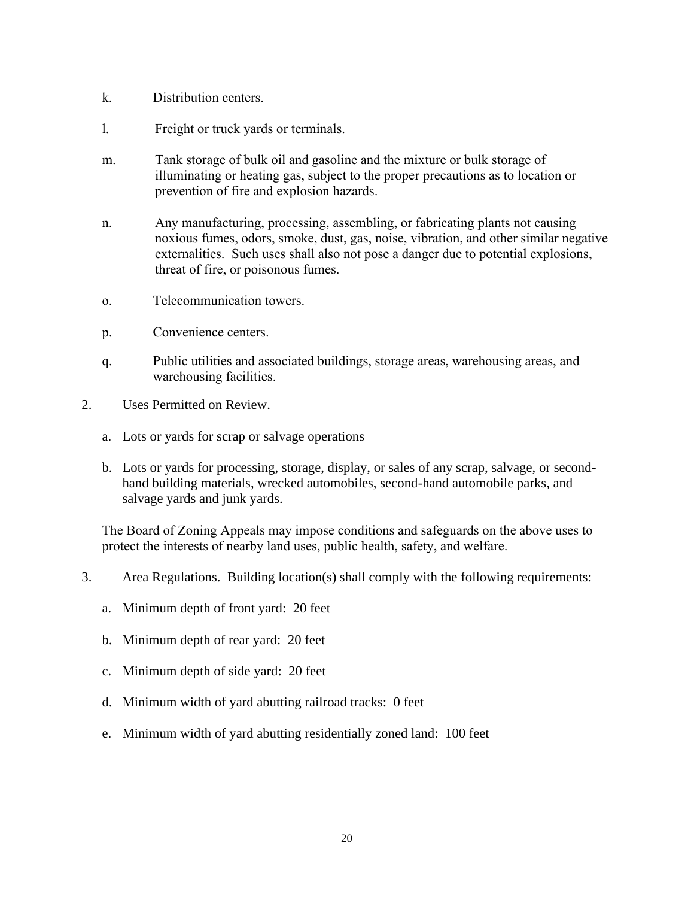k. Distribution centers.

l. Freight or truck yards or terminals.

m. Tank storage of bulk oil and gasoline and the mixture or bulk storage of illuminating or heating gas, subject to the proper precautions as to location or prevention of fire and explosion hazards.

n. Any manufacturing, processing, assembling, or fabricating plants not causing noxious fumes, odors, smoke, dust, gas, noise, vibration, and other similar negative externalities. Such uses shall also not pose a danger due to potential explosions, threat of fire, or poisonous fumes.

o. Telecommunication towers.

p. Convenience centers.

q. Public utilities and associated buildings, storage areas, warehousing areas, and warehousing facilities.

2. Uses Permitted on Review.

   a. Lots or yards for scrap or salvage operations

   b. Lots or yards for processing, storage, display, or sales of any scrap, salvage, or second-hand building materials, wrecked automobiles, second-hand automobile parks, and salvage yards and junk yards.

   The Board of Zoning Appeals may impose conditions and safeguards on the above uses to protect the interests of nearby land uses, public health, safety, and welfare.

3. Area Regulations. Building location(s) shall comply with the following requirements:

   a. Minimum depth of front yard: 20 feet

   b. Minimum depth of rear yard: 20 feet

   c. Minimum depth of side yard: 20 feet

   d. Minimum width of yard abutting railroad tracks: 0 feet

   e. Minimum width of yard abutting residentially zoned land: 100 feet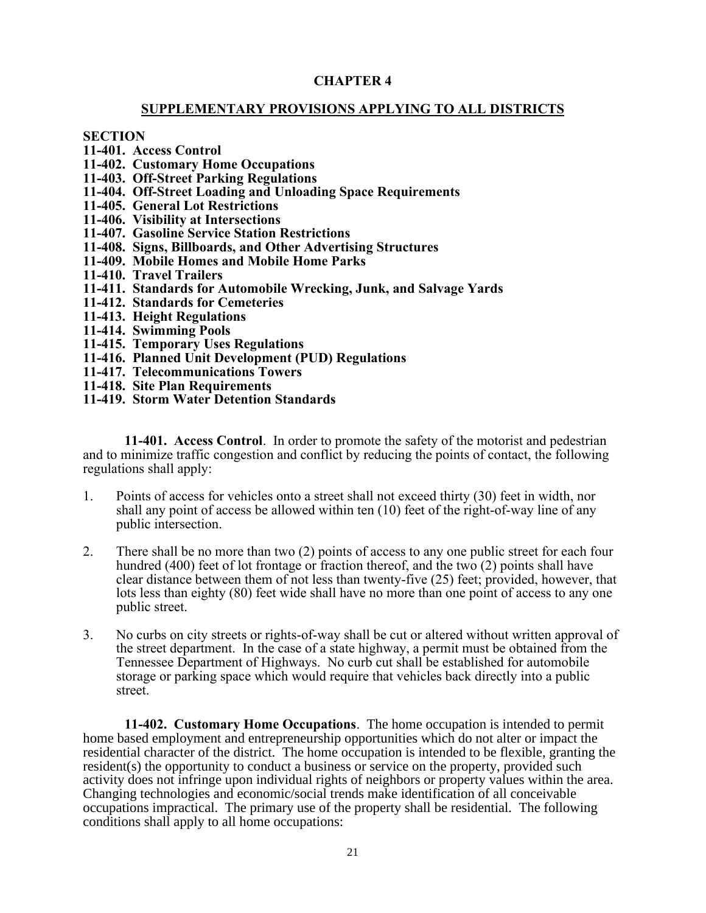# CHAPTER 4

## SUPPLEMENTARY PROVISIONS APPLYING TO ALL DISTRICTS

**SECTION**
**11-401. Access Control**
**11-402. Customary Home Occupations**
**11-403. Off-Street Parking Regulations**
**11-404. Off-Street Loading and Unloading Space Requirements**
**11-405. General Lot Restrictions**
**11-406. Visibility at Intersections**
**11-407. Gasoline Service Station Restrictions**
**11-408. Signs, Billboards, and Other Advertising Structures**
**11-409. Mobile Homes and Mobile Home Parks**
**11-410. Travel Trailers**
**11-411. Standards for Automobile Wrecking, Junk, and Salvage Yards**
**11-412. Standards for Cemeteries**
**11-413. Height Regulations**
**11-414. Swimming Pools**
**11-415. Temporary Uses Regulations**
**11-416. Planned Unit Development (PUD) Regulations**
**11-417. Telecommunications Towers**
**11-418. Site Plan Requirements**
**11-419. Storm Water Detention Standards**

**11-401. Access Control**. In order to promote the safety of the motorist and pedestrian and to minimize traffic congestion and conflict by reducing the points of contact, the following regulations shall apply:

1. Points of access for vehicles onto a street shall not exceed thirty (30) feet in width, nor shall any point of access be allowed within ten (10) feet of the right-of-way line of any public intersection.

2. There shall be no more than two (2) points of access to any one public street for each four hundred (400) feet of lot frontage or fraction thereof, and the two (2) points shall have clear distance between them of not less than twenty-five (25) feet; provided, however, that lots less than eighty (80) feet wide shall have no more than one point of access to any one public street.

3. No curbs on city streets or rights-of-way shall be cut or altered without written approval of the street department. In the case of a state highway, a permit must be obtained from the Tennessee Department of Highways. No curb cut shall be established for automobile storage or parking space which would require that vehicles back directly into a public street.

**11-402. Customary Home Occupations**. The home occupation is intended to permit home based employment and entrepreneurship opportunities which do not alter or impact the residential character of the district. The home occupation is intended to be flexible, granting the resident(s) the opportunity to conduct a business or service on the property, provided such activity does not infringe upon individual rights of neighbors or property values within the area. Changing technologies and economic/social trends make identification of all conceivable occupations impractical. The primary use of the property shall be residential. The following conditions shall apply to all home occupations: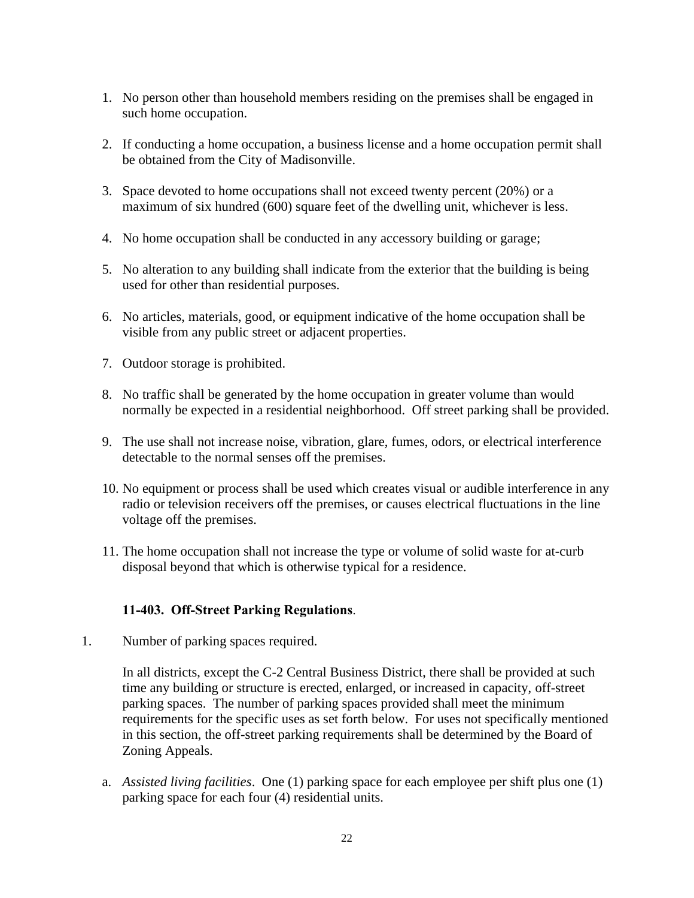1. No person other than household members residing on the premises shall be engaged in such home occupation.

2. If conducting a home occupation, a business license and a home occupation permit shall be obtained from the City of Madisonville.

3. Space devoted to home occupations shall not exceed twenty percent (20%) or a maximum of six hundred (600) square feet of the dwelling unit, whichever is less.

4. No home occupation shall be conducted in any accessory building or garage;

5. No alteration to any building shall indicate from the exterior that the building is being used for other than residential purposes.

6. No articles, materials, good, or equipment indicative of the home occupation shall be visible from any public street or adjacent properties.

7. Outdoor storage is prohibited.

8. No traffic shall be generated by the home occupation in greater volume than would normally be expected in a residential neighborhood. Off street parking shall be provided.

9. The use shall not increase noise, vibration, glare, fumes, odors, or electrical interference detectable to the normal senses off the premises.

10. No equipment or process shall be used which creates visual or audible interference in any radio or television receivers off the premises, or causes electrical fluctuations in the line voltage off the premises.

11. The home occupation shall not increase the type or volume of solid waste for at-curb disposal beyond that which is otherwise typical for a residence.

**11-403. Off-Street Parking Regulations**.

1. Number of parking spaces required.

   In all districts, except the C-2 Central Business District, there shall be provided at such time any building or structure is erected, enlarged, or increased in capacity, off-street parking spaces. The number of parking spaces provided shall meet the minimum requirements for the specific uses as set forth below. For uses not specifically mentioned in this section, the off-street parking requirements shall be determined by the Board of Zoning Appeals.

   a. *Assisted living facilities*. One (1) parking space for each employee per shift plus one (1) parking space for each four (4) residential units.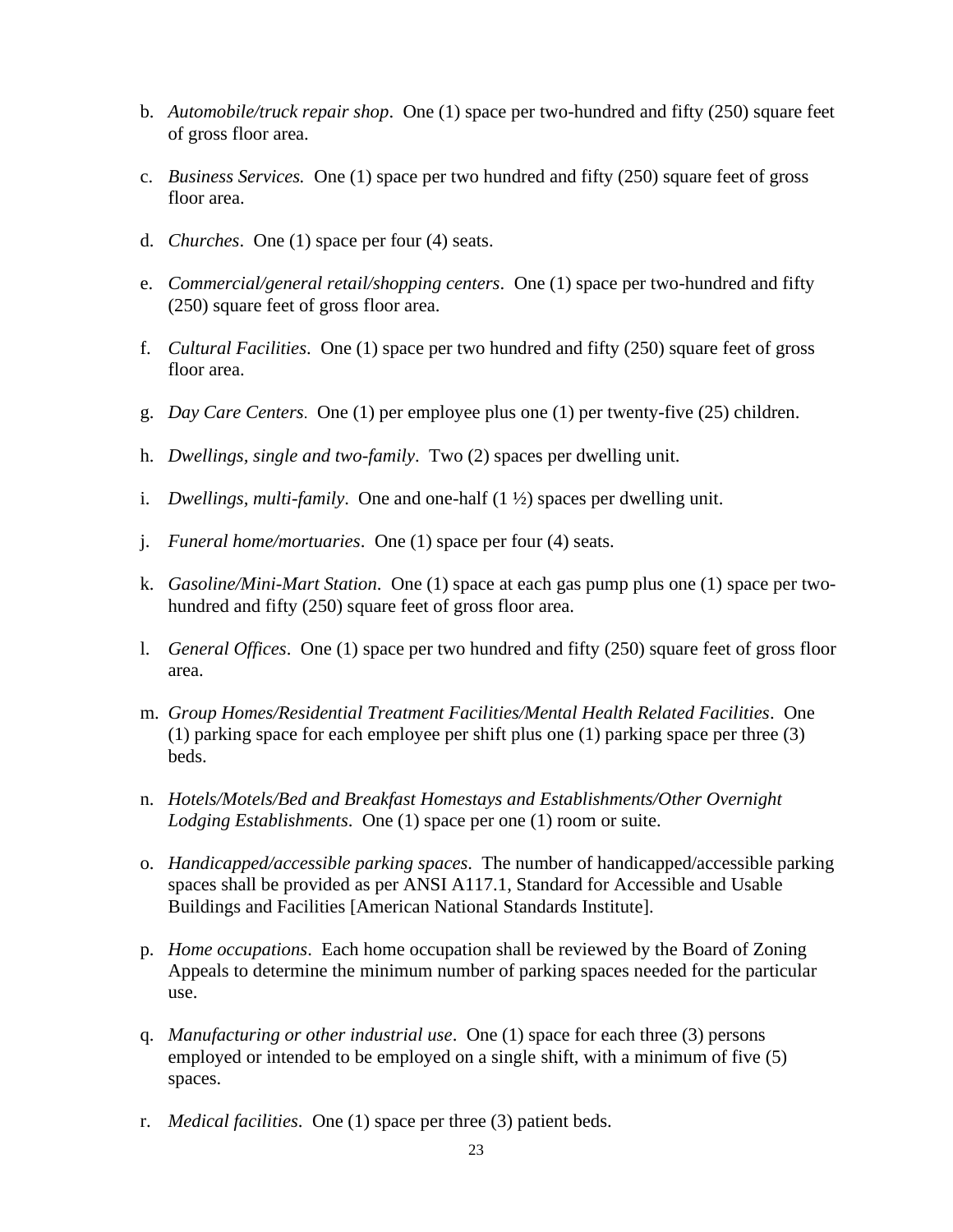b. *Automobile/truck repair shop*. One (1) space per two-hundred and fifty (250) square feet of gross floor area.

c. *Business Services.* One (1) space per two hundred and fifty (250) square feet of gross floor area.

d. *Churches*. One (1) space per four (4) seats.

e. *Commercial/general retail/shopping centers*. One (1) space per two-hundred and fifty (250) square feet of gross floor area.

f. *Cultural Facilities*. One (1) space per two hundred and fifty (250) square feet of gross floor area.

g. *Day Care Centers*. One (1) per employee plus one (1) per twenty-five (25) children.

h. *Dwellings, single and two-family*. Two (2) spaces per dwelling unit.

i. *Dwellings, multi-family*. One and one-half (1 ½) spaces per dwelling unit.

j. *Funeral home/mortuaries*. One (1) space per four (4) seats.

k. *Gasoline/Mini-Mart Station*. One (1) space at each gas pump plus one (1) space per two-hundred and fifty (250) square feet of gross floor area.

l. *General Offices*. One (1) space per two hundred and fifty (250) square feet of gross floor area.

m. *Group Homes/Residential Treatment Facilities/Mental Health Related Facilities*. One (1) parking space for each employee per shift plus one (1) parking space per three (3) beds.

n. *Hotels/Motels/Bed and Breakfast Homestays and Establishments/Other Overnight Lodging Establishments*. One (1) space per one (1) room or suite.

o. *Handicapped/accessible parking spaces*. The number of handicapped/accessible parking spaces shall be provided as per ANSI A117.1, Standard for Accessible and Usable Buildings and Facilities [American National Standards Institute].

p. *Home occupations*. Each home occupation shall be reviewed by the Board of Zoning Appeals to determine the minimum number of parking spaces needed for the particular use.

q. *Manufacturing or other industrial use*. One (1) space for each three (3) persons employed or intended to be employed on a single shift, with a minimum of five (5) spaces.

r. *Medical facilities*. One (1) space per three (3) patient beds.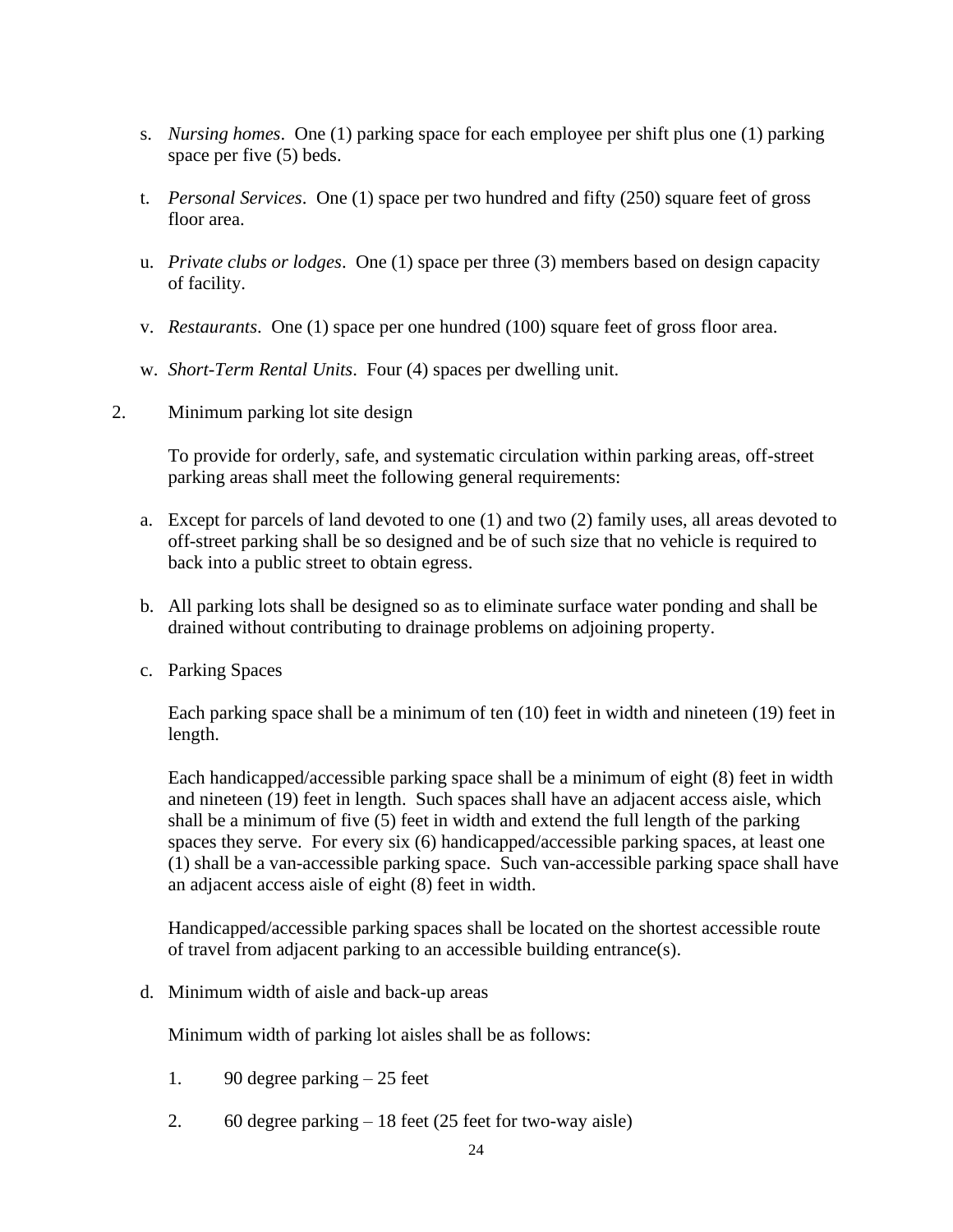s. *Nursing homes*. One (1) parking space for each employee per shift plus one (1) parking space per five (5) beds.

t. *Personal Services*. One (1) space per two hundred and fifty (250) square feet of gross floor area.

u. *Private clubs or lodges*. One (1) space per three (3) members based on design capacity of facility.

v. *Restaurants*. One (1) space per one hundred (100) square feet of gross floor area.

w. *Short-Term Rental Units*. Four (4) spaces per dwelling unit.

2. Minimum parking lot site design

To provide for orderly, safe, and systematic circulation within parking areas, off-street parking areas shall meet the following general requirements:

a. Except for parcels of land devoted to one (1) and two (2) family uses, all areas devoted to off-street parking shall be so designed and be of such size that no vehicle is required to back into a public street to obtain egress.

b. All parking lots shall be designed so as to eliminate surface water ponding and shall be drained without contributing to drainage problems on adjoining property.

c. Parking Spaces

Each parking space shall be a minimum of ten (10) feet in width and nineteen (19) feet in length.

Each handicapped/accessible parking space shall be a minimum of eight (8) feet in width and nineteen (19) feet in length. Such spaces shall have an adjacent access aisle, which shall be a minimum of five (5) feet in width and extend the full length of the parking spaces they serve. For every six (6) handicapped/accessible parking spaces, at least one (1) shall be a van-accessible parking space. Such van-accessible parking space shall have an adjacent access aisle of eight (8) feet in width.

Handicapped/accessible parking spaces shall be located on the shortest accessible route of travel from adjacent parking to an accessible building entrance(s).

d. Minimum width of aisle and back-up areas

Minimum width of parking lot aisles shall be as follows:

1. 90 degree parking – 25 feet

2. 60 degree parking – 18 feet (25 feet for two-way aisle)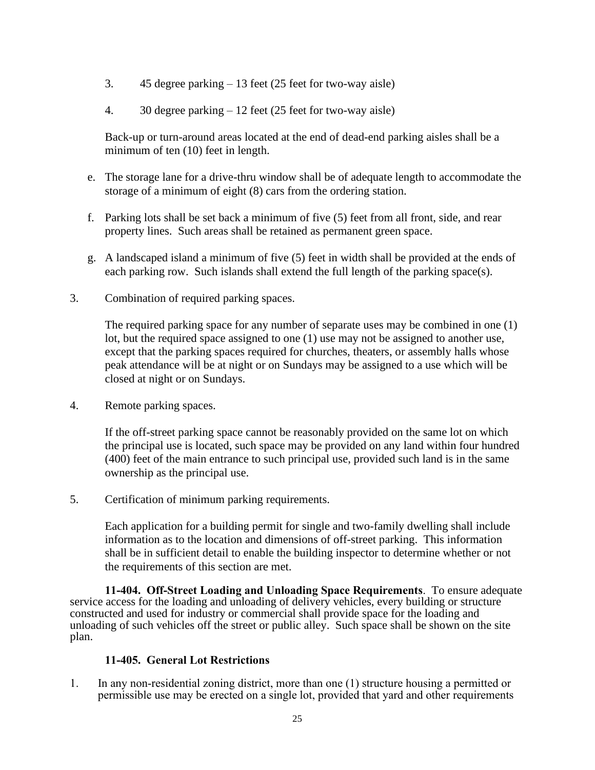3. 45 degree parking – 13 feet (25 feet for two-way aisle)

4. 30 degree parking – 12 feet (25 feet for two-way aisle)

Back-up or turn-around areas located at the end of dead-end parking aisles shall be a minimum of ten (10) feet in length.

e. The storage lane for a drive-thru window shall be of adequate length to accommodate the storage of a minimum of eight (8) cars from the ordering station.

f. Parking lots shall be set back a minimum of five (5) feet from all front, side, and rear property lines. Such areas shall be retained as permanent green space.

g. A landscaped island a minimum of five (5) feet in width shall be provided at the ends of each parking row. Such islands shall extend the full length of the parking space(s).

3. Combination of required parking spaces.

The required parking space for any number of separate uses may be combined in one (1) lot, but the required space assigned to one (1) use may not be assigned to another use, except that the parking spaces required for churches, theaters, or assembly halls whose peak attendance will be at night or on Sundays may be assigned to a use which will be closed at night or on Sundays.

4. Remote parking spaces.

If the off-street parking space cannot be reasonably provided on the same lot on which the principal use is located, such space may be provided on any land within four hundred (400) feet of the main entrance to such principal use, provided such land is in the same ownership as the principal use.

5. Certification of minimum parking requirements.

Each application for a building permit for single and two-family dwelling shall include information as to the location and dimensions of off-street parking. This information shall be in sufficient detail to enable the building inspector to determine whether or not the requirements of this section are met.

**11-404. Off-Street Loading and Unloading Space Requirements**. To ensure adequate service access for the loading and unloading of delivery vehicles, every building or structure constructed and used for industry or commercial shall provide space for the loading and unloading of such vehicles off the street or public alley. Such space shall be shown on the site plan.

**11-405. General Lot Restrictions**

1. In any non-residential zoning district, more than one (1) structure housing a permitted or permissible use may be erected on a single lot, provided that yard and other requirements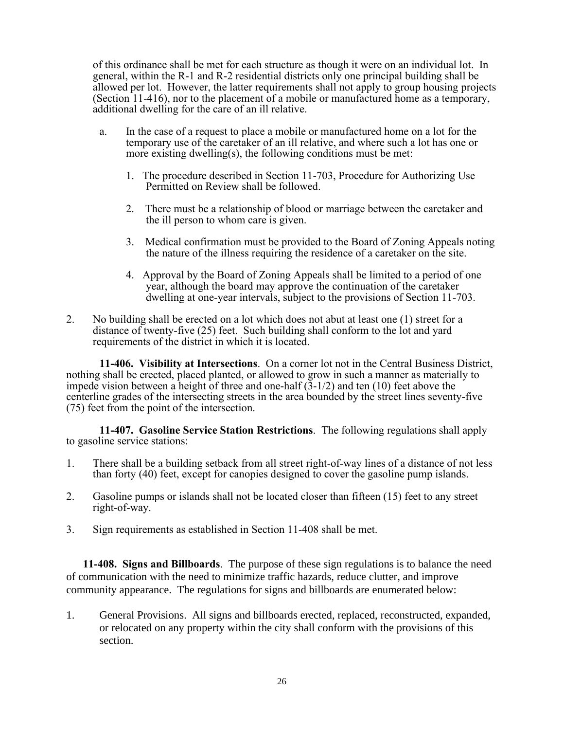of this ordinance shall be met for each structure as though it were on an individual lot. In general, within the R-1 and R-2 residential districts only one principal building shall be allowed per lot. However, the latter requirements shall not apply to group housing projects (Section 11-416), nor to the placement of a mobile or manufactured home as a temporary, additional dwelling for the care of an ill relative.

a. In the case of a request to place a mobile or manufactured home on a lot for the temporary use of the caretaker of an ill relative, and where such a lot has one or more existing dwelling(s), the following conditions must be met:

   1. The procedure described in Section 11-703, Procedure for Authorizing Use Permitted on Review shall be followed.

   2. There must be a relationship of blood or marriage between the caretaker and the ill person to whom care is given.

   3. Medical confirmation must be provided to the Board of Zoning Appeals noting the nature of the illness requiring the residence of a caretaker on the site.

   4. Approval by the Board of Zoning Appeals shall be limited to a period of one year, although the board may approve the continuation of the caretaker dwelling at one-year intervals, subject to the provisions of Section 11-703.

2. No building shall be erected on a lot which does not abut at least one (1) street for a distance of twenty-five (25) feet. Such building shall conform to the lot and yard requirements of the district in which it is located.

**11-406. Visibility at Intersections**. On a corner lot not in the Central Business District, nothing shall be erected, placed planted, or allowed to grow in such a manner as materially to impede vision between a height of three and one-half (3-1/2) and ten (10) feet above the centerline grades of the intersecting streets in the area bounded by the street lines seventy-five (75) feet from the point of the intersection.

**11-407. Gasoline Service Station Restrictions**. The following regulations shall apply to gasoline service stations:

1. There shall be a building setback from all street right-of-way lines of a distance of not less than forty (40) feet, except for canopies designed to cover the gasoline pump islands.

2. Gasoline pumps or islands shall not be located closer than fifteen (15) feet to any street right-of-way.

3. Sign requirements as established in Section 11-408 shall be met.

**11-408. Signs and Billboards**. The purpose of these sign regulations is to balance the need of communication with the need to minimize traffic hazards, reduce clutter, and improve community appearance. The regulations for signs and billboards are enumerated below:

1. General Provisions. All signs and billboards erected, replaced, reconstructed, expanded, or relocated on any property within the city shall conform with the provisions of this section.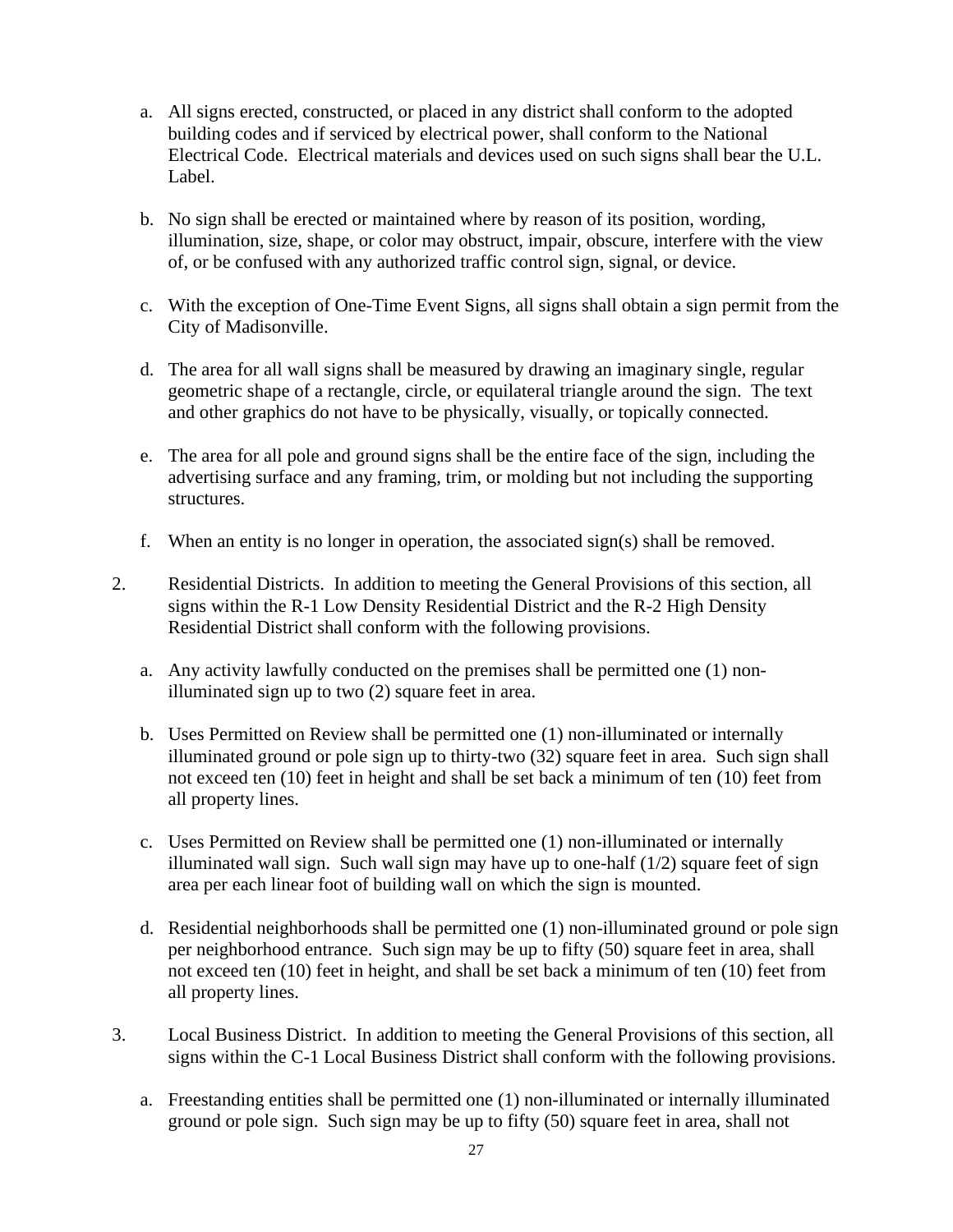a. All signs erected, constructed, or placed in any district shall conform to the adopted building codes and if serviced by electrical power, shall conform to the National Electrical Code. Electrical materials and devices used on such signs shall bear the U.L. Label.

b. No sign shall be erected or maintained where by reason of its position, wording, illumination, size, shape, or color may obstruct, impair, obscure, interfere with the view of, or be confused with any authorized traffic control sign, signal, or device.

c. With the exception of One-Time Event Signs, all signs shall obtain a sign permit from the City of Madisonville.

d. The area for all wall signs shall be measured by drawing an imaginary single, regular geometric shape of a rectangle, circle, or equilateral triangle around the sign. The text and other graphics do not have to be physically, visually, or topically connected.

e. The area for all pole and ground signs shall be the entire face of the sign, including the advertising surface and any framing, trim, or molding but not including the supporting structures.

f. When an entity is no longer in operation, the associated sign(s) shall be removed.

2. Residential Districts. In addition to meeting the General Provisions of this section, all signs within the R-1 Low Density Residential District and the R-2 High Density Residential District shall conform with the following provisions.

   a. Any activity lawfully conducted on the premises shall be permitted one (1) non-illuminated sign up to two (2) square feet in area.

   b. Uses Permitted on Review shall be permitted one (1) non-illuminated or internally illuminated ground or pole sign up to thirty-two (32) square feet in area. Such sign shall not exceed ten (10) feet in height and shall be set back a minimum of ten (10) feet from all property lines.

   c. Uses Permitted on Review shall be permitted one (1) non-illuminated or internally illuminated wall sign. Such wall sign may have up to one-half (1/2) square feet of sign area per each linear foot of building wall on which the sign is mounted.

   d. Residential neighborhoods shall be permitted one (1) non-illuminated ground or pole sign per neighborhood entrance. Such sign may be up to fifty (50) square feet in area, shall not exceed ten (10) feet in height, and shall be set back a minimum of ten (10) feet from all property lines.

3. Local Business District. In addition to meeting the General Provisions of this section, all signs within the C-1 Local Business District shall conform with the following provisions.

   a. Freestanding entities shall be permitted one (1) non-illuminated or internally illuminated ground or pole sign. Such sign may be up to fifty (50) square feet in area, shall not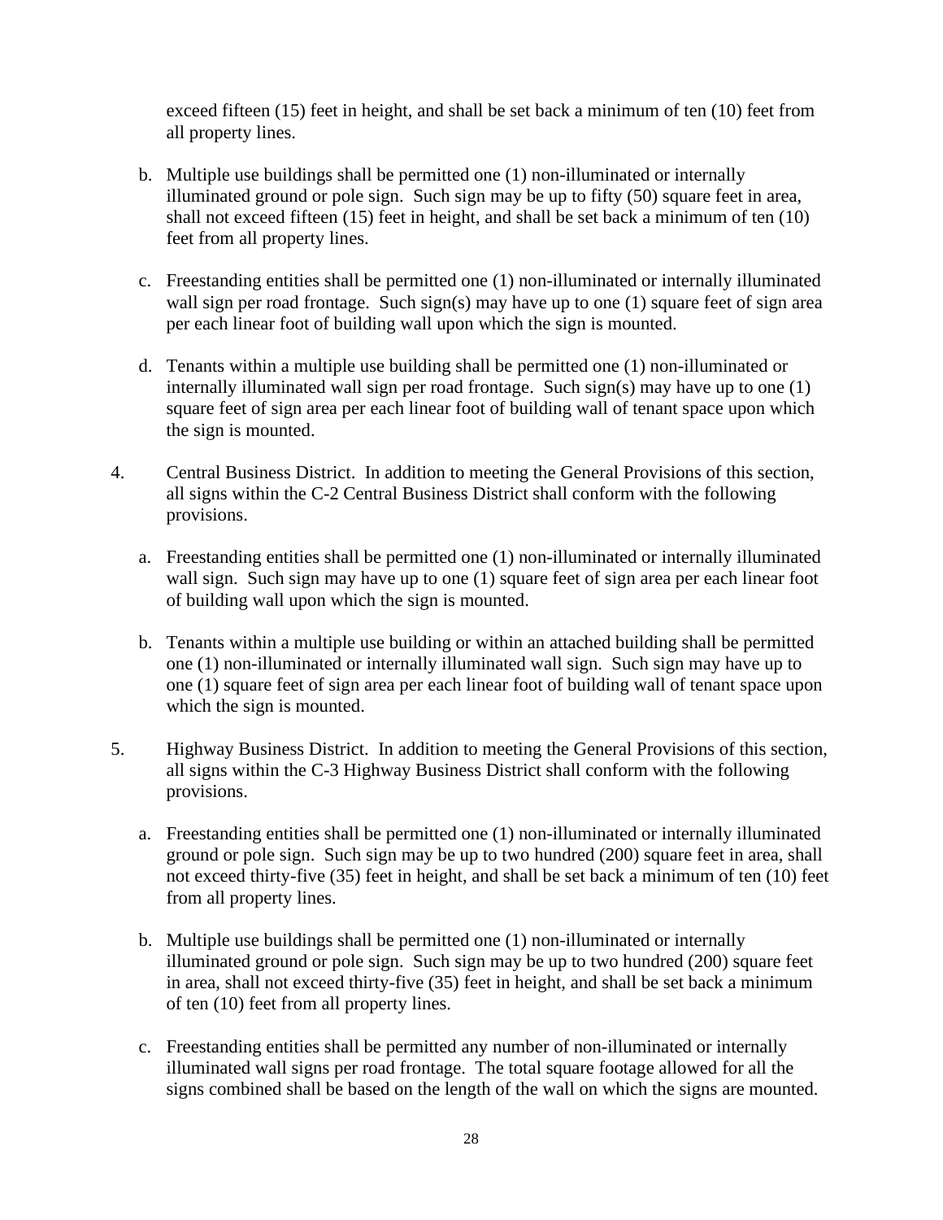exceed fifteen (15) feet in height, and shall be set back a minimum of ten (10) feet from all property lines.

b. Multiple use buildings shall be permitted one (1) non-illuminated or internally illuminated ground or pole sign. Such sign may be up to fifty (50) square feet in area, shall not exceed fifteen (15) feet in height, and shall be set back a minimum of ten (10) feet from all property lines.

c. Freestanding entities shall be permitted one (1) non-illuminated or internally illuminated wall sign per road frontage. Such sign(s) may have up to one (1) square feet of sign area per each linear foot of building wall upon which the sign is mounted.

d. Tenants within a multiple use building shall be permitted one (1) non-illuminated or internally illuminated wall sign per road frontage. Such sign(s) may have up to one (1) square feet of sign area per each linear foot of building wall of tenant space upon which the sign is mounted.

4. Central Business District. In addition to meeting the General Provisions of this section, all signs within the C-2 Central Business District shall conform with the following provisions.

a. Freestanding entities shall be permitted one (1) non-illuminated or internally illuminated wall sign. Such sign may have up to one (1) square feet of sign area per each linear foot of building wall upon which the sign is mounted.

b. Tenants within a multiple use building or within an attached building shall be permitted one (1) non-illuminated or internally illuminated wall sign. Such sign may have up to one (1) square feet of sign area per each linear foot of building wall of tenant space upon which the sign is mounted.

5. Highway Business District. In addition to meeting the General Provisions of this section, all signs within the C-3 Highway Business District shall conform with the following provisions.

a. Freestanding entities shall be permitted one (1) non-illuminated or internally illuminated ground or pole sign. Such sign may be up to two hundred (200) square feet in area, shall not exceed thirty-five (35) feet in height, and shall be set back a minimum of ten (10) feet from all property lines.

b. Multiple use buildings shall be permitted one (1) non-illuminated or internally illuminated ground or pole sign. Such sign may be up to two hundred (200) square feet in area, shall not exceed thirty-five (35) feet in height, and shall be set back a minimum of ten (10) feet from all property lines.

c. Freestanding entities shall be permitted any number of non-illuminated or internally illuminated wall signs per road frontage. The total square footage allowed for all the signs combined shall be based on the length of the wall on which the signs are mounted.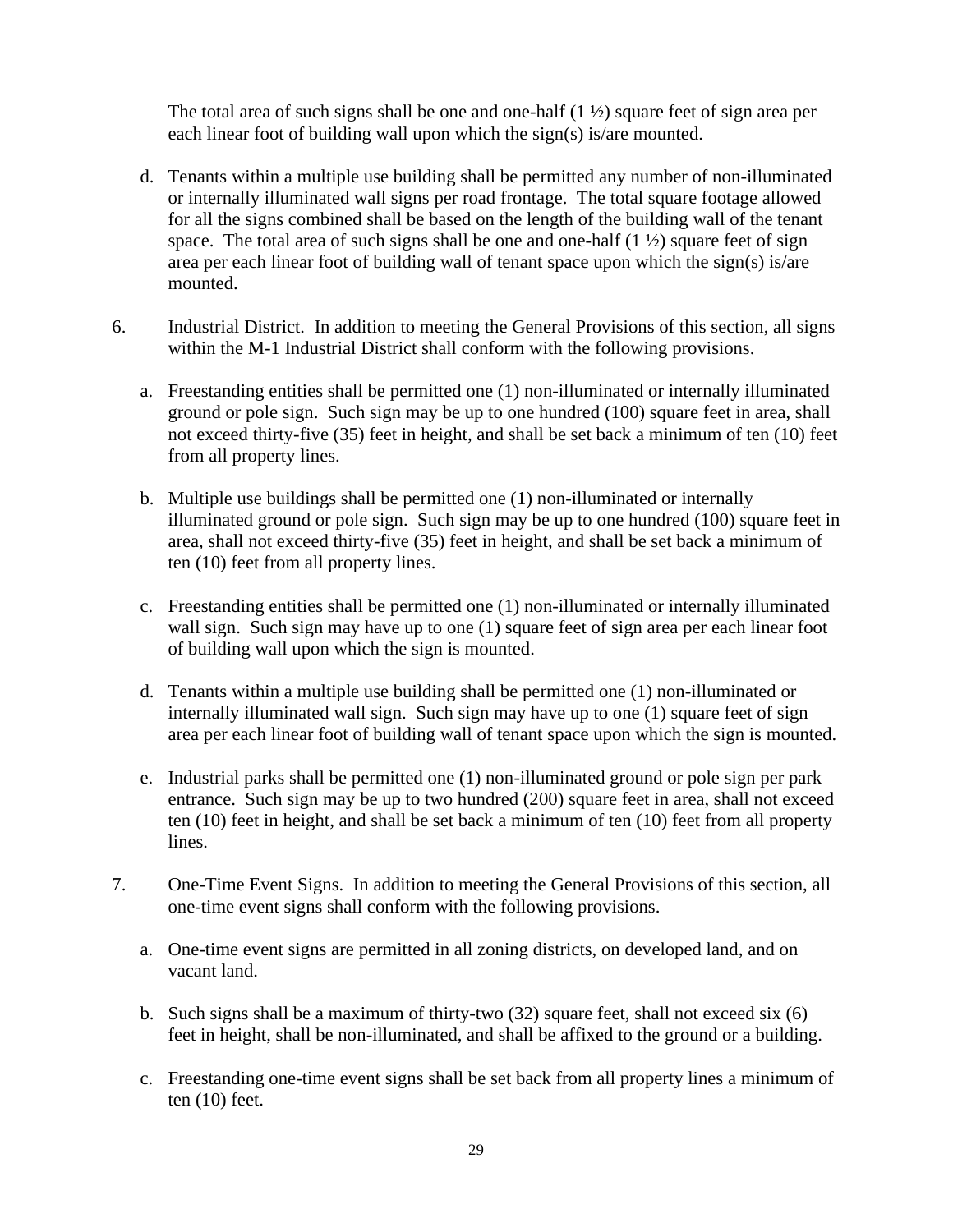The total area of such signs shall be one and one-half (1 ½) square feet of sign area per each linear foot of building wall upon which the sign(s) is/are mounted.

d. Tenants within a multiple use building shall be permitted any number of non-illuminated or internally illuminated wall signs per road frontage. The total square footage allowed for all the signs combined shall be based on the length of the building wall of the tenant space. The total area of such signs shall be one and one-half (1 ½) square feet of sign area per each linear foot of building wall of tenant space upon which the sign(s) is/are mounted.

6. Industrial District. In addition to meeting the General Provisions of this section, all signs within the M-1 Industrial District shall conform with the following provisions.

   a. Freestanding entities shall be permitted one (1) non-illuminated or internally illuminated ground or pole sign. Such sign may be up to one hundred (100) square feet in area, shall not exceed thirty-five (35) feet in height, and shall be set back a minimum of ten (10) feet from all property lines.

   b. Multiple use buildings shall be permitted one (1) non-illuminated or internally illuminated ground or pole sign. Such sign may be up to one hundred (100) square feet in area, shall not exceed thirty-five (35) feet in height, and shall be set back a minimum of ten (10) feet from all property lines.

   c. Freestanding entities shall be permitted one (1) non-illuminated or internally illuminated wall sign. Such sign may have up to one (1) square feet of sign area per each linear foot of building wall upon which the sign is mounted.

   d. Tenants within a multiple use building shall be permitted one (1) non-illuminated or internally illuminated wall sign. Such sign may have up to one (1) square feet of sign area per each linear foot of building wall of tenant space upon which the sign is mounted.

   e. Industrial parks shall be permitted one (1) non-illuminated ground or pole sign per park entrance. Such sign may be up to two hundred (200) square feet in area, shall not exceed ten (10) feet in height, and shall be set back a minimum of ten (10) feet from all property lines.

7. One-Time Event Signs. In addition to meeting the General Provisions of this section, all one-time event signs shall conform with the following provisions.

   a. One-time event signs are permitted in all zoning districts, on developed land, and on vacant land.

   b. Such signs shall be a maximum of thirty-two (32) square feet, shall not exceed six (6) feet in height, shall be non-illuminated, and shall be affixed to the ground or a building.

   c. Freestanding one-time event signs shall be set back from all property lines a minimum of ten (10) feet.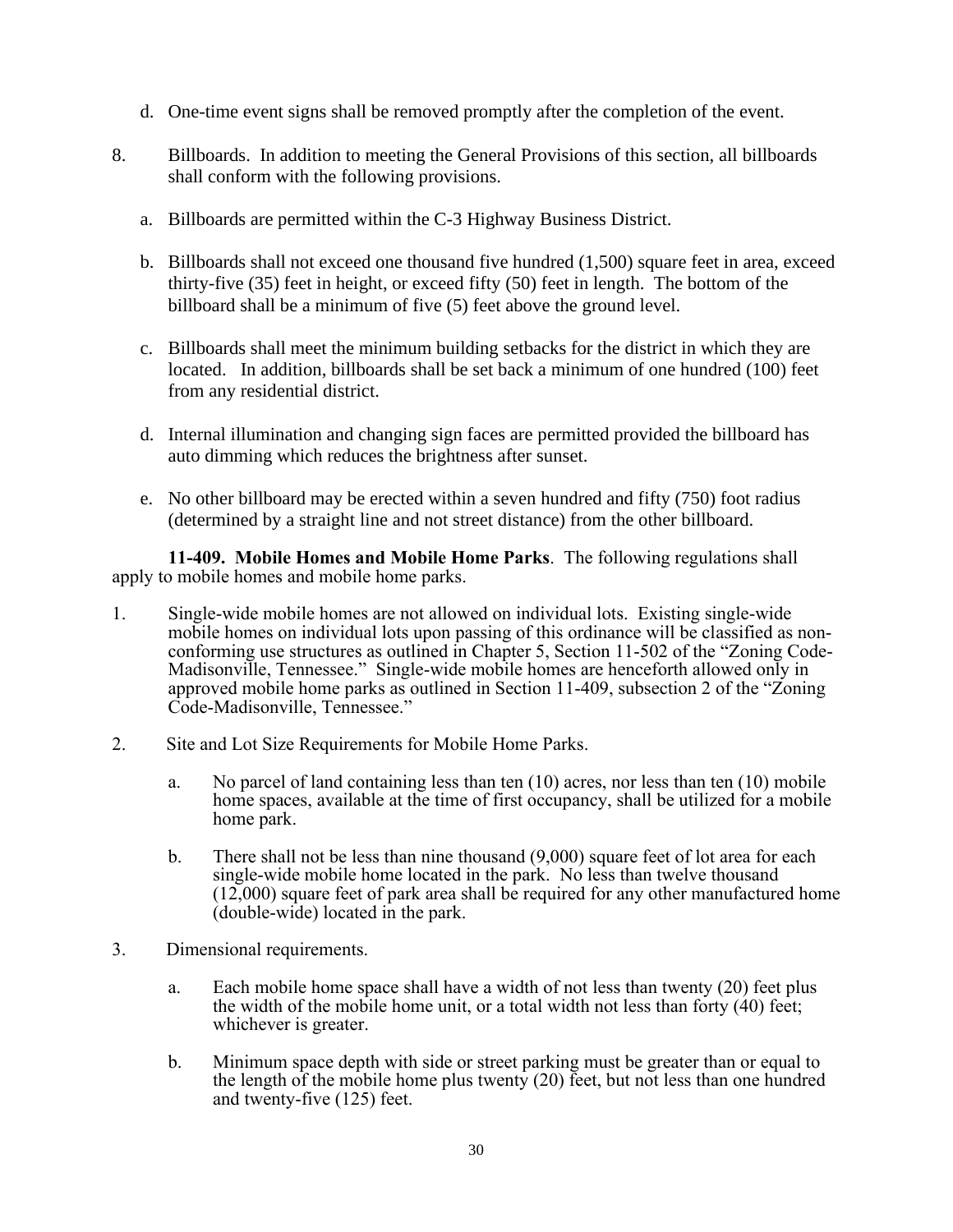d. One-time event signs shall be removed promptly after the completion of the event.

8. Billboards. In addition to meeting the General Provisions of this section, all billboards shall conform with the following provisions.

   a. Billboards are permitted within the C-3 Highway Business District.

   b. Billboards shall not exceed one thousand five hundred (1,500) square feet in area, exceed thirty-five (35) feet in height, or exceed fifty (50) feet in length. The bottom of the billboard shall be a minimum of five (5) feet above the ground level.

   c. Billboards shall meet the minimum building setbacks for the district in which they are located. In addition, billboards shall be set back a minimum of one hundred (100) feet from any residential district.

   d. Internal illumination and changing sign faces are permitted provided the billboard has auto dimming which reduces the brightness after sunset.

   e. No other billboard may be erected within a seven hundred and fifty (750) foot radius (determined by a straight line and not street distance) from the other billboard.

**11-409. Mobile Homes and Mobile Home Parks**. The following regulations shall apply to mobile homes and mobile home parks.

1. Single-wide mobile homes are not allowed on individual lots. Existing single-wide mobile homes on individual lots upon passing of this ordinance will be classified as non-conforming use structures as outlined in Chapter 5, Section 11-502 of the "Zoning Code-Madisonville, Tennessee." Single-wide mobile homes are henceforth allowed only in approved mobile home parks as outlined in Section 11-409, subsection 2 of the "Zoning Code-Madisonville, Tennessee."

2. Site and Lot Size Requirements for Mobile Home Parks.

   a. No parcel of land containing less than ten (10) acres, nor less than ten (10) mobile home spaces, available at the time of first occupancy, shall be utilized for a mobile home park.

   b. There shall not be less than nine thousand (9,000) square feet of lot area for each single-wide mobile home located in the park. No less than twelve thousand (12,000) square feet of park area shall be required for any other manufactured home (double-wide) located in the park.

3. Dimensional requirements.

   a. Each mobile home space shall have a width of not less than twenty (20) feet plus the width of the mobile home unit, or a total width not less than forty (40) feet; whichever is greater.

   b. Minimum space depth with side or street parking must be greater than or equal to the length of the mobile home plus twenty (20) feet, but not less than one hundred and twenty-five (125) feet.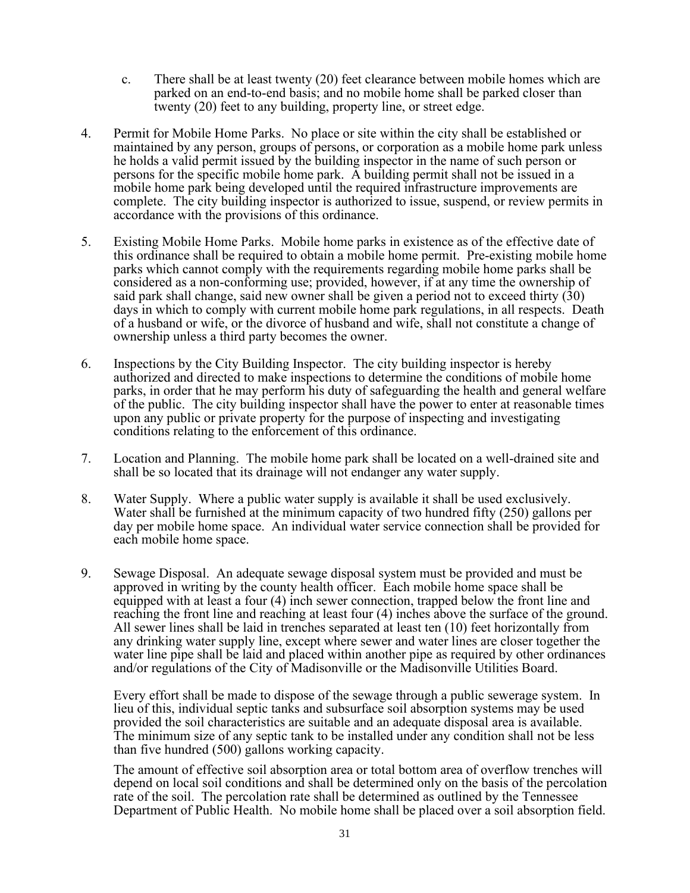c. There shall be at least twenty (20) feet clearance between mobile homes which are parked on an end-to-end basis; and no mobile home shall be parked closer than twenty (20) feet to any building, property line, or street edge.

4. Permit for Mobile Home Parks. No place or site within the city shall be established or maintained by any person, groups of persons, or corporation as a mobile home park unless he holds a valid permit issued by the building inspector in the name of such person or persons for the specific mobile home park. A building permit shall not be issued in a mobile home park being developed until the required infrastructure improvements are complete. The city building inspector is authorized to issue, suspend, or review permits in accordance with the provisions of this ordinance.

5. Existing Mobile Home Parks. Mobile home parks in existence as of the effective date of this ordinance shall be required to obtain a mobile home permit. Pre-existing mobile home parks which cannot comply with the requirements regarding mobile home parks shall be considered as a non-conforming use; provided, however, if at any time the ownership of said park shall change, said new owner shall be given a period not to exceed thirty (30) days in which to comply with current mobile home park regulations, in all respects. Death of a husband or wife, or the divorce of husband and wife, shall not constitute a change of ownership unless a third party becomes the owner.

6. Inspections by the City Building Inspector. The city building inspector is hereby authorized and directed to make inspections to determine the conditions of mobile home parks, in order that he may perform his duty of safeguarding the health and general welfare of the public. The city building inspector shall have the power to enter at reasonable times upon any public or private property for the purpose of inspecting and investigating conditions relating to the enforcement of this ordinance.

7. Location and Planning. The mobile home park shall be located on a well-drained site and shall be so located that its drainage will not endanger any water supply.

8. Water Supply. Where a public water supply is available it shall be used exclusively. Water shall be furnished at the minimum capacity of two hundred fifty (250) gallons per day per mobile home space. An individual water service connection shall be provided for each mobile home space.

9. Sewage Disposal. An adequate sewage disposal system must be provided and must be approved in writing by the county health officer. Each mobile home space shall be equipped with at least a four (4) inch sewer connection, trapped below the front line and reaching the front line and reaching at least four (4) inches above the surface of the ground. All sewer lines shall be laid in trenches separated at least ten (10) feet horizontally from any drinking water supply line, except where sewer and water lines are closer together the water line pipe shall be laid and placed within another pipe as required by other ordinances and/or regulations of the City of Madisonville or the Madisonville Utilities Board.

   Every effort shall be made to dispose of the sewage through a public sewerage system. In lieu of this, individual septic tanks and subsurface soil absorption systems may be used provided the soil characteristics are suitable and an adequate disposal area is available. The minimum size of any septic tank to be installed under any condition shall not be less than five hundred (500) gallons working capacity.

   The amount of effective soil absorption area or total bottom area of overflow trenches will depend on local soil conditions and shall be determined only on the basis of the percolation rate of the soil. The percolation rate shall be determined as outlined by the Tennessee Department of Public Health. No mobile home shall be placed over a soil absorption field.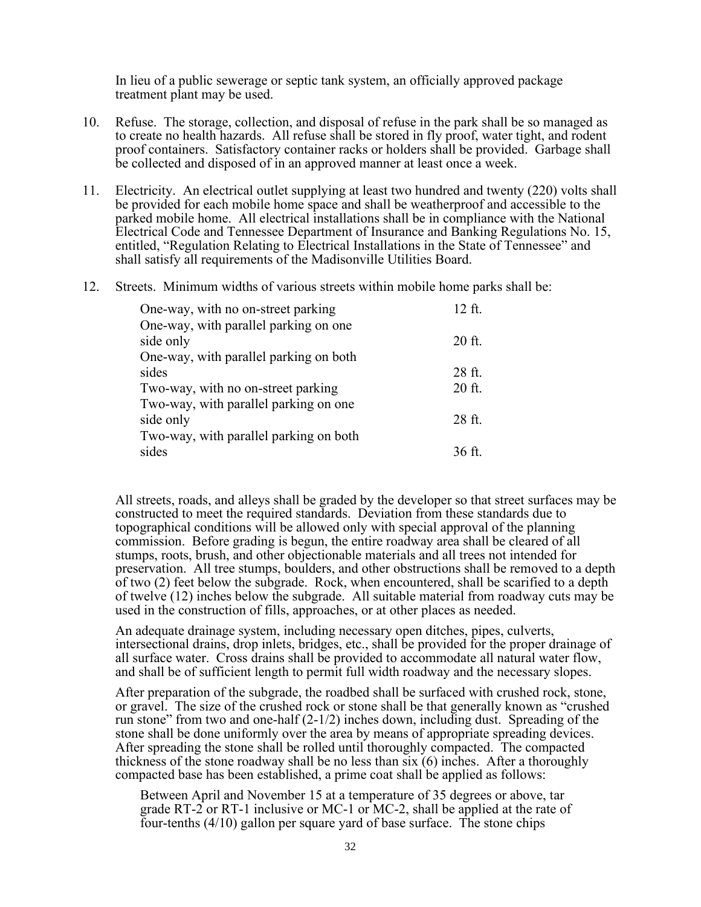In lieu of a public sewerage or septic tank system, an officially approved package treatment plant may be used.

10. Refuse. The storage, collection, and disposal of refuse in the park shall be so managed as to create no health hazards. All refuse shall be stored in fly proof, water tight, and rodent proof containers. Satisfactory container racks or holders shall be provided. Garbage shall be collected and disposed of in an approved manner at least once a week.

11. Electricity. An electrical outlet supplying at least two hundred and twenty (220) volts shall be provided for each mobile home space and shall be weatherproof and accessible to the parked mobile home. All electrical installations shall be in compliance with the National Electrical Code and Tennessee Department of Insurance and Banking Regulations No. 15, entitled, "Regulation Relating to Electrical Installations in the State of Tennessee" and shall satisfy all requirements of the Madisonville Utilities Board.

12. Streets. Minimum widths of various streets within mobile home parks shall be:

| | |
|---|---|
| One-way, with no on-street parking | 12 ft. |
| One-way, with parallel parking on one side only | 20 ft. |
| One-way, with parallel parking on both sides | 28 ft. |
| Two-way, with no on-street parking | 20 ft. |
| Two-way, with parallel parking on one side only | 28 ft. |
| Two-way, with parallel parking on both sides | 36 ft. |

All streets, roads, and alleys shall be graded by the developer so that street surfaces may be constructed to meet the required standards. Deviation from these standards due to topographical conditions will be allowed only with special approval of the planning commission. Before grading is begun, the entire roadway area shall be cleared of all stumps, roots, brush, and other objectionable materials and all trees not intended for preservation. All tree stumps, boulders, and other obstructions shall be removed to a depth of two (2) feet below the subgrade. Rock, when encountered, shall be scarified to a depth of twelve (12) inches below the subgrade. All suitable material from roadway cuts may be used in the construction of fills, approaches, or at other places as needed.

An adequate drainage system, including necessary open ditches, pipes, culverts, intersectional drains, drop inlets, bridges, etc., shall be provided for the proper drainage of all surface water. Cross drains shall be provided to accommodate all natural water flow, and shall be of sufficient length to permit full width roadway and the necessary slopes.

After preparation of the subgrade, the roadbed shall be surfaced with crushed rock, stone, or gravel. The size of the crushed rock or stone shall be that generally known as "crushed run stone" from two and one-half (2-1/2) inches down, including dust. Spreading of the stone shall be done uniformly over the area by means of appropriate spreading devices. After spreading the stone shall be rolled until thoroughly compacted. The compacted thickness of the stone roadway shall be no less than six (6) inches. After a thoroughly compacted base has been established, a prime coat shall be applied as follows:

Between April and November 15 at a temperature of 35 degrees or above, tar grade RT-2 or RT-1 inclusive or MC-1 or MC-2, shall be applied at the rate of four-tenths (4/10) gallon per square yard of base surface. The stone chips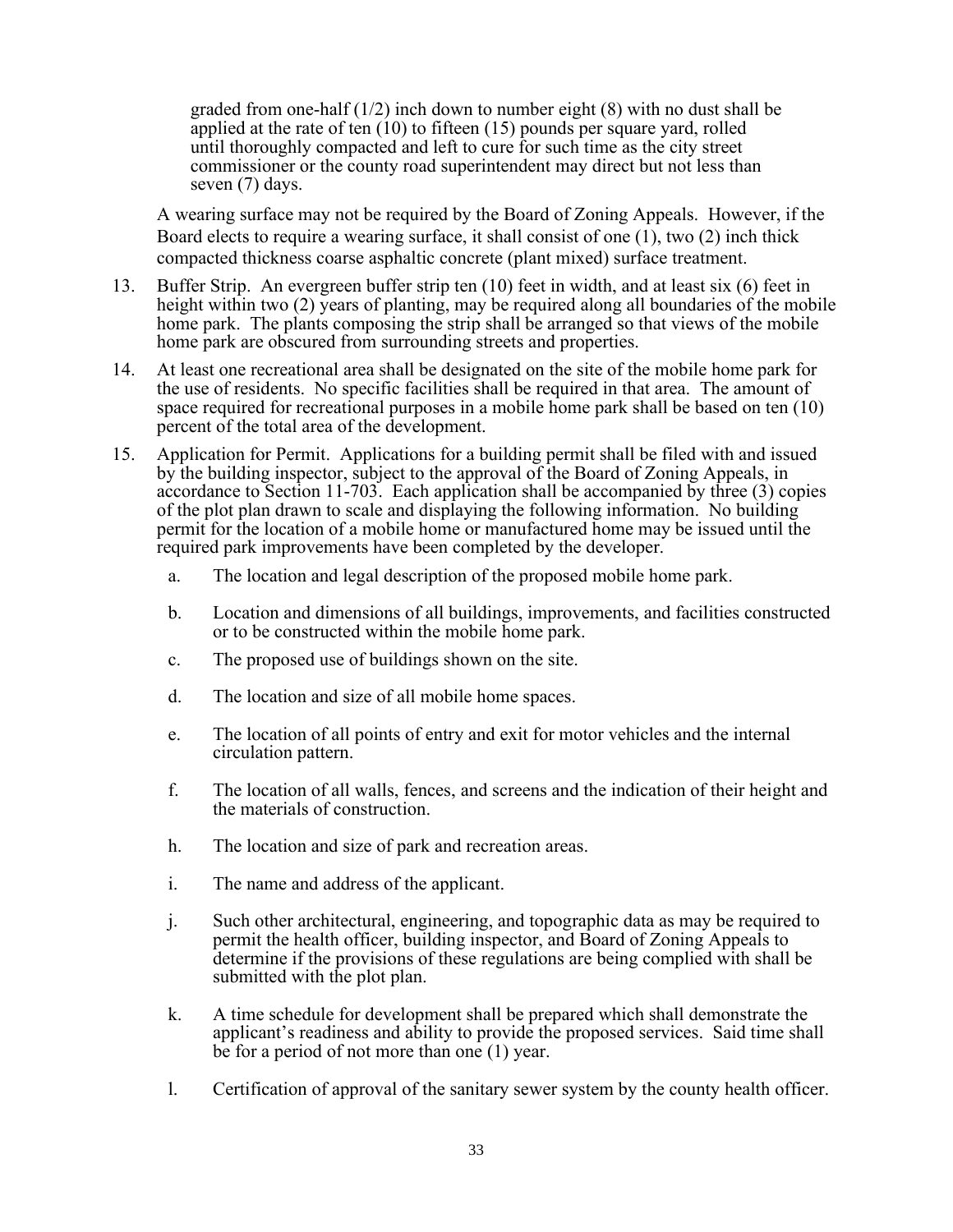graded from one-half (1/2) inch down to number eight (8) with no dust shall be applied at the rate of ten (10) to fifteen (15) pounds per square yard, rolled until thoroughly compacted and left to cure for such time as the city street commissioner or the county road superintendent may direct but not less than seven (7) days.

A wearing surface may not be required by the Board of Zoning Appeals. However, if the Board elects to require a wearing surface, it shall consist of one (1), two (2) inch thick compacted thickness coarse asphaltic concrete (plant mixed) surface treatment.

13. Buffer Strip. An evergreen buffer strip ten (10) feet in width, and at least six (6) feet in height within two (2) years of planting, may be required along all boundaries of the mobile home park. The plants composing the strip shall be arranged so that views of the mobile home park are obscured from surrounding streets and properties.

14. At least one recreational area shall be designated on the site of the mobile home park for the use of residents. No specific facilities shall be required in that area. The amount of space required for recreational purposes in a mobile home park shall be based on ten (10) percent of the total area of the development.

15. Application for Permit. Applications for a building permit shall be filed with and issued by the building inspector, subject to the approval of the Board of Zoning Appeals, in accordance to Section 11-703. Each application shall be accompanied by three (3) copies of the plot plan drawn to scale and displaying the following information. No building permit for the location of a mobile home or manufactured home may be issued until the required park improvements have been completed by the developer.

    a. The location and legal description of the proposed mobile home park.

    b. Location and dimensions of all buildings, improvements, and facilities constructed or to be constructed within the mobile home park.

    c. The proposed use of buildings shown on the site.

    d. The location and size of all mobile home spaces.

    e. The location of all points of entry and exit for motor vehicles and the internal circulation pattern.

    f. The location of all walls, fences, and screens and the indication of their height and the materials of construction.

    h. The location and size of park and recreation areas.

    i. The name and address of the applicant.

    j. Such other architectural, engineering, and topographic data as may be required to permit the health officer, building inspector, and Board of Zoning Appeals to determine if the provisions of these regulations are being complied with shall be submitted with the plot plan.

    k. A time schedule for development shall be prepared which shall demonstrate the applicant's readiness and ability to provide the proposed services. Said time shall be for a period of not more than one (1) year.

    l. Certification of approval of the sanitary sewer system by the county health officer.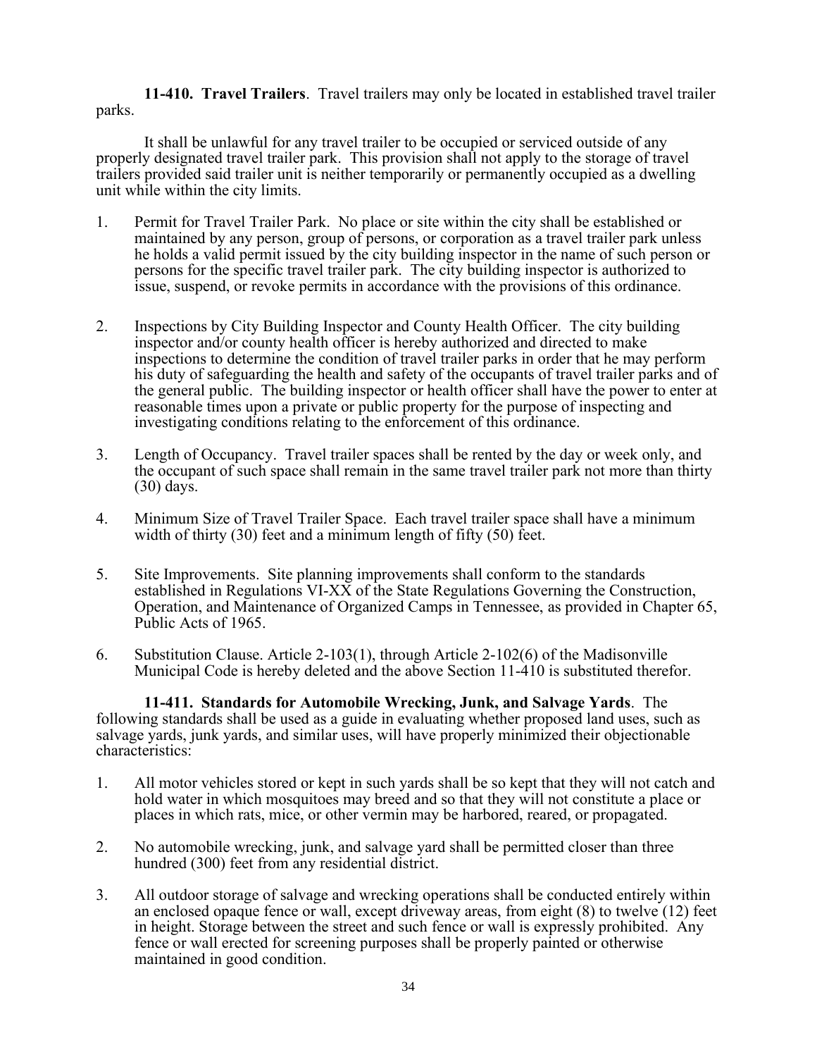**11-410. Travel Trailers**. Travel trailers may only be located in established travel trailer parks.

It shall be unlawful for any travel trailer to be occupied or serviced outside of any properly designated travel trailer park. This provision shall not apply to the storage of travel trailers provided said trailer unit is neither temporarily or permanently occupied as a dwelling unit while within the city limits.

1. Permit for Travel Trailer Park. No place or site within the city shall be established or maintained by any person, group of persons, or corporation as a travel trailer park unless he holds a valid permit issued by the city building inspector in the name of such person or persons for the specific travel trailer park. The city building inspector is authorized to issue, suspend, or revoke permits in accordance with the provisions of this ordinance.

2. Inspections by City Building Inspector and County Health Officer. The city building inspector and/or county health officer is hereby authorized and directed to make inspections to determine the condition of travel trailer parks in order that he may perform his duty of safeguarding the health and safety of the occupants of travel trailer parks and of the general public. The building inspector or health officer shall have the power to enter at reasonable times upon a private or public property for the purpose of inspecting and investigating conditions relating to the enforcement of this ordinance.

3. Length of Occupancy. Travel trailer spaces shall be rented by the day or week only, and the occupant of such space shall remain in the same travel trailer park not more than thirty (30) days.

4. Minimum Size of Travel Trailer Space. Each travel trailer space shall have a minimum width of thirty (30) feet and a minimum length of fifty (50) feet.

5. Site Improvements. Site planning improvements shall conform to the standards established in Regulations VI-XX of the State Regulations Governing the Construction, Operation, and Maintenance of Organized Camps in Tennessee, as provided in Chapter 65, Public Acts of 1965.

6. Substitution Clause. Article 2-103(1), through Article 2-102(6) of the Madisonville Municipal Code is hereby deleted and the above Section 11-410 is substituted therefor.

**11-411. Standards for Automobile Wrecking, Junk, and Salvage Yards**. The following standards shall be used as a guide in evaluating whether proposed land uses, such as salvage yards, junk yards, and similar uses, will have properly minimized their objectionable characteristics:

1. All motor vehicles stored or kept in such yards shall be so kept that they will not catch and hold water in which mosquitoes may breed and so that they will not constitute a place or places in which rats, mice, or other vermin may be harbored, reared, or propagated.

2. No automobile wrecking, junk, and salvage yard shall be permitted closer than three hundred (300) feet from any residential district.

3. All outdoor storage of salvage and wrecking operations shall be conducted entirely within an enclosed opaque fence or wall, except driveway areas, from eight (8) to twelve (12) feet in height. Storage between the street and such fence or wall is expressly prohibited. Any fence or wall erected for screening purposes shall be properly painted or otherwise maintained in good condition.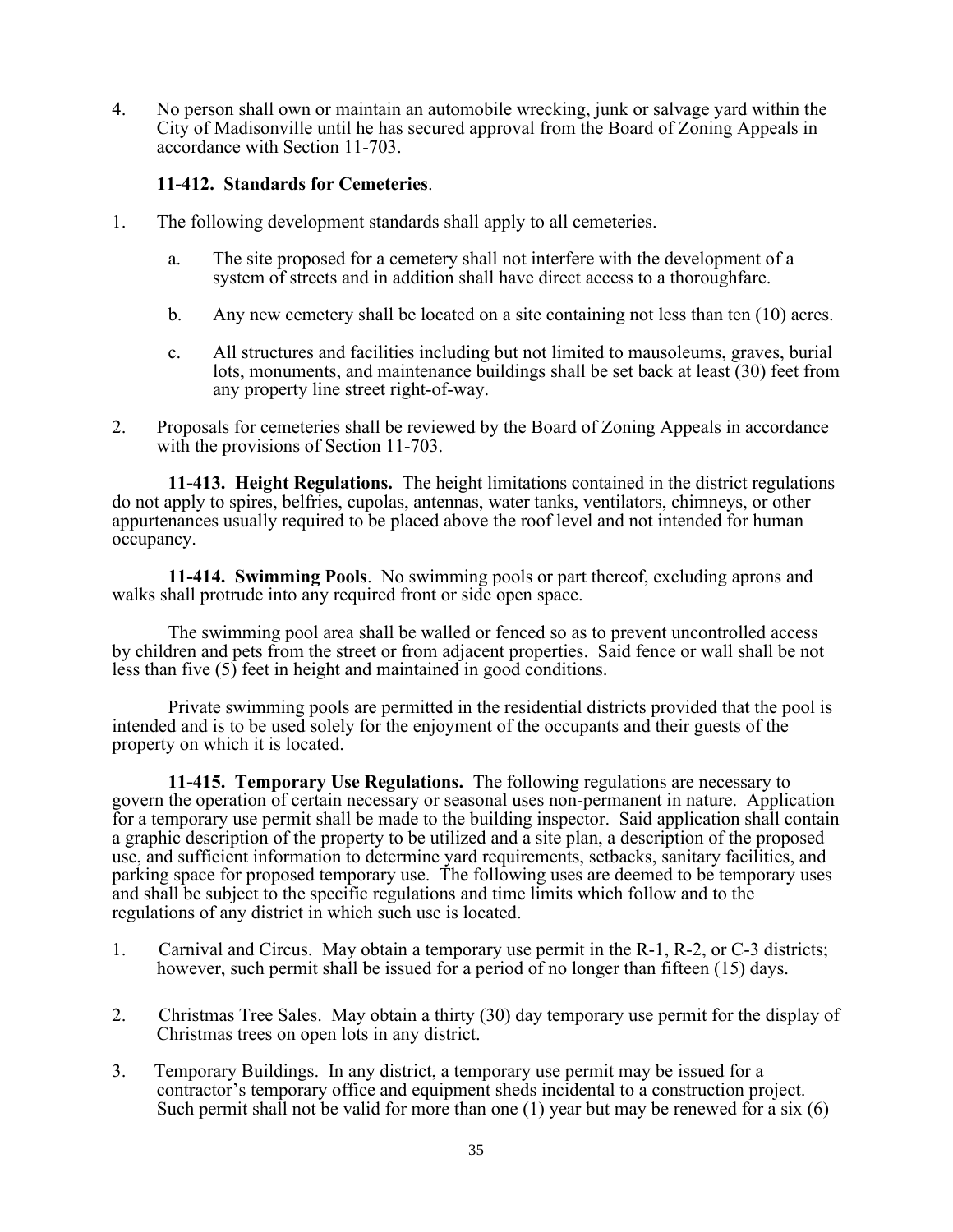4. No person shall own or maintain an automobile wrecking, junk or salvage yard within the City of Madisonville until he has secured approval from the Board of Zoning Appeals in accordance with Section 11-703.

**11-412. Standards for Cemeteries**.

1. The following development standards shall apply to all cemeteries.

   a. The site proposed for a cemetery shall not interfere with the development of a system of streets and in addition shall have direct access to a thoroughfare.

   b. Any new cemetery shall be located on a site containing not less than ten (10) acres.

   c. All structures and facilities including but not limited to mausoleums, graves, burial lots, monuments, and maintenance buildings shall be set back at least (30) feet from any property line street right-of-way.

2. Proposals for cemeteries shall be reviewed by the Board of Zoning Appeals in accordance with the provisions of Section 11-703.

**11-413. Height Regulations.** The height limitations contained in the district regulations do not apply to spires, belfries, cupolas, antennas, water tanks, ventilators, chimneys, or other appurtenances usually required to be placed above the roof level and not intended for human occupancy.

**11-414. Swimming Pools**. No swimming pools or part thereof, excluding aprons and walks shall protrude into any required front or side open space.

The swimming pool area shall be walled or fenced so as to prevent uncontrolled access by children and pets from the street or from adjacent properties. Said fence or wall shall be not less than five (5) feet in height and maintained in good conditions.

Private swimming pools are permitted in the residential districts provided that the pool is intended and is to be used solely for the enjoyment of the occupants and their guests of the property on which it is located.

**11-415. Temporary Use Regulations.** The following regulations are necessary to govern the operation of certain necessary or seasonal uses non-permanent in nature. Application for a temporary use permit shall be made to the building inspector. Said application shall contain a graphic description of the property to be utilized and a site plan, a description of the proposed use, and sufficient information to determine yard requirements, setbacks, sanitary facilities, and parking space for proposed temporary use. The following uses are deemed to be temporary uses and shall be subject to the specific regulations and time limits which follow and to the regulations of any district in which such use is located.

1. Carnival and Circus. May obtain a temporary use permit in the R-1, R-2, or C-3 districts; however, such permit shall be issued for a period of no longer than fifteen (15) days.

2. Christmas Tree Sales. May obtain a thirty (30) day temporary use permit for the display of Christmas trees on open lots in any district.

3. Temporary Buildings. In any district, a temporary use permit may be issued for a contractor's temporary office and equipment sheds incidental to a construction project. Such permit shall not be valid for more than one (1) year but may be renewed for a six (6)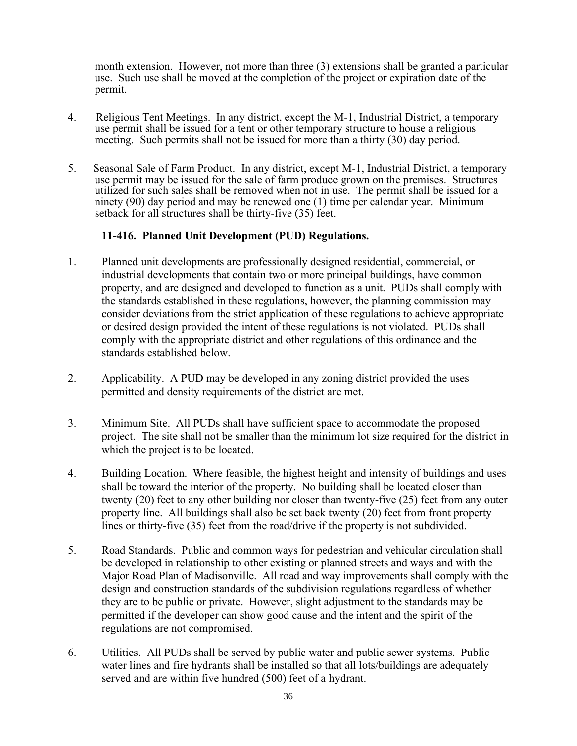month extension. However, not more than three (3) extensions shall be granted a particular use. Such use shall be moved at the completion of the project or expiration date of the permit.

4. Religious Tent Meetings. In any district, except the M-1, Industrial District, a temporary use permit shall be issued for a tent or other temporary structure to house a religious meeting. Such permits shall not be issued for more than a thirty (30) day period.

5. Seasonal Sale of Farm Product. In any district, except M-1, Industrial District, a temporary use permit may be issued for the sale of farm produce grown on the premises. Structures utilized for such sales shall be removed when not in use. The permit shall be issued for a ninety (90) day period and may be renewed one (1) time per calendar year. Minimum setback for all structures shall be thirty-five (35) feet.

### 11-416. Planned Unit Development (PUD) Regulations.

1. Planned unit developments are professionally designed residential, commercial, or industrial developments that contain two or more principal buildings, have common property, and are designed and developed to function as a unit. PUDs shall comply with the standards established in these regulations, however, the planning commission may consider deviations from the strict application of these regulations to achieve appropriate or desired design provided the intent of these regulations is not violated. PUDs shall comply with the appropriate district and other regulations of this ordinance and the standards established below.

2. Applicability. A PUD may be developed in any zoning district provided the uses permitted and density requirements of the district are met.

3. Minimum Site. All PUDs shall have sufficient space to accommodate the proposed project. The site shall not be smaller than the minimum lot size required for the district in which the project is to be located.

4. Building Location. Where feasible, the highest height and intensity of buildings and uses shall be toward the interior of the property. No building shall be located closer than twenty (20) feet to any other building nor closer than twenty-five (25) feet from any outer property line. All buildings shall also be set back twenty (20) feet from front property lines or thirty-five (35) feet from the road/drive if the property is not subdivided.

5. Road Standards. Public and common ways for pedestrian and vehicular circulation shall be developed in relationship to other existing or planned streets and ways and with the Major Road Plan of Madisonville. All road and way improvements shall comply with the design and construction standards of the subdivision regulations regardless of whether they are to be public or private. However, slight adjustment to the standards may be permitted if the developer can show good cause and the intent and the spirit of the regulations are not compromised.

6. Utilities. All PUDs shall be served by public water and public sewer systems. Public water lines and fire hydrants shall be installed so that all lots/buildings are adequately served and are within five hundred (500) feet of a hydrant.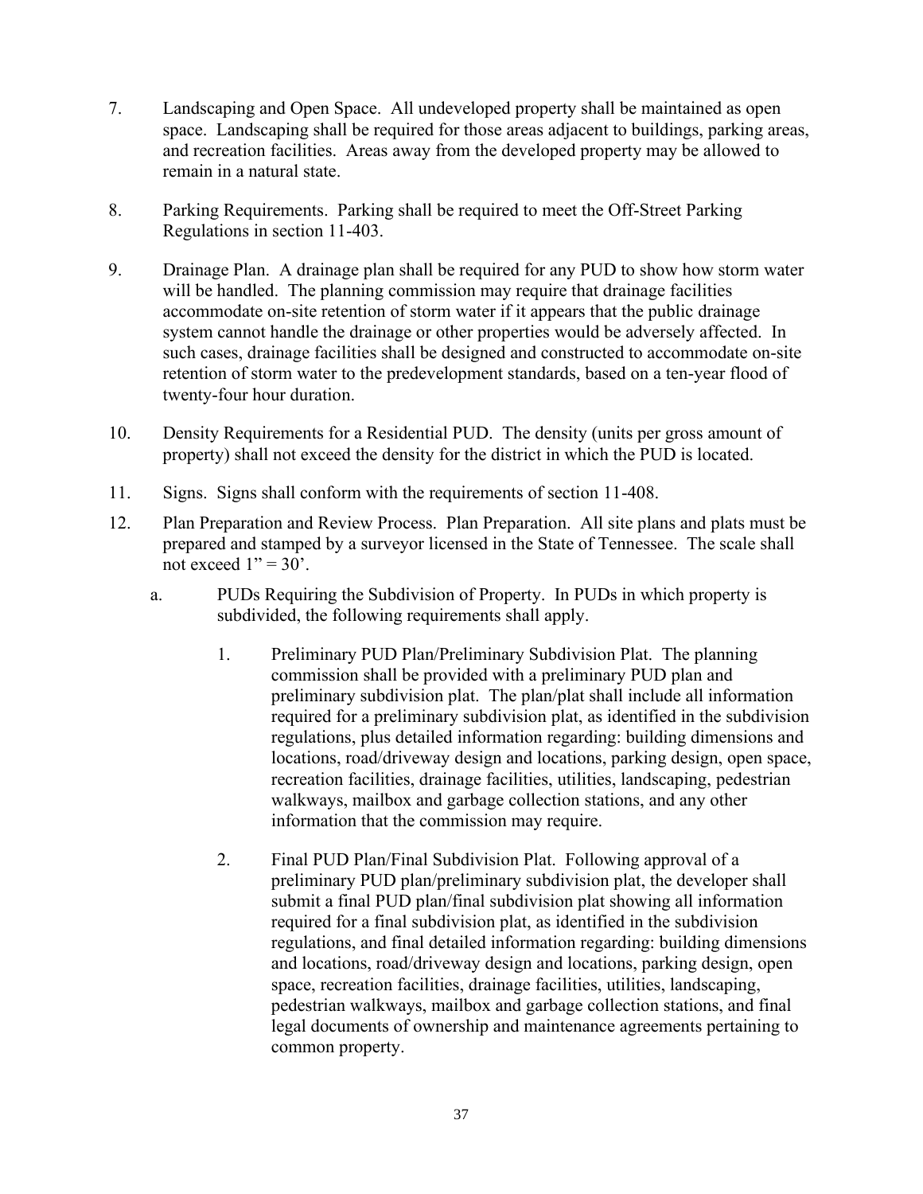7. Landscaping and Open Space. All undeveloped property shall be maintained as open space. Landscaping shall be required for those areas adjacent to buildings, parking areas, and recreation facilities. Areas away from the developed property may be allowed to remain in a natural state.

8. Parking Requirements. Parking shall be required to meet the Off-Street Parking Regulations in section 11-403.

9. Drainage Plan. A drainage plan shall be required for any PUD to show how storm water will be handled. The planning commission may require that drainage facilities accommodate on-site retention of storm water if it appears that the public drainage system cannot handle the drainage or other properties would be adversely affected. In such cases, drainage facilities shall be designed and constructed to accommodate on-site retention of storm water to the predevelopment standards, based on a ten-year flood of twenty-four hour duration.

10. Density Requirements for a Residential PUD. The density (units per gross amount of property) shall not exceed the density for the district in which the PUD is located.

11. Signs. Signs shall conform with the requirements of section 11-408.

12. Plan Preparation and Review Process. Plan Preparation. All site plans and plats must be prepared and stamped by a surveyor licensed in the State of Tennessee. The scale shall not exceed 1" = 30'.

    a. PUDs Requiring the Subdivision of Property. In PUDs in which property is subdivided, the following requirements shall apply.

        1. Preliminary PUD Plan/Preliminary Subdivision Plat. The planning commission shall be provided with a preliminary PUD plan and preliminary subdivision plat. The plan/plat shall include all information required for a preliminary subdivision plat, as identified in the subdivision regulations, plus detailed information regarding: building dimensions and locations, road/driveway design and locations, parking design, open space, recreation facilities, drainage facilities, utilities, landscaping, pedestrian walkways, mailbox and garbage collection stations, and any other information that the commission may require.

        2. Final PUD Plan/Final Subdivision Plat. Following approval of a preliminary PUD plan/preliminary subdivision plat, the developer shall submit a final PUD plan/final subdivision plat showing all information required for a final subdivision plat, as identified in the subdivision regulations, and final detailed information regarding: building dimensions and locations, road/driveway design and locations, parking design, open space, recreation facilities, drainage facilities, utilities, landscaping, pedestrian walkways, mailbox and garbage collection stations, and final legal documents of ownership and maintenance agreements pertaining to common property.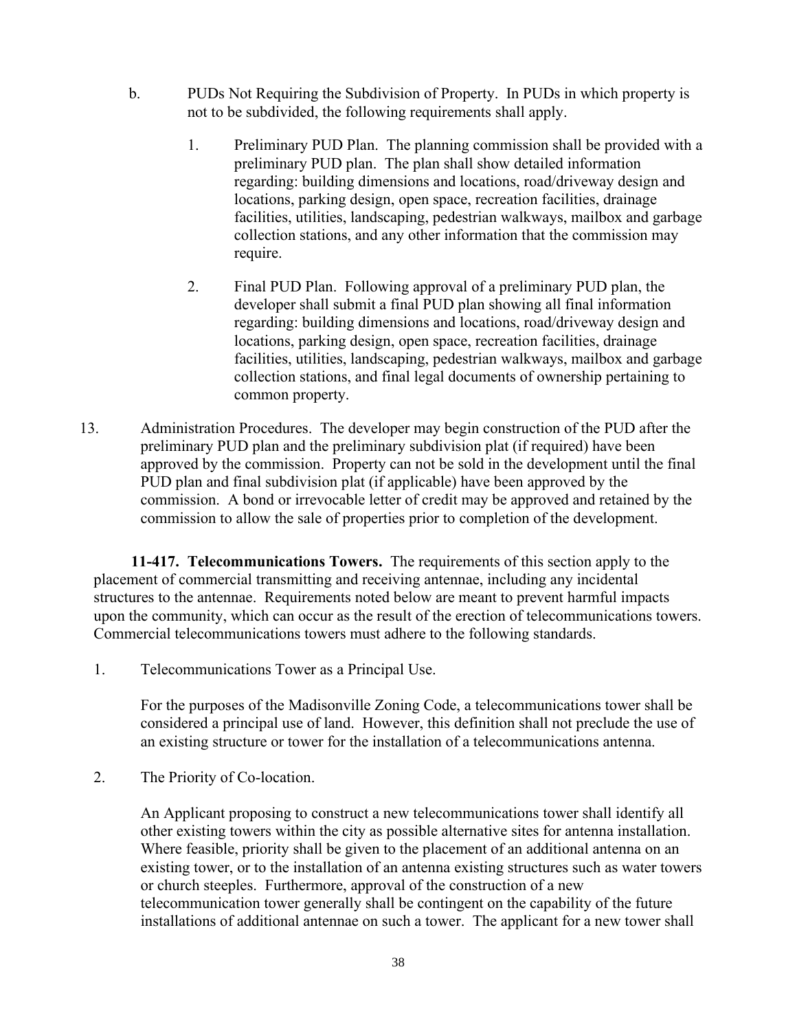b. PUDs Not Requiring the Subdivision of Property. In PUDs in which property is not to be subdivided, the following requirements shall apply.

   1. Preliminary PUD Plan. The planning commission shall be provided with a preliminary PUD plan. The plan shall show detailed information regarding: building dimensions and locations, road/driveway design and locations, parking design, open space, recreation facilities, drainage facilities, utilities, landscaping, pedestrian walkways, mailbox and garbage collection stations, and any other information that the commission may require.

   2. Final PUD Plan. Following approval of a preliminary PUD plan, the developer shall submit a final PUD plan showing all final information regarding: building dimensions and locations, road/driveway design and locations, parking design, open space, recreation facilities, drainage facilities, utilities, landscaping, pedestrian walkways, mailbox and garbage collection stations, and final legal documents of ownership pertaining to common property.

13. Administration Procedures. The developer may begin construction of the PUD after the preliminary PUD plan and the preliminary subdivision plat (if required) have been approved by the commission. Property can not be sold in the development until the final PUD plan and final subdivision plat (if applicable) have been approved by the commission. A bond or irrevocable letter of credit may be approved and retained by the commission to allow the sale of properties prior to completion of the development.

**11-417. Telecommunications Towers.** The requirements of this section apply to the placement of commercial transmitting and receiving antennae, including any incidental structures to the antennae. Requirements noted below are meant to prevent harmful impacts upon the community, which can occur as the result of the erection of telecommunications towers. Commercial telecommunications towers must adhere to the following standards.

1. Telecommunications Tower as a Principal Use.

   For the purposes of the Madisonville Zoning Code, a telecommunications tower shall be considered a principal use of land. However, this definition shall not preclude the use of an existing structure or tower for the installation of a telecommunications antenna.

2. The Priority of Co-location.

   An Applicant proposing to construct a new telecommunications tower shall identify all other existing towers within the city as possible alternative sites for antenna installation. Where feasible, priority shall be given to the placement of an additional antenna on an existing tower, or to the installation of an antenna existing structures such as water towers or church steeples. Furthermore, approval of the construction of a new telecommunication tower generally shall be contingent on the capability of the future installations of additional antennae on such a tower. The applicant for a new tower shall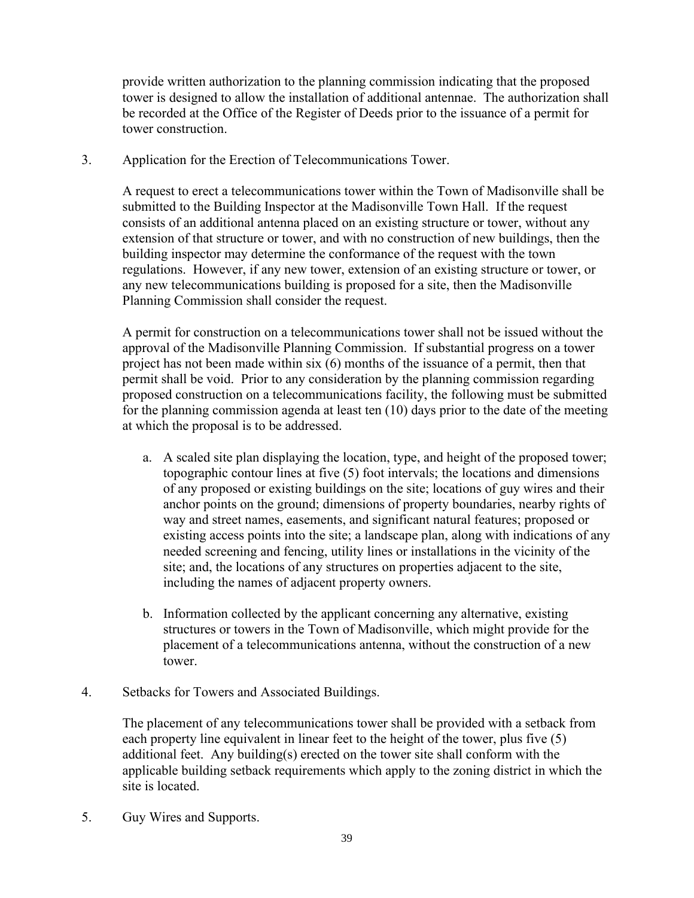provide written authorization to the planning commission indicating that the proposed tower is designed to allow the installation of additional antennae. The authorization shall be recorded at the Office of the Register of Deeds prior to the issuance of a permit for tower construction.

3. Application for the Erection of Telecommunications Tower.

   A request to erect a telecommunications tower within the Town of Madisonville shall be submitted to the Building Inspector at the Madisonville Town Hall. If the request consists of an additional antenna placed on an existing structure or tower, without any extension of that structure or tower, and with no construction of new buildings, then the building inspector may determine the conformance of the request with the town regulations. However, if any new tower, extension of an existing structure or tower, or any new telecommunications building is proposed for a site, then the Madisonville Planning Commission shall consider the request.

   A permit for construction on a telecommunications tower shall not be issued without the approval of the Madisonville Planning Commission. If substantial progress on a tower project has not been made within six (6) months of the issuance of a permit, then that permit shall be void. Prior to any consideration by the planning commission regarding proposed construction on a telecommunications facility, the following must be submitted for the planning commission agenda at least ten (10) days prior to the date of the meeting at which the proposal is to be addressed.

   a. A scaled site plan displaying the location, type, and height of the proposed tower; topographic contour lines at five (5) foot intervals; the locations and dimensions of any proposed or existing buildings on the site; locations of guy wires and their anchor points on the ground; dimensions of property boundaries, nearby rights of way and street names, easements, and significant natural features; proposed or existing access points into the site; a landscape plan, along with indications of any needed screening and fencing, utility lines or installations in the vicinity of the site; and, the locations of any structures on properties adjacent to the site, including the names of adjacent property owners.

   b. Information collected by the applicant concerning any alternative, existing structures or towers in the Town of Madisonville, which might provide for the placement of a telecommunications antenna, without the construction of a new tower.

4. Setbacks for Towers and Associated Buildings.

   The placement of any telecommunications tower shall be provided with a setback from each property line equivalent in linear feet to the height of the tower, plus five (5) additional feet. Any building(s) erected on the tower site shall conform with the applicable building setback requirements which apply to the zoning district in which the site is located.

5. Guy Wires and Supports.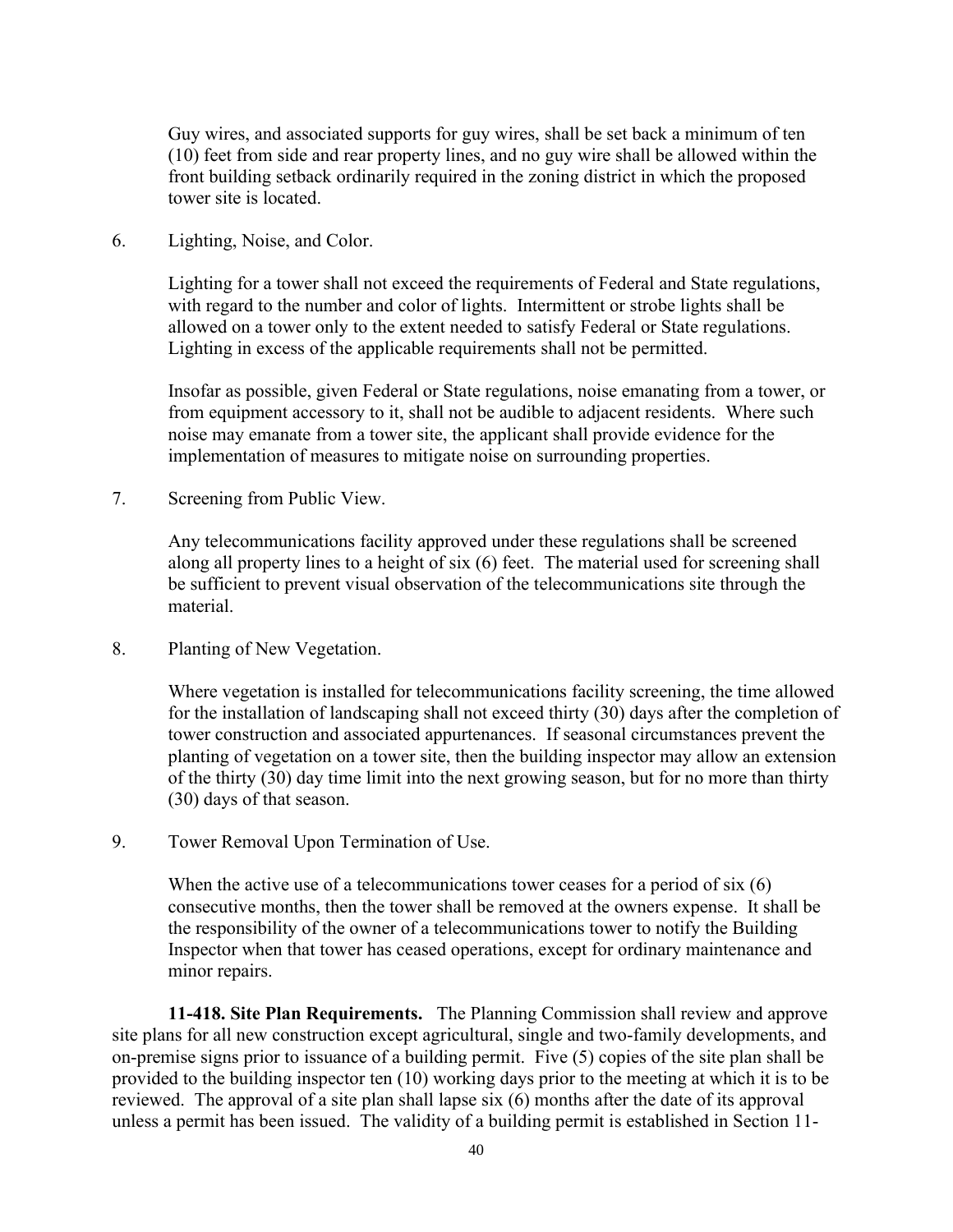Guy wires, and associated supports for guy wires, shall be set back a minimum of ten (10) feet from side and rear property lines, and no guy wire shall be allowed within the front building setback ordinarily required in the zoning district in which the proposed tower site is located.

6. Lighting, Noise, and Color.

   Lighting for a tower shall not exceed the requirements of Federal and State regulations, with regard to the number and color of lights. Intermittent or strobe lights shall be allowed on a tower only to the extent needed to satisfy Federal or State regulations. Lighting in excess of the applicable requirements shall not be permitted.

   Insofar as possible, given Federal or State regulations, noise emanating from a tower, or from equipment accessory to it, shall not be audible to adjacent residents. Where such noise may emanate from a tower site, the applicant shall provide evidence for the implementation of measures to mitigate noise on surrounding properties.

7. Screening from Public View.

   Any telecommunications facility approved under these regulations shall be screened along all property lines to a height of six (6) feet. The material used for screening shall be sufficient to prevent visual observation of the telecommunications site through the material.

8. Planting of New Vegetation.

   Where vegetation is installed for telecommunications facility screening, the time allowed for the installation of landscaping shall not exceed thirty (30) days after the completion of tower construction and associated appurtenances. If seasonal circumstances prevent the planting of vegetation on a tower site, then the building inspector may allow an extension of the thirty (30) day time limit into the next growing season, but for no more than thirty (30) days of that season.

9. Tower Removal Upon Termination of Use.

   When the active use of a telecommunications tower ceases for a period of six (6) consecutive months, then the tower shall be removed at the owners expense. It shall be the responsibility of the owner of a telecommunications tower to notify the Building Inspector when that tower has ceased operations, except for ordinary maintenance and minor repairs.

**11-418. Site Plan Requirements.** The Planning Commission shall review and approve site plans for all new construction except agricultural, single and two-family developments, and on-premise signs prior to issuance of a building permit. Five (5) copies of the site plan shall be provided to the building inspector ten (10) working days prior to the meeting at which it is to be reviewed. The approval of a site plan shall lapse six (6) months after the date of its approval unless a permit has been issued. The validity of a building permit is established in Section 11-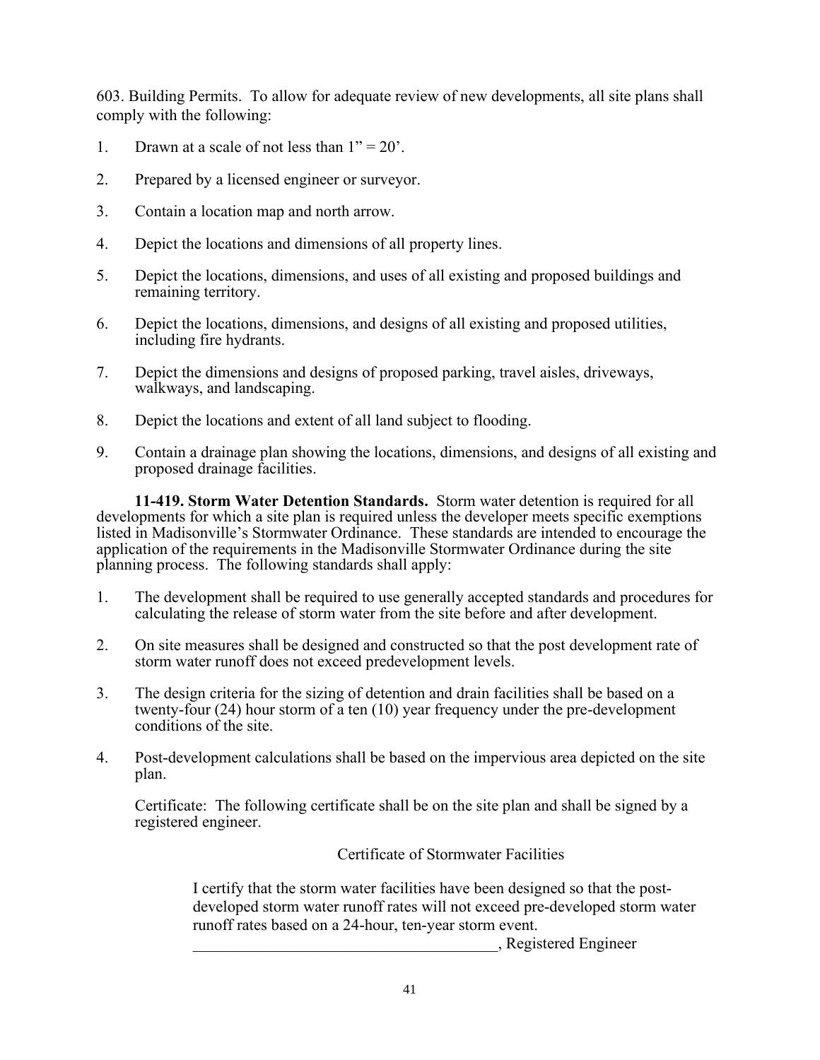603. Building Permits. To allow for adequate review of new developments, all site plans shall comply with the following:

1. Drawn at a scale of not less than 1" = 20'.

2. Prepared by a licensed engineer or surveyor.

3. Contain a location map and north arrow.

4. Depict the locations and dimensions of all property lines.

5. Depict the locations, dimensions, and uses of all existing and proposed buildings and remaining territory.

6. Depict the locations, dimensions, and designs of all existing and proposed utilities, including fire hydrants.

7. Depict the dimensions and designs of proposed parking, travel aisles, driveways, walkways, and landscaping.

8. Depict the locations and extent of all land subject to flooding.

9. Contain a drainage plan showing the locations, dimensions, and designs of all existing and proposed drainage facilities.

**11-419. Storm Water Detention Standards.** Storm water detention is required for all developments for which a site plan is required unless the developer meets specific exemptions listed in Madisonville's Stormwater Ordinance. These standards are intended to encourage the application of the requirements in the Madisonville Stormwater Ordinance during the site planning process. The following standards shall apply:

1. The development shall be required to use generally accepted standards and procedures for calculating the release of storm water from the site before and after development.

2. On site measures shall be designed and constructed so that the post development rate of storm water runoff does not exceed predevelopment levels.

3. The design criteria for the sizing of detention and drain facilities shall be based on a twenty-four (24) hour storm of a ten (10) year frequency under the pre-development conditions of the site.

4. Post-development calculations shall be based on the impervious area depicted on the site plan.

   Certificate: The following certificate shall be on the site plan and shall be signed by a registered engineer.

Certificate of Stormwater Facilities

> I certify that the storm water facilities have been designed so that the post-developed storm water runoff rates will not exceed pre-developed storm water runoff rates based on a 24-hour, ten-year storm event.
>
> ______________________________________, Registered Engineer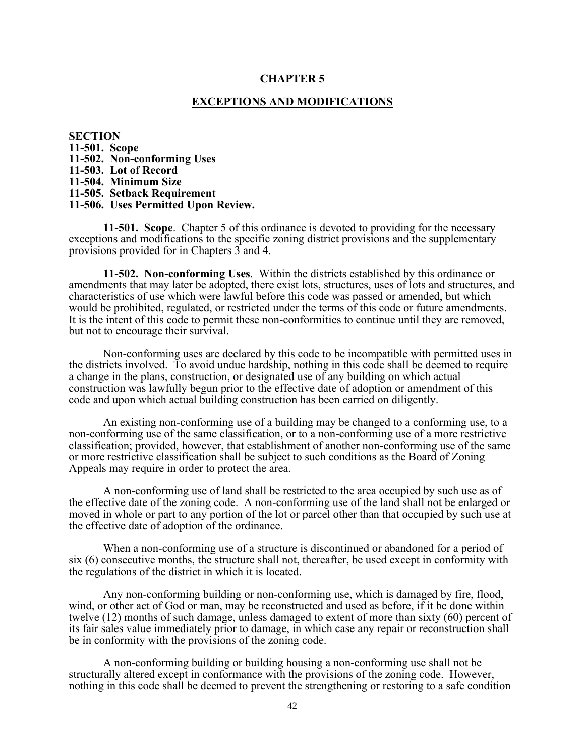# CHAPTER 5

## EXCEPTIONS AND MODIFICATIONS

**SECTION**
**11-501. Scope**
**11-502. Non-conforming Uses**
**11-503. Lot of Record**
**11-504. Minimum Size**
**11-505. Setback Requirement**
**11-506. Uses Permitted Upon Review.**

**11-501. Scope**. Chapter 5 of this ordinance is devoted to providing for the necessary exceptions and modifications to the specific zoning district provisions and the supplementary provisions provided for in Chapters 3 and 4.

**11-502. Non-conforming Uses**. Within the districts established by this ordinance or amendments that may later be adopted, there exist lots, structures, uses of lots and structures, and characteristics of use which were lawful before this code was passed or amended, but which would be prohibited, regulated, or restricted under the terms of this code or future amendments. It is the intent of this code to permit these non-conformities to continue until they are removed, but not to encourage their survival.

Non-conforming uses are declared by this code to be incompatible with permitted uses in the districts involved. To avoid undue hardship, nothing in this code shall be deemed to require a change in the plans, construction, or designated use of any building on which actual construction was lawfully begun prior to the effective date of adoption or amendment of this code and upon which actual building construction has been carried on diligently.

An existing non-conforming use of a building may be changed to a conforming use, to a non-conforming use of the same classification, or to a non-conforming use of a more restrictive classification; provided, however, that establishment of another non-conforming use of the same or more restrictive classification shall be subject to such conditions as the Board of Zoning Appeals may require in order to protect the area.

A non-conforming use of land shall be restricted to the area occupied by such use as of the effective date of the zoning code. A non-conforming use of the land shall not be enlarged or moved in whole or part to any portion of the lot or parcel other than that occupied by such use at the effective date of adoption of the ordinance.

When a non-conforming use of a structure is discontinued or abandoned for a period of six (6) consecutive months, the structure shall not, thereafter, be used except in conformity with the regulations of the district in which it is located.

Any non-conforming building or non-conforming use, which is damaged by fire, flood, wind, or other act of God or man, may be reconstructed and used as before, if it be done within twelve (12) months of such damage, unless damaged to extent of more than sixty (60) percent of its fair sales value immediately prior to damage, in which case any repair or reconstruction shall be in conformity with the provisions of the zoning code.

A non-conforming building or building housing a non-conforming use shall not be structurally altered except in conformance with the provisions of the zoning code. However, nothing in this code shall be deemed to prevent the strengthening or restoring to a safe condition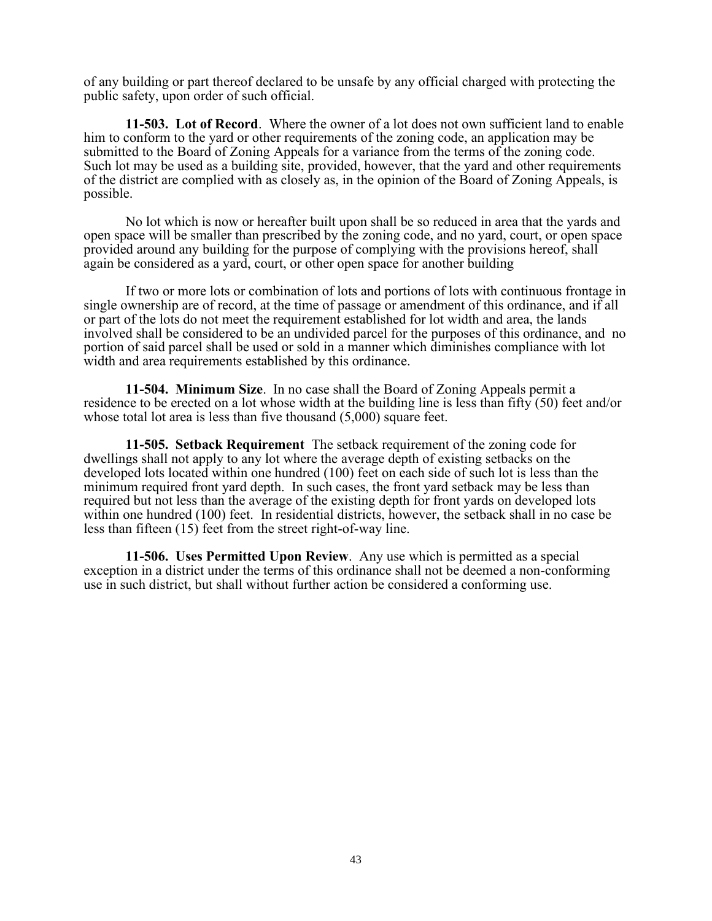of any building or part thereof declared to be unsafe by any official charged with protecting the public safety, upon order of such official.

**11-503. Lot of Record**. Where the owner of a lot does not own sufficient land to enable him to conform to the yard or other requirements of the zoning code, an application may be submitted to the Board of Zoning Appeals for a variance from the terms of the zoning code. Such lot may be used as a building site, provided, however, that the yard and other requirements of the district are complied with as closely as, in the opinion of the Board of Zoning Appeals, is possible.

No lot which is now or hereafter built upon shall be so reduced in area that the yards and open space will be smaller than prescribed by the zoning code, and no yard, court, or open space provided around any building for the purpose of complying with the provisions hereof, shall again be considered as a yard, court, or other open space for another building

If two or more lots or combination of lots and portions of lots with continuous frontage in single ownership are of record, at the time of passage or amendment of this ordinance, and if all or part of the lots do not meet the requirement established for lot width and area, the lands involved shall be considered to be an undivided parcel for the purposes of this ordinance, and no portion of said parcel shall be used or sold in a manner which diminishes compliance with lot width and area requirements established by this ordinance.

**11-504. Minimum Size**. In no case shall the Board of Zoning Appeals permit a residence to be erected on a lot whose width at the building line is less than fifty (50) feet and/or whose total lot area is less than five thousand (5,000) square feet.

**11-505. Setback Requirement** The setback requirement of the zoning code for dwellings shall not apply to any lot where the average depth of existing setbacks on the developed lots located within one hundred (100) feet on each side of such lot is less than the minimum required front yard depth. In such cases, the front yard setback may be less than required but not less than the average of the existing depth for front yards on developed lots within one hundred (100) feet. In residential districts, however, the setback shall in no case be less than fifteen (15) feet from the street right-of-way line.

**11-506. Uses Permitted Upon Review**. Any use which is permitted as a special exception in a district under the terms of this ordinance shall not be deemed a non-conforming use in such district, but shall without further action be considered a conforming use.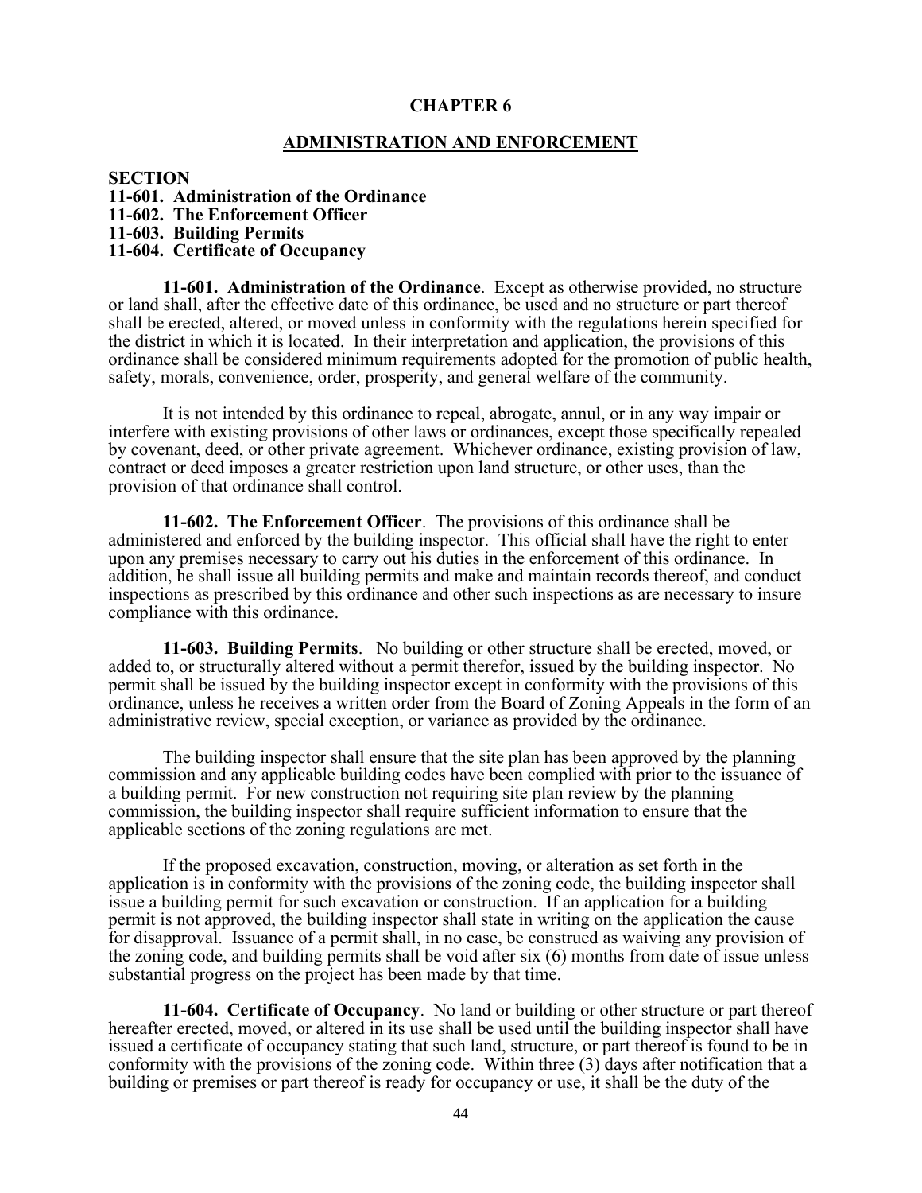## CHAPTER 6

## ADMINISTRATION AND ENFORCEMENT

**SECTION**
**11-601. Administration of the Ordinance**
**11-602. The Enforcement Officer**
**11-603. Building Permits**
**11-604. Certificate of Occupancy**

**11-601. Administration of the Ordinance**. Except as otherwise provided, no structure or land shall, after the effective date of this ordinance, be used and no structure or part thereof shall be erected, altered, or moved unless in conformity with the regulations herein specified for the district in which it is located. In their interpretation and application, the provisions of this ordinance shall be considered minimum requirements adopted for the promotion of public health, safety, morals, convenience, order, prosperity, and general welfare of the community.

It is not intended by this ordinance to repeal, abrogate, annul, or in any way impair or interfere with existing provisions of other laws or ordinances, except those specifically repealed by covenant, deed, or other private agreement. Whichever ordinance, existing provision of law, contract or deed imposes a greater restriction upon land structure, or other uses, than the provision of that ordinance shall control.

**11-602. The Enforcement Officer**. The provisions of this ordinance shall be administered and enforced by the building inspector. This official shall have the right to enter upon any premises necessary to carry out his duties in the enforcement of this ordinance. In addition, he shall issue all building permits and make and maintain records thereof, and conduct inspections as prescribed by this ordinance and other such inspections as are necessary to insure compliance with this ordinance.

**11-603. Building Permits**. No building or other structure shall be erected, moved, or added to, or structurally altered without a permit therefor, issued by the building inspector. No permit shall be issued by the building inspector except in conformity with the provisions of this ordinance, unless he receives a written order from the Board of Zoning Appeals in the form of an administrative review, special exception, or variance as provided by the ordinance.

The building inspector shall ensure that the site plan has been approved by the planning commission and any applicable building codes have been complied with prior to the issuance of a building permit. For new construction not requiring site plan review by the planning commission, the building inspector shall require sufficient information to ensure that the applicable sections of the zoning regulations are met.

If the proposed excavation, construction, moving, or alteration as set forth in the application is in conformity with the provisions of the zoning code, the building inspector shall issue a building permit for such excavation or construction. If an application for a building permit is not approved, the building inspector shall state in writing on the application the cause for disapproval. Issuance of a permit shall, in no case, be construed as waiving any provision of the zoning code, and building permits shall be void after six (6) months from date of issue unless substantial progress on the project has been made by that time.

**11-604. Certificate of Occupancy**. No land or building or other structure or part thereof hereafter erected, moved, or altered in its use shall be used until the building inspector shall have issued a certificate of occupancy stating that such land, structure, or part thereof is found to be in conformity with the provisions of the zoning code. Within three (3) days after notification that a building or premises or part thereof is ready for occupancy or use, it shall be the duty of the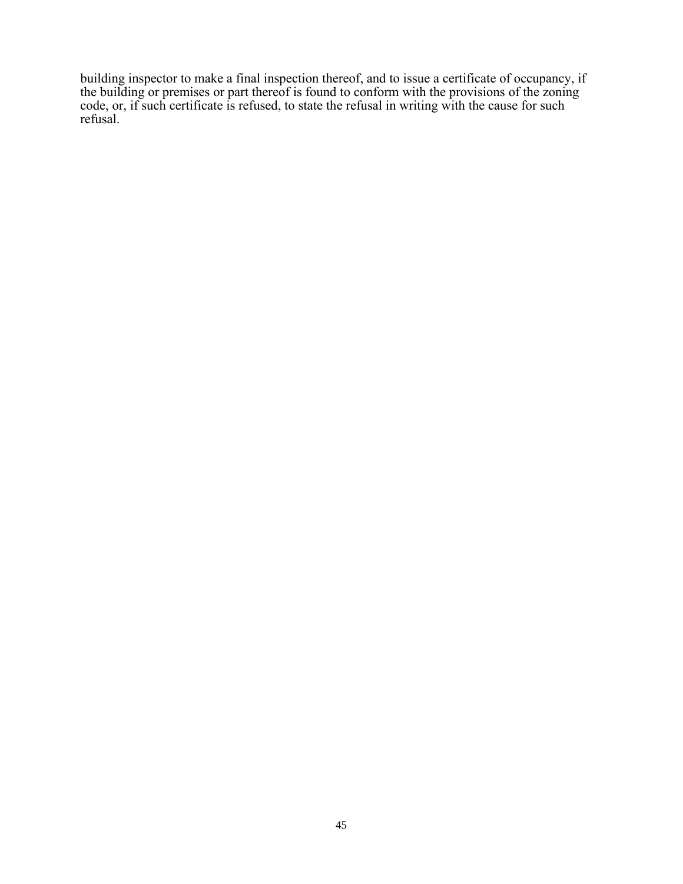building inspector to make a final inspection thereof, and to issue a certificate of occupancy, if the building or premises or part thereof is found to conform with the provisions of the zoning code, or, if such certificate is refused, to state the refusal in writing with the cause for such refusal.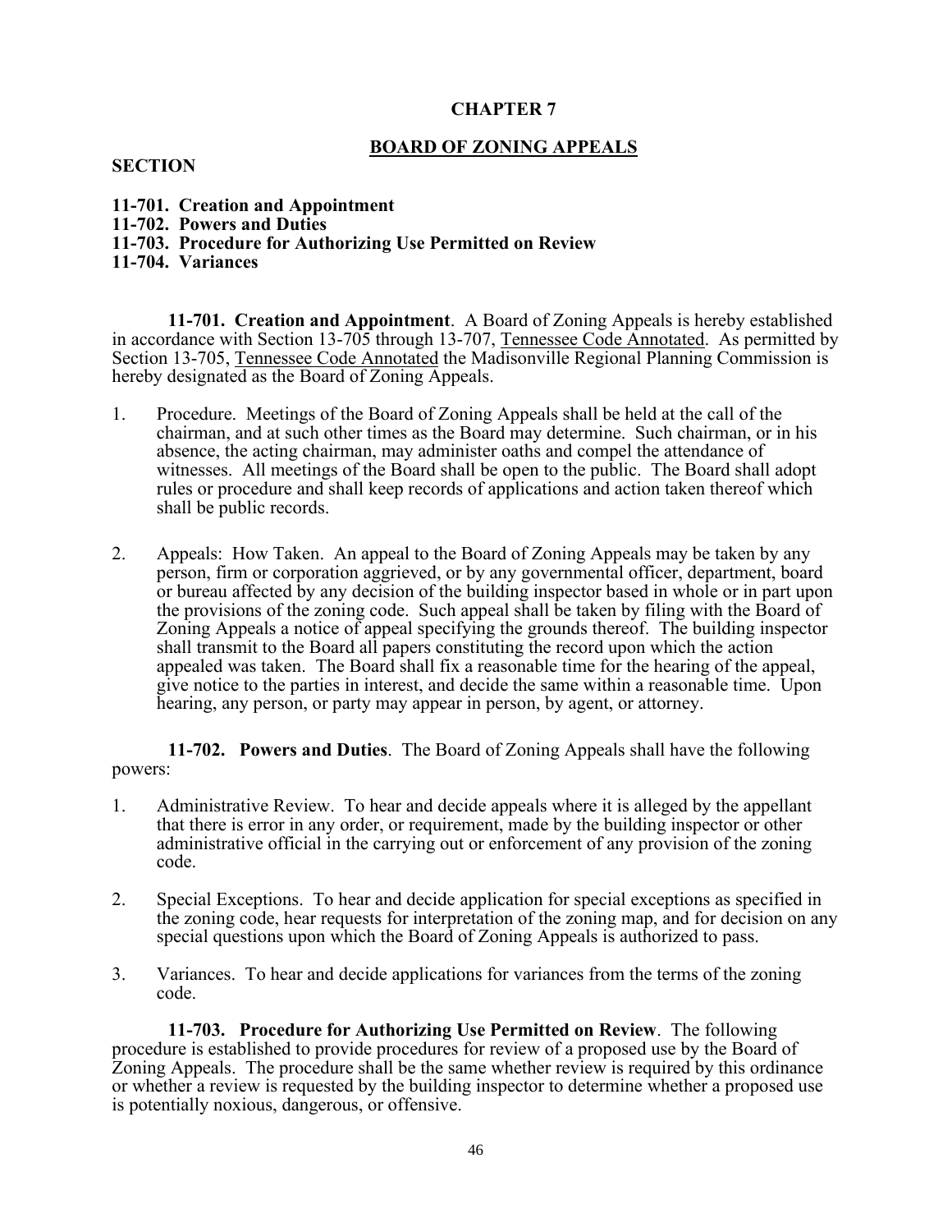# CHAPTER 7

## BOARD OF ZONING APPEALS

**SECTION**

**11-701. Creation and Appointment**
**11-702. Powers and Duties**
**11-703. Procedure for Authorizing Use Permitted on Review**
**11-704. Variances**

**11-701. Creation and Appointment**. A Board of Zoning Appeals is hereby established in accordance with Section 13-705 through 13-707, Tennessee Code Annotated. As permitted by Section 13-705, Tennessee Code Annotated the Madisonville Regional Planning Commission is hereby designated as the Board of Zoning Appeals.

1. Procedure. Meetings of the Board of Zoning Appeals shall be held at the call of the chairman, and at such other times as the Board may determine. Such chairman, or in his absence, the acting chairman, may administer oaths and compel the attendance of witnesses. All meetings of the Board shall be open to the public. The Board shall adopt rules or procedure and shall keep records of applications and action taken thereof which shall be public records.

2. Appeals: How Taken. An appeal to the Board of Zoning Appeals may be taken by any person, firm or corporation aggrieved, or by any governmental officer, department, board or bureau affected by any decision of the building inspector based in whole or in part upon the provisions of the zoning code. Such appeal shall be taken by filing with the Board of Zoning Appeals a notice of appeal specifying the grounds thereof. The building inspector shall transmit to the Board all papers constituting the record upon which the action appealed was taken. The Board shall fix a reasonable time for the hearing of the appeal, give notice to the parties in interest, and decide the same within a reasonable time. Upon hearing, any person, or party may appear in person, by agent, or attorney.

**11-702. Powers and Duties**. The Board of Zoning Appeals shall have the following powers:

1. Administrative Review. To hear and decide appeals where it is alleged by the appellant that there is error in any order, or requirement, made by the building inspector or other administrative official in the carrying out or enforcement of any provision of the zoning code.

2. Special Exceptions. To hear and decide application for special exceptions as specified in the zoning code, hear requests for interpretation of the zoning map, and for decision on any special questions upon which the Board of Zoning Appeals is authorized to pass.

3. Variances. To hear and decide applications for variances from the terms of the zoning code.

**11-703. Procedure for Authorizing Use Permitted on Review**. The following procedure is established to provide procedures for review of a proposed use by the Board of Zoning Appeals. The procedure shall be the same whether review is required by this ordinance or whether a review is requested by the building inspector to determine whether a proposed use is potentially noxious, dangerous, or offensive.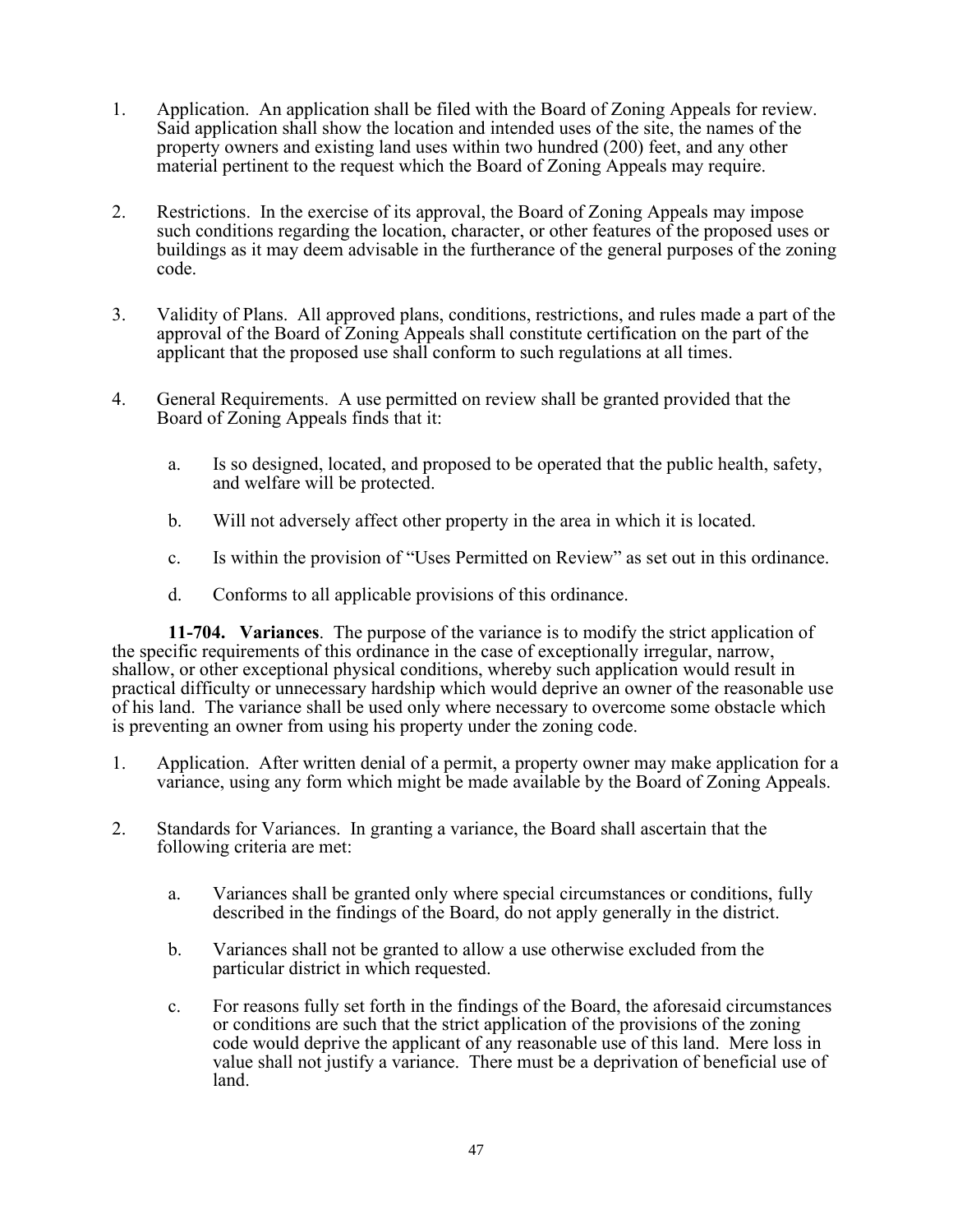1. Application. An application shall be filed with the Board of Zoning Appeals for review. Said application shall show the location and intended uses of the site, the names of the property owners and existing land uses within two hundred (200) feet, and any other material pertinent to the request which the Board of Zoning Appeals may require.

2. Restrictions. In the exercise of its approval, the Board of Zoning Appeals may impose such conditions regarding the location, character, or other features of the proposed uses or buildings as it may deem advisable in the furtherance of the general purposes of the zoning code.

3. Validity of Plans. All approved plans, conditions, restrictions, and rules made a part of the approval of the Board of Zoning Appeals shall constitute certification on the part of the applicant that the proposed use shall conform to such regulations at all times.

4. General Requirements. A use permitted on review shall be granted provided that the Board of Zoning Appeals finds that it:

    a. Is so designed, located, and proposed to be operated that the public health, safety, and welfare will be protected.

    b. Will not adversely affect other property in the area in which it is located.

    c. Is within the provision of "Uses Permitted on Review" as set out in this ordinance.

    d. Conforms to all applicable provisions of this ordinance.

**11-704. Variances**. The purpose of the variance is to modify the strict application of the specific requirements of this ordinance in the case of exceptionally irregular, narrow, shallow, or other exceptional physical conditions, whereby such application would result in practical difficulty or unnecessary hardship which would deprive an owner of the reasonable use of his land. The variance shall be used only where necessary to overcome some obstacle which is preventing an owner from using his property under the zoning code.

1. Application. After written denial of a permit, a property owner may make application for a variance, using any form which might be made available by the Board of Zoning Appeals.

2. Standards for Variances. In granting a variance, the Board shall ascertain that the following criteria are met:

    a. Variances shall be granted only where special circumstances or conditions, fully described in the findings of the Board, do not apply generally in the district.

    b. Variances shall not be granted to allow a use otherwise excluded from the particular district in which requested.

    c. For reasons fully set forth in the findings of the Board, the aforesaid circumstances or conditions are such that the strict application of the provisions of the zoning code would deprive the applicant of any reasonable use of this land. Mere loss in value shall not justify a variance. There must be a deprivation of beneficial use of land.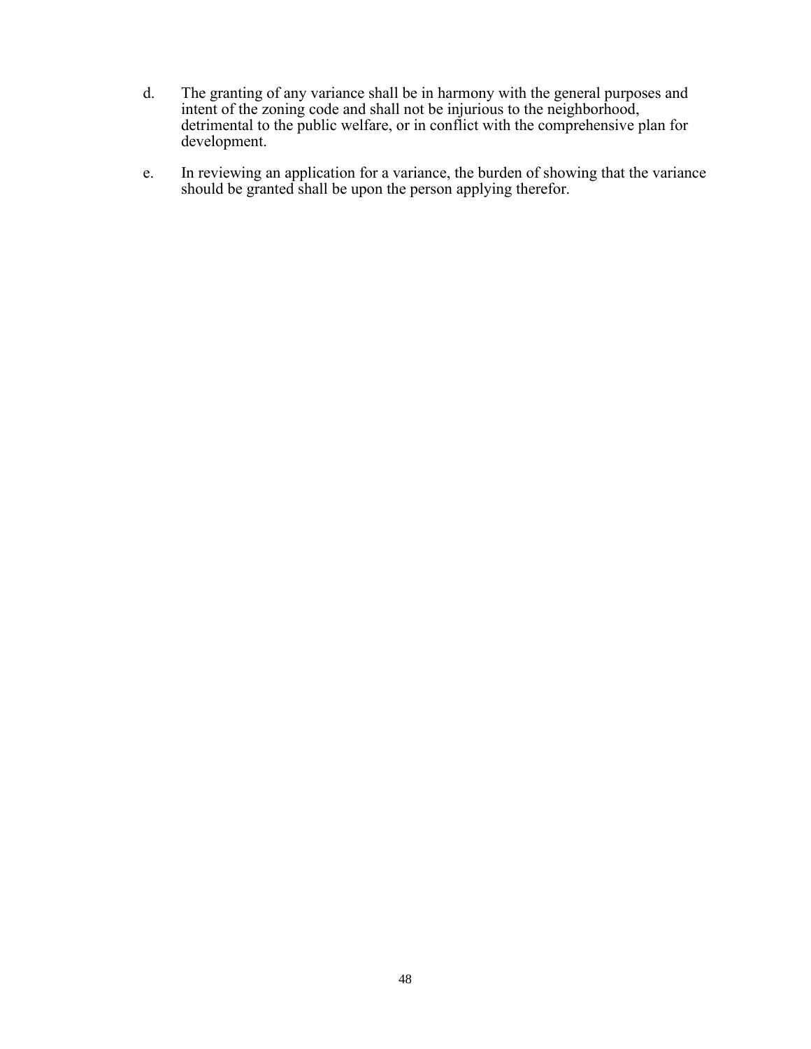d. The granting of any variance shall be in harmony with the general purposes and intent of the zoning code and shall not be injurious to the neighborhood, detrimental to the public welfare, or in conflict with the comprehensive plan for development.

e. In reviewing an application for a variance, the burden of showing that the variance should be granted shall be upon the person applying therefor.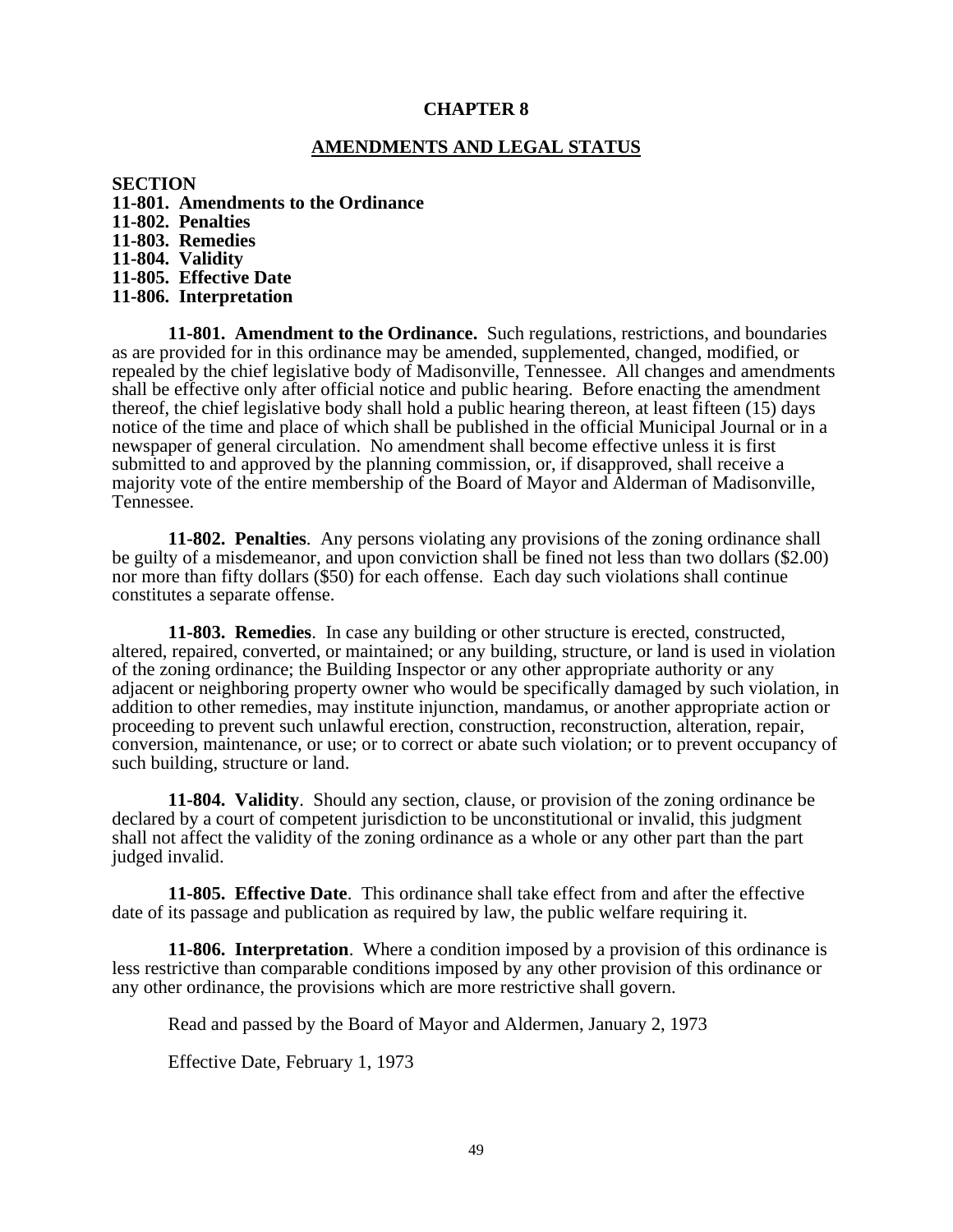# CHAPTER 8

## AMENDMENTS AND LEGAL STATUS

**SECTION**
**11-801. Amendments to the Ordinance**
**11-802. Penalties**
**11-803. Remedies**
**11-804. Validity**
**11-805. Effective Date**
**11-806. Interpretation**

**11-801. Amendment to the Ordinance.** Such regulations, restrictions, and boundaries as are provided for in this ordinance may be amended, supplemented, changed, modified, or repealed by the chief legislative body of Madisonville, Tennessee. All changes and amendments shall be effective only after official notice and public hearing. Before enacting the amendment thereof, the chief legislative body shall hold a public hearing thereon, at least fifteen (15) days notice of the time and place of which shall be published in the official Municipal Journal or in a newspaper of general circulation. No amendment shall become effective unless it is first submitted to and approved by the planning commission, or, if disapproved, shall receive a majority vote of the entire membership of the Board of Mayor and Alderman of Madisonville, Tennessee.

**11-802. Penalties**. Any persons violating any provisions of the zoning ordinance shall be guilty of a misdemeanor, and upon conviction shall be fined not less than two dollars ($2.00) nor more than fifty dollars ($50) for each offense. Each day such violations shall continue constitutes a separate offense.

**11-803. Remedies**. In case any building or other structure is erected, constructed, altered, repaired, converted, or maintained; or any building, structure, or land is used in violation of the zoning ordinance; the Building Inspector or any other appropriate authority or any adjacent or neighboring property owner who would be specifically damaged by such violation, in addition to other remedies, may institute injunction, mandamus, or another appropriate action or proceeding to prevent such unlawful erection, construction, reconstruction, alteration, repair, conversion, maintenance, or use; or to correct or abate such violation; or to prevent occupancy of such building, structure or land.

**11-804. Validity**. Should any section, clause, or provision of the zoning ordinance be declared by a court of competent jurisdiction to be unconstitutional or invalid, this judgment shall not affect the validity of the zoning ordinance as a whole or any other part than the part judged invalid.

**11-805. Effective Date**. This ordinance shall take effect from and after the effective date of its passage and publication as required by law, the public welfare requiring it.

**11-806. Interpretation**. Where a condition imposed by a provision of this ordinance is less restrictive than comparable conditions imposed by any other provision of this ordinance or any other ordinance, the provisions which are more restrictive shall govern.

Read and passed by the Board of Mayor and Aldermen, January 2, 1973

Effective Date, February 1, 1973